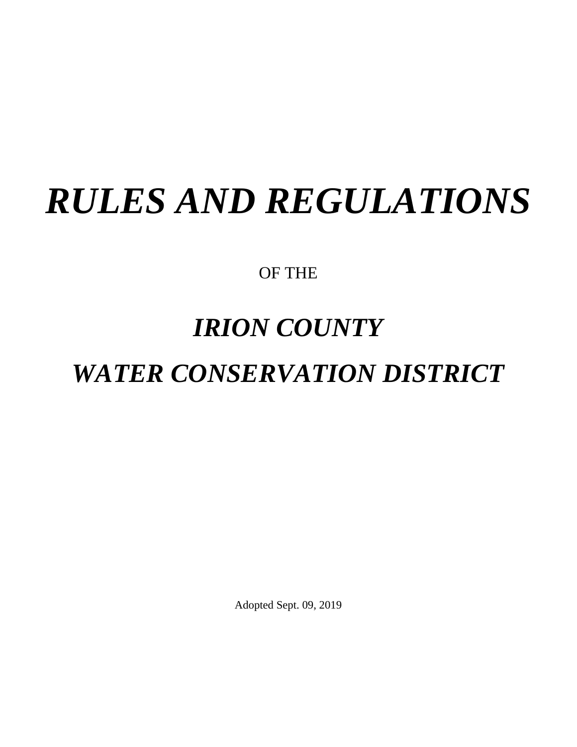# ***RULES AND REGULATIONS***

OF THE

## ***IRION COUNTY***

## ***WATER CONSERVATION DISTRICT***

Adopted Sept. 09, 2019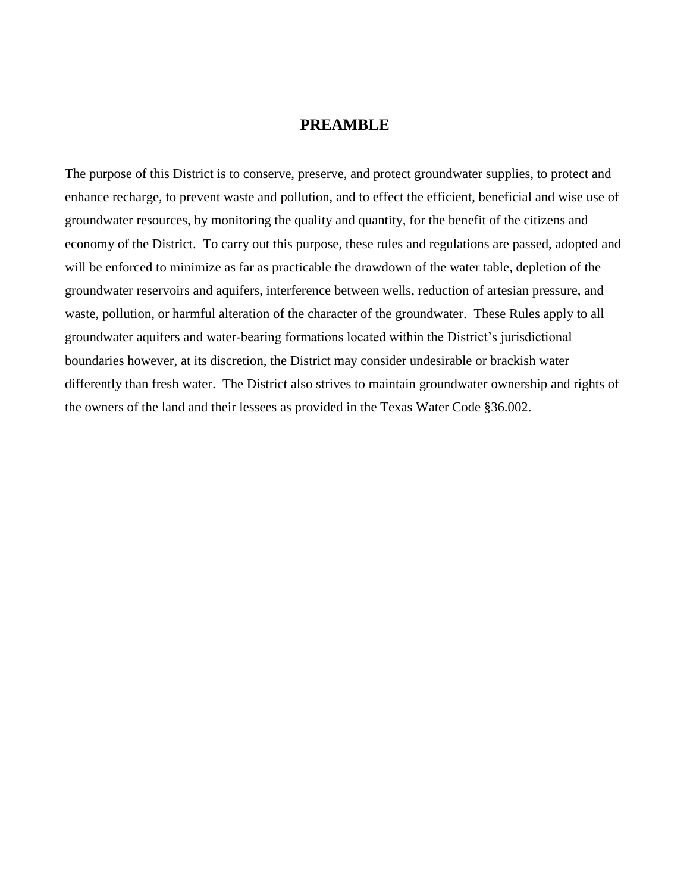# PREAMBLE

The purpose of this District is to conserve, preserve, and protect groundwater supplies, to protect and enhance recharge, to prevent waste and pollution, and to effect the efficient, beneficial and wise use of groundwater resources, by monitoring the quality and quantity, for the benefit of the citizens and economy of the District. To carry out this purpose, these rules and regulations are passed, adopted and will be enforced to minimize as far as practicable the drawdown of the water table, depletion of the groundwater reservoirs and aquifers, interference between wells, reduction of artesian pressure, and waste, pollution, or harmful alteration of the character of the groundwater. These Rules apply to all groundwater aquifers and water-bearing formations located within the District's jurisdictional boundaries however, at its discretion, the District may consider undesirable or brackish water differently than fresh water. The District also strives to maintain groundwater ownership and rights of the owners of the land and their lessees as provided in the Texas Water Code §36.002.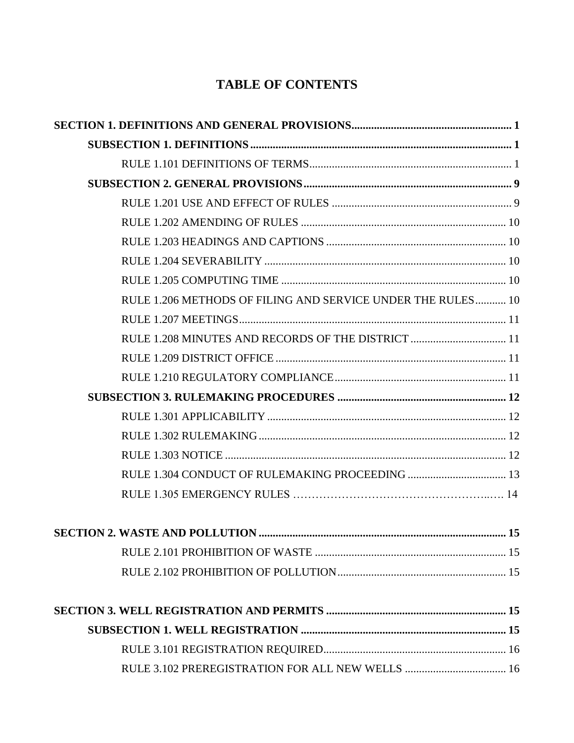# TABLE OF CONTENTS

**SECTION 1. DEFINITIONS AND GENERAL PROVISIONS......................................................... 1**

**SUBSECTION 1. DEFINITIONS............................................................................................ 1**

RULE 1.101 DEFINITIONS OF TERMS........................................................................ 1

**SUBSECTION 2. GENERAL PROVISIONS.......................................................................... 9**

RULE 1.201 USE AND EFFECT OF RULES ................................................................ 9

RULE 1.202 AMENDING OF RULES ......................................................................... 10

RULE 1.203 HEADINGS AND CAPTIONS ................................................................ 10

RULE 1.204 SEVERABILITY ...................................................................................... 10

RULE 1.205 COMPUTING TIME ................................................................................ 10

RULE 1.206 METHODS OF FILING AND SERVICE UNDER THE RULES........... 10

RULE 1.207 MEETINGS............................................................................................... 11

RULE 1.208 MINUTES AND RECORDS OF THE DISTRICT .................................. 11

RULE 1.209 DISTRICT OFFICE.................................................................................. 11

RULE 1.210 REGULATORY COMPLIANCE............................................................. 11

**SUBSECTION 3. RULEMAKING PROCEDURES ............................................................ 12**

RULE 1.301 APPLICABILITY ..................................................................................... 12

RULE 1.302 RULEMAKING........................................................................................ 12

RULE 1.303 NOTICE .................................................................................................... 12

RULE 1.304 CONDUCT OF RULEMAKING PROCEEDING ................................... 13

RULE 1.305 EMERGENCY RULES ………………………………………………..…. 14

**SECTION 2. WASTE AND POLLUTION ........................................................................................ 15**

RULE 2.101 PROHIBITION OF WASTE .................................................................... 15

RULE 2.102 PROHIBITION OF POLLUTION............................................................ 15

**SECTION 3. WELL REGISTRATION AND PERMITS ................................................................ 15**

**SUBSECTION 1. WELL REGISTRATION ......................................................................... 15**

RULE 3.101 REGISTRATION REQUIRED................................................................. 16

RULE 3.102 PREREGISTRATION FOR ALL NEW WELLS .................................... 16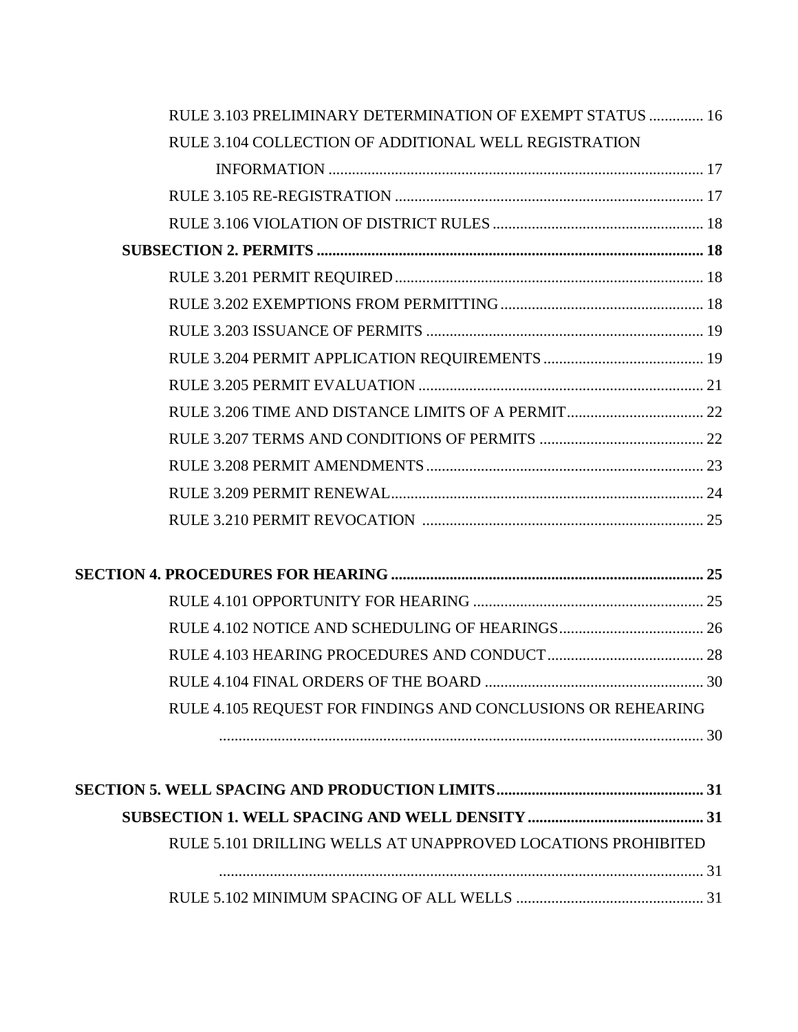RULE 3.103 PRELIMINARY DETERMINATION OF EXEMPT STATUS .............. 16

RULE 3.104 COLLECTION OF ADDITIONAL WELL REGISTRATION INFORMATION ................................................................................................ 17

RULE 3.105 RE-REGISTRATION ............................................................................... 17

RULE 3.106 VIOLATION OF DISTRICT RULES ...................................................... 18

**SUBSECTION 2. PERMITS ................................................................................................... 18**

RULE 3.201 PERMIT REQUIRED ............................................................................... 18

RULE 3.202 EXEMPTIONS FROM PERMITTING .................................................... 18

RULE 3.203 ISSUANCE OF PERMITS ....................................................................... 19

RULE 3.204 PERMIT APPLICATION REQUIREMENTS ......................................... 19

RULE 3.205 PERMIT EVALUATION ......................................................................... 21

RULE 3.206 TIME AND DISTANCE LIMITS OF A PERMIT ................................... 22

RULE 3.207 TERMS AND CONDITIONS OF PERMITS ........................................... 22

RULE 3.208 PERMIT AMENDMENTS ....................................................................... 23

RULE 3.209 PERMIT RENEWAL ................................................................................ 24

RULE 3.210 PERMIT REVOCATION ........................................................................ 25

**SECTION 4. PROCEDURES FOR HEARING ................................................................................ 25**

RULE 4.101 OPPORTUNITY FOR HEARING ........................................................... 25

RULE 4.102 NOTICE AND SCHEDULING OF HEARINGS ..................................... 26

RULE 4.103 HEARING PROCEDURES AND CONDUCT ........................................ 28

RULE 4.104 FINAL ORDERS OF THE BOARD ........................................................ 30

RULE 4.105 REQUEST FOR FINDINGS AND CONCLUSIONS OR REHEARING ............................................................................................................. 30

**SECTION 5. WELL SPACING AND PRODUCTION LIMITS ..................................................... 31**

**SUBSECTION 1. WELL SPACING AND WELL DENSITY ............................................. 31**

RULE 5.101 DRILLING WELLS AT UNAPPROVED LOCATIONS PROHIBITED ............................................................................................................. 31

RULE 5.102 MINIMUM SPACING OF ALL WELLS ................................................ 31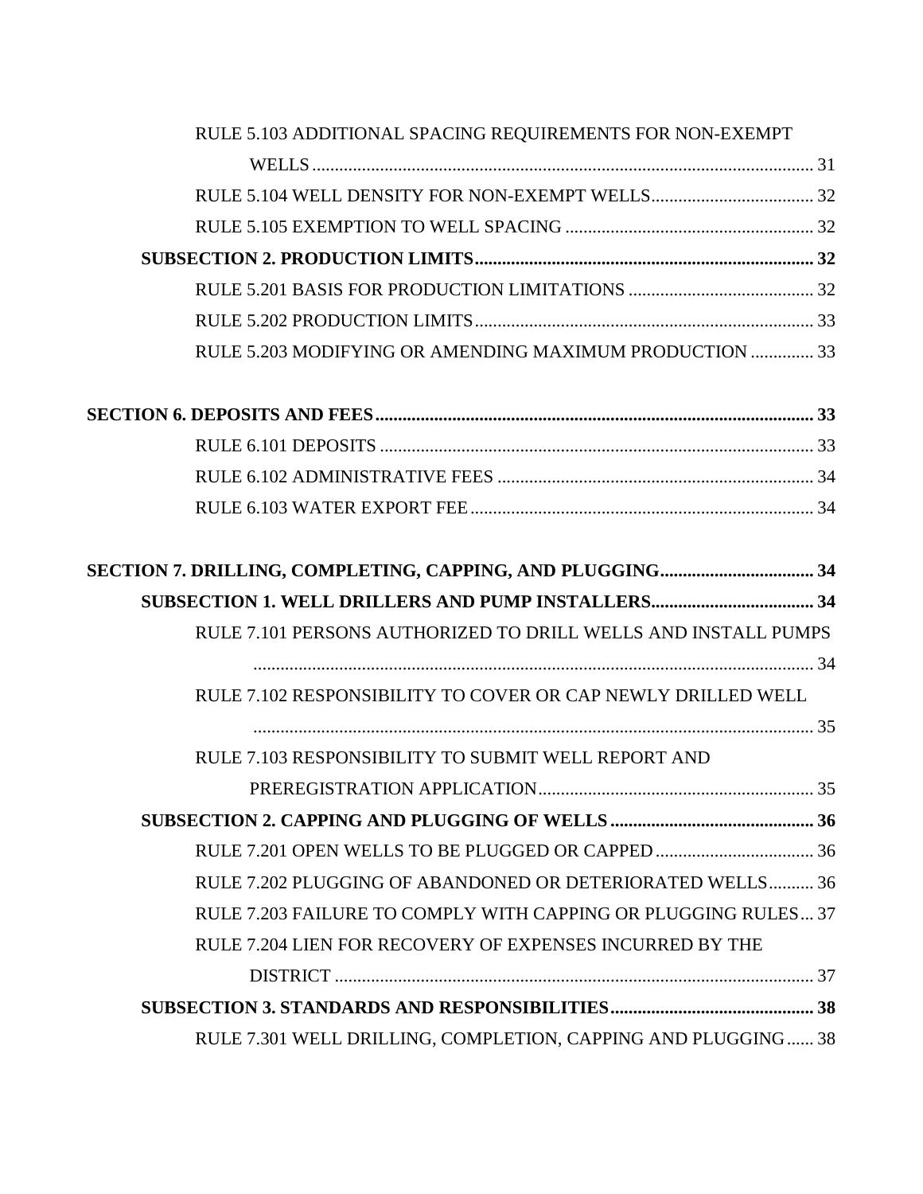RULE 5.103 ADDITIONAL SPACING REQUIREMENTS FOR NON-EXEMPT WELLS ........ 31

RULE 5.104 WELL DENSITY FOR NON-EXEMPT WELLS ........ 32

RULE 5.105 EXEMPTION TO WELL SPACING ........ 32

**SUBSECTION 2. PRODUCTION LIMITS ........ 32**

RULE 5.201 BASIS FOR PRODUCTION LIMITATIONS ........ 32

RULE 5.202 PRODUCTION LIMITS ........ 33

RULE 5.203 MODIFYING OR AMENDING MAXIMUM PRODUCTION ........ 33

**SECTION 6. DEPOSITS AND FEES ........ 33**

RULE 6.101 DEPOSITS ........ 33

RULE 6.102 ADMINISTRATIVE FEES ........ 34

RULE 6.103 WATER EXPORT FEE ........ 34

**SECTION 7. DRILLING, COMPLETING, CAPPING, AND PLUGGING ........ 34**

**SUBSECTION 1. WELL DRILLERS AND PUMP INSTALLERS ........ 34**

RULE 7.101 PERSONS AUTHORIZED TO DRILL WELLS AND INSTALL PUMPS ........ 34

RULE 7.102 RESPONSIBILITY TO COVER OR CAP NEWLY DRILLED WELL ........ 35

RULE 7.103 RESPONSIBILITY TO SUBMIT WELL REPORT AND PREREGISTRATION APPLICATION ........ 35

**SUBSECTION 2. CAPPING AND PLUGGING OF WELLS ........ 36**

RULE 7.201 OPEN WELLS TO BE PLUGGED OR CAPPED ........ 36

RULE 7.202 PLUGGING OF ABANDONED OR DETERIORATED WELLS ........ 36

RULE 7.203 FAILURE TO COMPLY WITH CAPPING OR PLUGGING RULES ... 37

RULE 7.204 LIEN FOR RECOVERY OF EXPENSES INCURRED BY THE DISTRICT ........ 37

**SUBSECTION 3. STANDARDS AND RESPONSIBILITIES ........ 38**

RULE 7.301 WELL DRILLING, COMPLETION, CAPPING AND PLUGGING ...... 38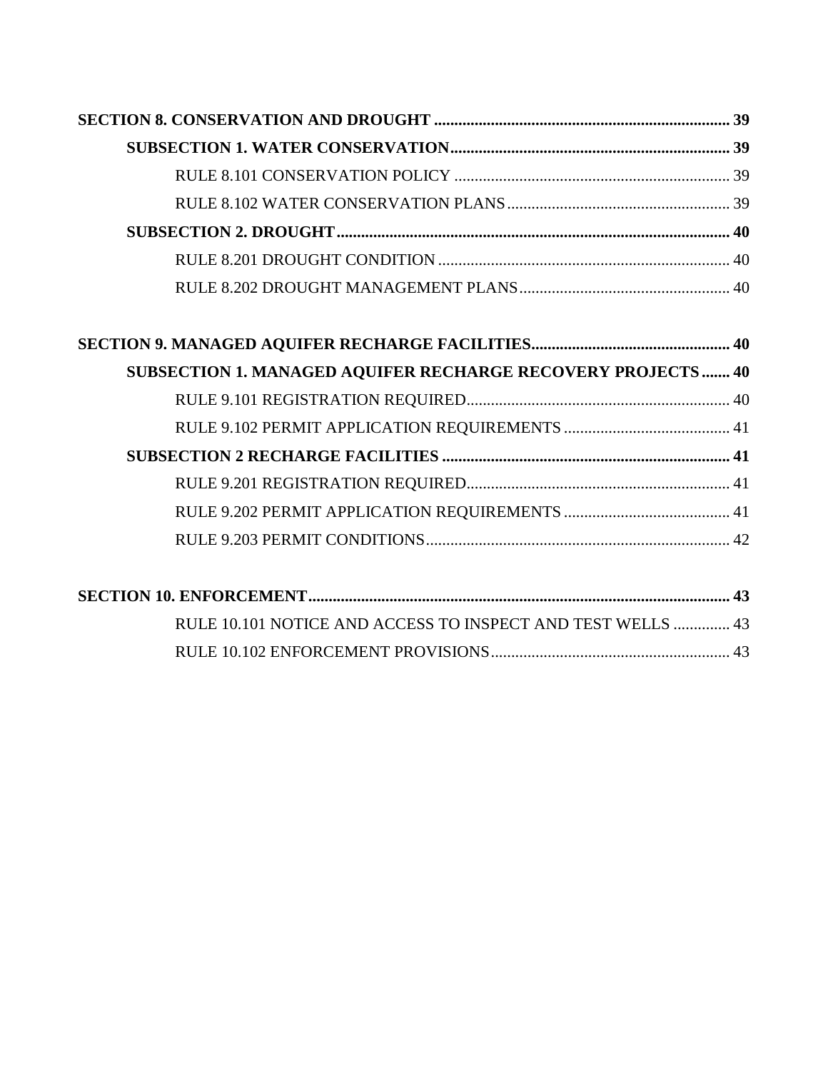**SECTION 8. CONSERVATION AND DROUGHT ........................................................................ 39**

**SUBSECTION 1. WATER CONSERVATION..................................................................... 39**

RULE 8.101 CONSERVATION POLICY ..................................................................... 39

RULE 8.102 WATER CONSERVATION PLANS....................................................... 39

**SUBSECTION 2. DROUGHT................................................................................................ 40**

RULE 8.201 DROUGHT CONDITION ........................................................................ 40

RULE 8.202 DROUGHT MANAGEMENT PLANS.................................................... 40

**SECTION 9. MANAGED AQUIFER RECHARGE FACILITIES................................................. 40**

**SUBSECTION 1. MANAGED AQUIFER RECHARGE RECOVERY PROJECTS ....... 40**

RULE 9.101 REGISTRATION REQUIRED................................................................. 40

RULE 9.102 PERMIT APPLICATION REQUIREMENTS ......................................... 41

**SUBSECTION 2 RECHARGE FACILITIES ....................................................................... 41**

RULE 9.201 REGISTRATION REQUIRED................................................................. 41

RULE 9.202 PERMIT APPLICATION REQUIREMENTS ......................................... 41

RULE 9.203 PERMIT CONDITIONS........................................................................... 42

**SECTION 10. ENFORCEMENT........................................................................................................ 43**

RULE 10.101 NOTICE AND ACCESS TO INSPECT AND TEST WELLS .............. 43

RULE 10.102 ENFORCEMENT PROVISIONS........................................................... 43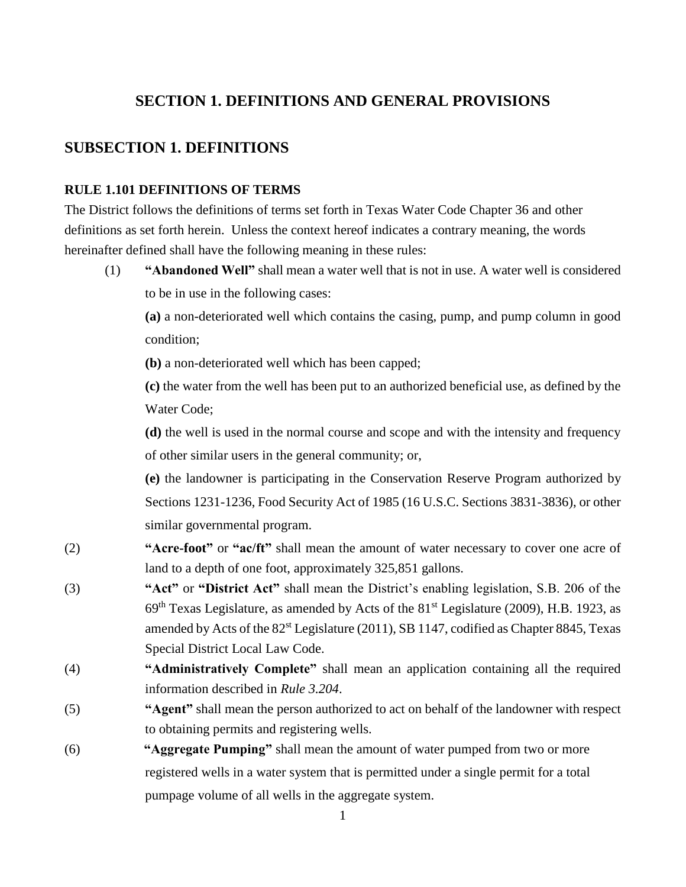# SECTION 1. DEFINITIONS AND GENERAL PROVISIONS

## SUBSECTION 1. DEFINITIONS

### RULE 1.101 DEFINITIONS OF TERMS

The District follows the definitions of terms set forth in Texas Water Code Chapter 36 and other definitions as set forth herein. Unless the context hereof indicates a contrary meaning, the words hereinafter defined shall have the following meaning in these rules:

(1) **"Abandoned Well"** shall mean a water well that is not in use. A water well is considered to be in use in the following cases:

**(a)** a non-deteriorated well which contains the casing, pump, and pump column in good condition;

**(b)** a non-deteriorated well which has been capped;

**(c)** the water from the well has been put to an authorized beneficial use, as defined by the Water Code;

**(d)** the well is used in the normal course and scope and with the intensity and frequency of other similar users in the general community; or,

**(e)** the landowner is participating in the Conservation Reserve Program authorized by Sections 1231-1236, Food Security Act of 1985 (16 U.S.C. Sections 3831-3836), or other similar governmental program.

(2) **"Acre-foot"** or **"ac/ft"** shall mean the amount of water necessary to cover one acre of land to a depth of one foot, approximately 325,851 gallons.

(3) **"Act"** or **"District Act"** shall mean the District's enabling legislation, S.B. 206 of the 69th Texas Legislature, as amended by Acts of the 81st Legislature (2009), H.B. 1923, as amended by Acts of the 82st Legislature (2011), SB 1147, codified as Chapter 8845, Texas Special District Local Law Code.

(4) **"Administratively Complete"** shall mean an application containing all the required information described in *Rule 3.204*.

(5) **"Agent"** shall mean the person authorized to act on behalf of the landowner with respect to obtaining permits and registering wells.

(6) **"Aggregate Pumping"** shall mean the amount of water pumped from two or more registered wells in a water system that is permitted under a single permit for a total pumpage volume of all wells in the aggregate system.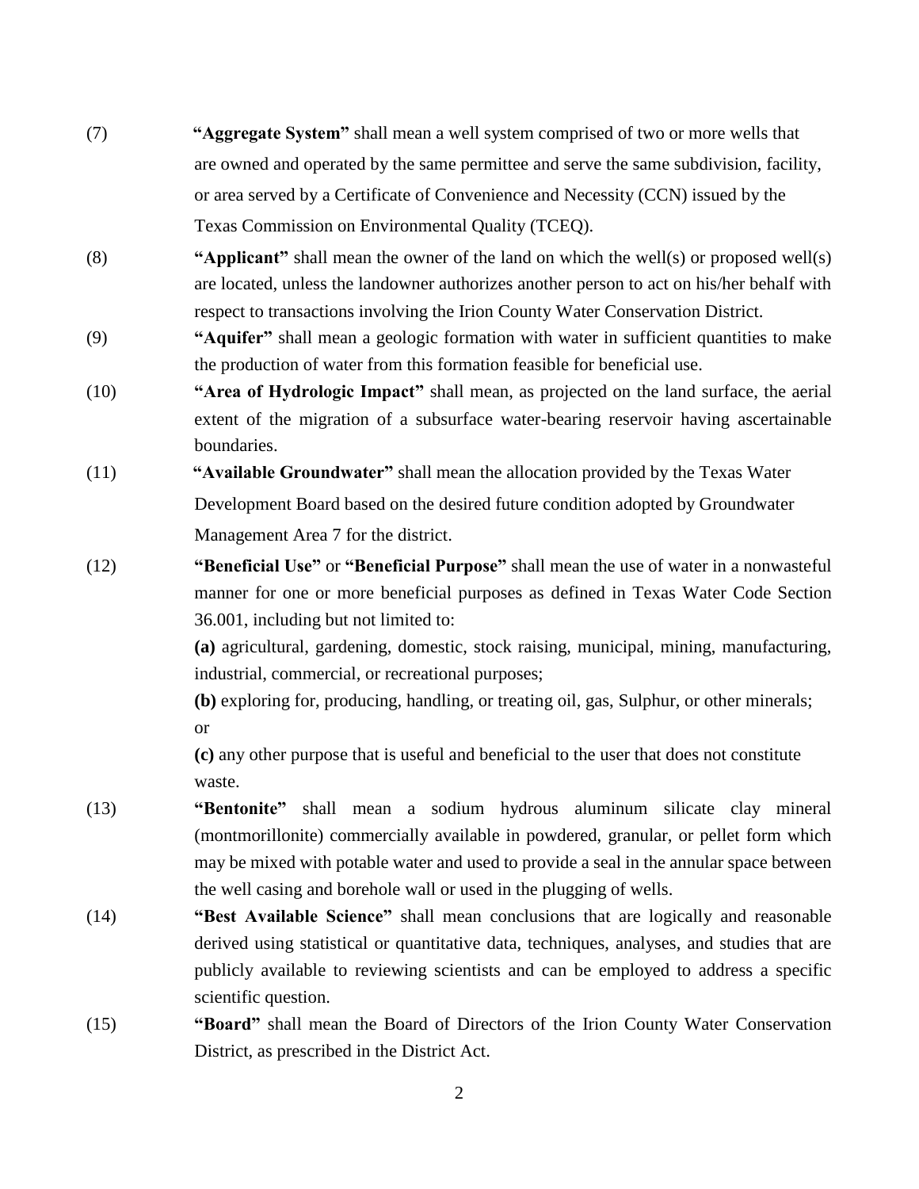(7) **"Aggregate System"** shall mean a well system comprised of two or more wells that are owned and operated by the same permittee and serve the same subdivision, facility, or area served by a Certificate of Convenience and Necessity (CCN) issued by the Texas Commission on Environmental Quality (TCEQ).

(8) **"Applicant"** shall mean the owner of the land on which the well(s) or proposed well(s) are located, unless the landowner authorizes another person to act on his/her behalf with respect to transactions involving the Irion County Water Conservation District.

(9) **"Aquifer"** shall mean a geologic formation with water in sufficient quantities to make the production of water from this formation feasible for beneficial use.

(10) **"Area of Hydrologic Impact"** shall mean, as projected on the land surface, the aerial extent of the migration of a subsurface water-bearing reservoir having ascertainable boundaries.

(11) **"Available Groundwater"** shall mean the allocation provided by the Texas Water Development Board based on the desired future condition adopted by Groundwater Management Area 7 for the district.

(12) **"Beneficial Use"** or **"Beneficial Purpose"** shall mean the use of water in a nonwasteful manner for one or more beneficial purposes as defined in Texas Water Code Section 36.001, including but not limited to:

**(a)** agricultural, gardening, domestic, stock raising, municipal, mining, manufacturing, industrial, commercial, or recreational purposes;

**(b)** exploring for, producing, handling, or treating oil, gas, Sulphur, or other minerals; or

**(c)** any other purpose that is useful and beneficial to the user that does not constitute waste.

(13) **"Bentonite"** shall mean a sodium hydrous aluminum silicate clay mineral (montmorillonite) commercially available in powdered, granular, or pellet form which may be mixed with potable water and used to provide a seal in the annular space between the well casing and borehole wall or used in the plugging of wells.

(14) **"Best Available Science"** shall mean conclusions that are logically and reasonable derived using statistical or quantitative data, techniques, analyses, and studies that are publicly available to reviewing scientists and can be employed to address a specific scientific question.

(15) **"Board"** shall mean the Board of Directors of the Irion County Water Conservation District, as prescribed in the District Act.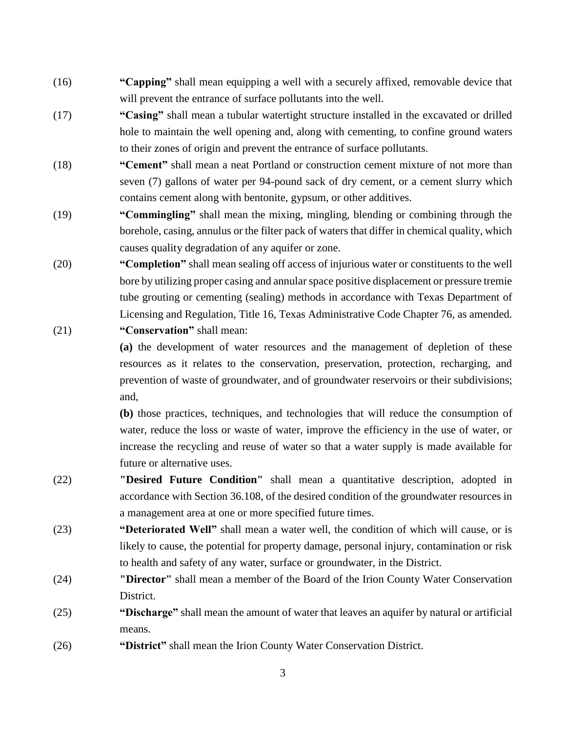(16) **"Capping"** shall mean equipping a well with a securely affixed, removable device that will prevent the entrance of surface pollutants into the well.

(17) **"Casing"** shall mean a tubular watertight structure installed in the excavated or drilled hole to maintain the well opening and, along with cementing, to confine ground waters to their zones of origin and prevent the entrance of surface pollutants.

(18) **"Cement"** shall mean a neat Portland or construction cement mixture of not more than seven (7) gallons of water per 94-pound sack of dry cement, or a cement slurry which contains cement along with bentonite, gypsum, or other additives.

(19) **"Commingling"** shall mean the mixing, mingling, blending or combining through the borehole, casing, annulus or the filter pack of waters that differ in chemical quality, which causes quality degradation of any aquifer or zone.

(20) **"Completion"** shall mean sealing off access of injurious water or constituents to the well bore by utilizing proper casing and annular space positive displacement or pressure tremie tube grouting or cementing (sealing) methods in accordance with Texas Department of Licensing and Regulation, Title 16, Texas Administrative Code Chapter 76, as amended.

(21) **"Conservation"** shall mean:

**(a)** the development of water resources and the management of depletion of these resources as it relates to the conservation, preservation, protection, recharging, and prevention of waste of groundwater, and of groundwater reservoirs or their subdivisions; and,

**(b)** those practices, techniques, and technologies that will reduce the consumption of water, reduce the loss or waste of water, improve the efficiency in the use of water, or increase the recycling and reuse of water so that a water supply is made available for future or alternative uses.

(22) **"Desired Future Condition"** shall mean a quantitative description, adopted in accordance with Section 36.108, of the desired condition of the groundwater resources in a management area at one or more specified future times.

(23) **"Deteriorated Well"** shall mean a water well, the condition of which will cause, or is likely to cause, the potential for property damage, personal injury, contamination or risk to health and safety of any water, surface or groundwater, in the District.

(24) **"Director"** shall mean a member of the Board of the Irion County Water Conservation District.

(25) **"Discharge"** shall mean the amount of water that leaves an aquifer by natural or artificial means.

(26) **"District"** shall mean the Irion County Water Conservation District.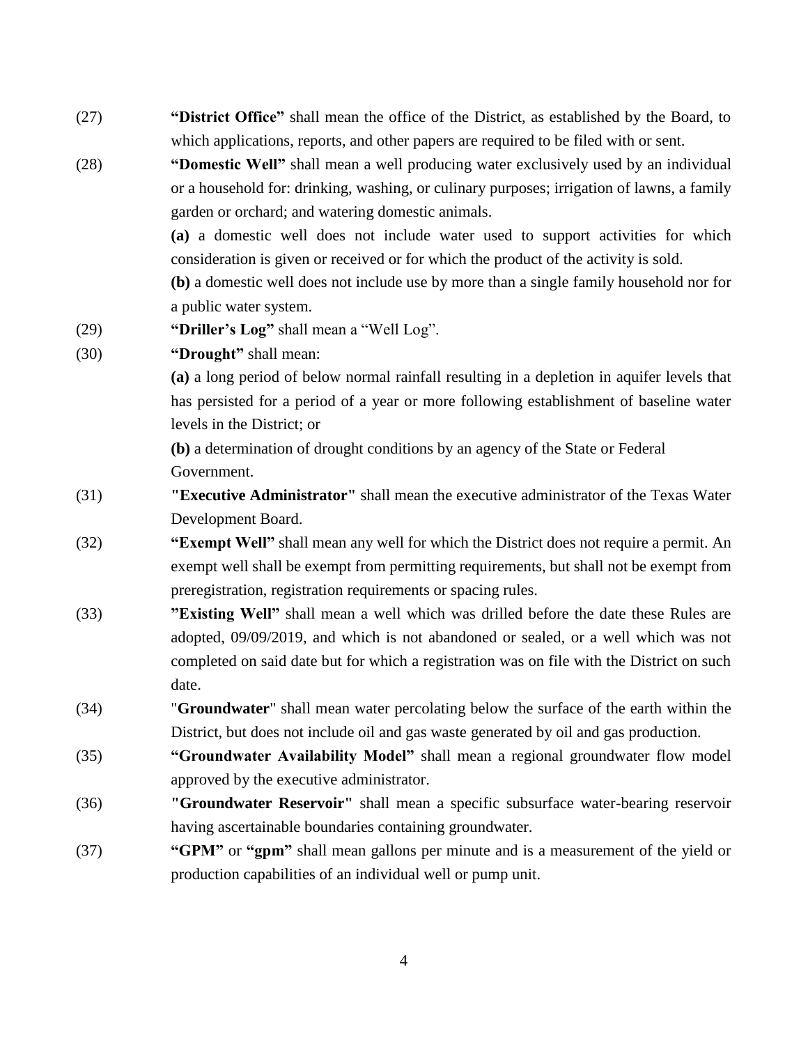(27) **"District Office"** shall mean the office of the District, as established by the Board, to which applications, reports, and other papers are required to be filed with or sent.

(28) **"Domestic Well"** shall mean a well producing water exclusively used by an individual or a household for: drinking, washing, or culinary purposes; irrigation of lawns, a family garden or orchard; and watering domestic animals.

**(a)** a domestic well does not include water used to support activities for which consideration is given or received or for which the product of the activity is sold.

**(b)** a domestic well does not include use by more than a single family household nor for a public water system.

(29) **"Driller's Log"** shall mean a "Well Log".

(30) **"Drought"** shall mean:

**(a)** a long period of below normal rainfall resulting in a depletion in aquifer levels that has persisted for a period of a year or more following establishment of baseline water levels in the District; or

**(b)** a determination of drought conditions by an agency of the State or Federal Government.

(31) **"Executive Administrator"** shall mean the executive administrator of the Texas Water Development Board.

(32) **"Exempt Well"** shall mean any well for which the District does not require a permit. An exempt well shall be exempt from permitting requirements, but shall not be exempt from preregistration, registration requirements or spacing rules.

(33) **"Existing Well"** shall mean a well which was drilled before the date these Rules are adopted, 09/09/2019, and which is not abandoned or sealed, or a well which was not completed on said date but for which a registration was on file with the District on such date.

(34) "**Groundwater**" shall mean water percolating below the surface of the earth within the District, but does not include oil and gas waste generated by oil and gas production.

(35) **"Groundwater Availability Model"** shall mean a regional groundwater flow model approved by the executive administrator.

(36) **"Groundwater Reservoir"** shall mean a specific subsurface water-bearing reservoir having ascertainable boundaries containing groundwater.

(37) **"GPM"** or **"gpm"** shall mean gallons per minute and is a measurement of the yield or production capabilities of an individual well or pump unit.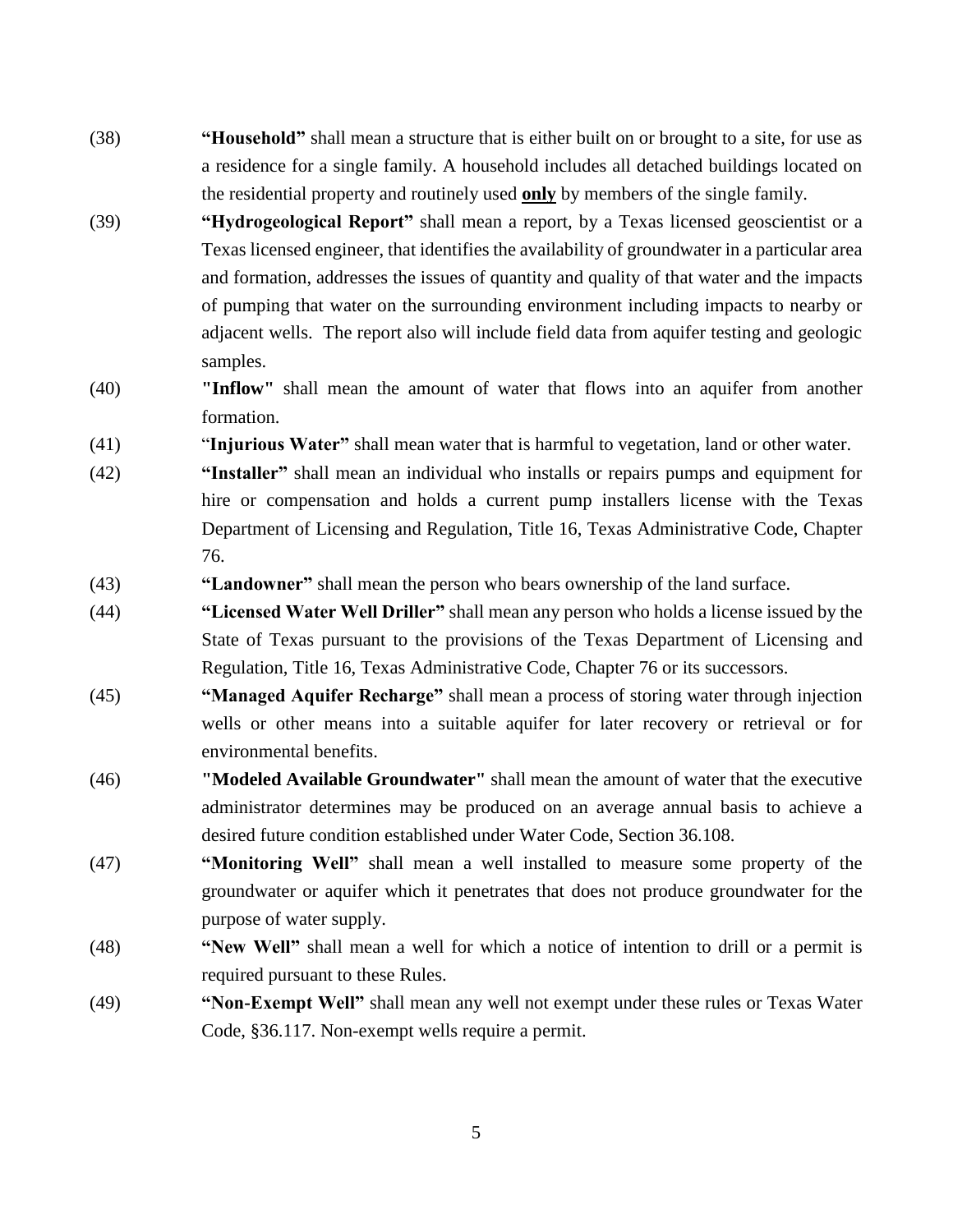(38) **"Household"** shall mean a structure that is either built on or brought to a site, for use as a residence for a single family. A household includes all detached buildings located on the residential property and routinely used **<u>only</u>** by members of the single family.

(39) **"Hydrogeological Report"** shall mean a report, by a Texas licensed geoscientist or a Texas licensed engineer, that identifies the availability of groundwater in a particular area and formation, addresses the issues of quantity and quality of that water and the impacts of pumping that water on the surrounding environment including impacts to nearby or adjacent wells. The report also will include field data from aquifer testing and geologic samples.

(40) **"Inflow"** shall mean the amount of water that flows into an aquifer from another formation.

(41) "**Injurious Water"** shall mean water that is harmful to vegetation, land or other water.

(42) **"Installer"** shall mean an individual who installs or repairs pumps and equipment for hire or compensation and holds a current pump installers license with the Texas Department of Licensing and Regulation, Title 16, Texas Administrative Code, Chapter 76.

(43) **"Landowner"** shall mean the person who bears ownership of the land surface.

(44) **"Licensed Water Well Driller"** shall mean any person who holds a license issued by the State of Texas pursuant to the provisions of the Texas Department of Licensing and Regulation, Title 16, Texas Administrative Code, Chapter 76 or its successors.

(45) **"Managed Aquifer Recharge"** shall mean a process of storing water through injection wells or other means into a suitable aquifer for later recovery or retrieval or for environmental benefits.

(46) **"Modeled Available Groundwater"** shall mean the amount of water that the executive administrator determines may be produced on an average annual basis to achieve a desired future condition established under Water Code, Section 36.108.

(47) **"Monitoring Well"** shall mean a well installed to measure some property of the groundwater or aquifer which it penetrates that does not produce groundwater for the purpose of water supply.

(48) **"New Well"** shall mean a well for which a notice of intention to drill or a permit is required pursuant to these Rules.

(49) **"Non-Exempt Well"** shall mean any well not exempt under these rules or Texas Water Code, §36.117. Non-exempt wells require a permit.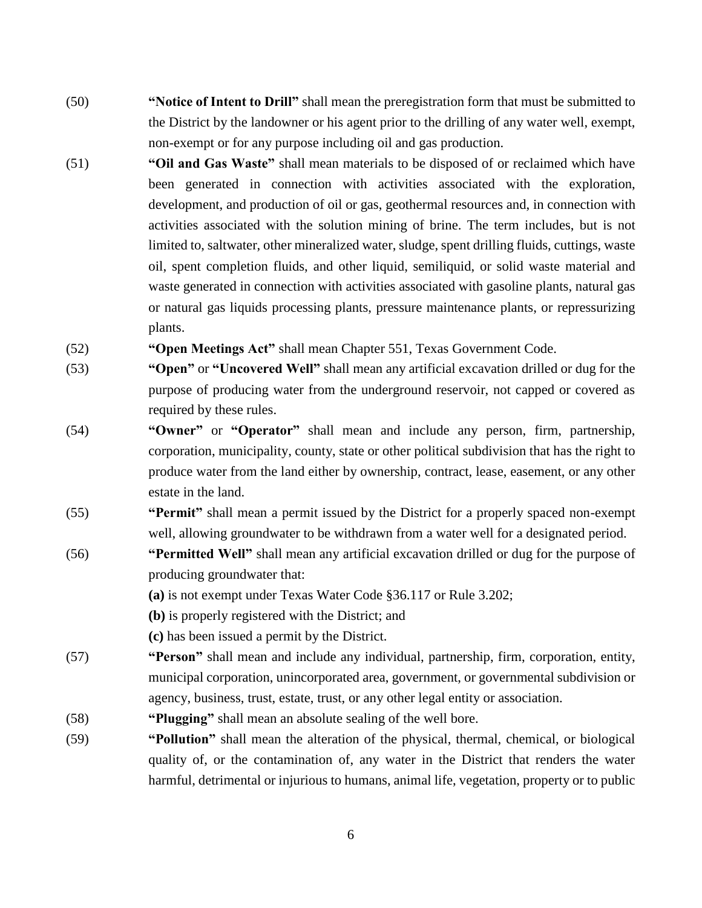(50) **"Notice of Intent to Drill"** shall mean the preregistration form that must be submitted to the District by the landowner or his agent prior to the drilling of any water well, exempt, non-exempt or for any purpose including oil and gas production.

(51) **"Oil and Gas Waste"** shall mean materials to be disposed of or reclaimed which have been generated in connection with activities associated with the exploration, development, and production of oil or gas, geothermal resources and, in connection with activities associated with the solution mining of brine. The term includes, but is not limited to, saltwater, other mineralized water, sludge, spent drilling fluids, cuttings, waste oil, spent completion fluids, and other liquid, semiliquid, or solid waste material and waste generated in connection with activities associated with gasoline plants, natural gas or natural gas liquids processing plants, pressure maintenance plants, or repressurizing plants.

(52) **"Open Meetings Act"** shall mean Chapter 551, Texas Government Code.

(53) **"Open"** or **"Uncovered Well"** shall mean any artificial excavation drilled or dug for the purpose of producing water from the underground reservoir, not capped or covered as required by these rules.

(54) **"Owner"** or **"Operator"** shall mean and include any person, firm, partnership, corporation, municipality, county, state or other political subdivision that has the right to produce water from the land either by ownership, contract, lease, easement, or any other estate in the land.

(55) **"Permit"** shall mean a permit issued by the District for a properly spaced non-exempt well, allowing groundwater to be withdrawn from a water well for a designated period.

(56) **"Permitted Well"** shall mean any artificial excavation drilled or dug for the purpose of producing groundwater that:

**(a)** is not exempt under Texas Water Code §36.117 or Rule 3.202;

**(b)** is properly registered with the District; and

**(c)** has been issued a permit by the District.

(57) **"Person"** shall mean and include any individual, partnership, firm, corporation, entity, municipal corporation, unincorporated area, government, or governmental subdivision or agency, business, trust, estate, trust, or any other legal entity or association.

(58) **"Plugging"** shall mean an absolute sealing of the well bore.

(59) **"Pollution"** shall mean the alteration of the physical, thermal, chemical, or biological quality of, or the contamination of, any water in the District that renders the water harmful, detrimental or injurious to humans, animal life, vegetation, property or to public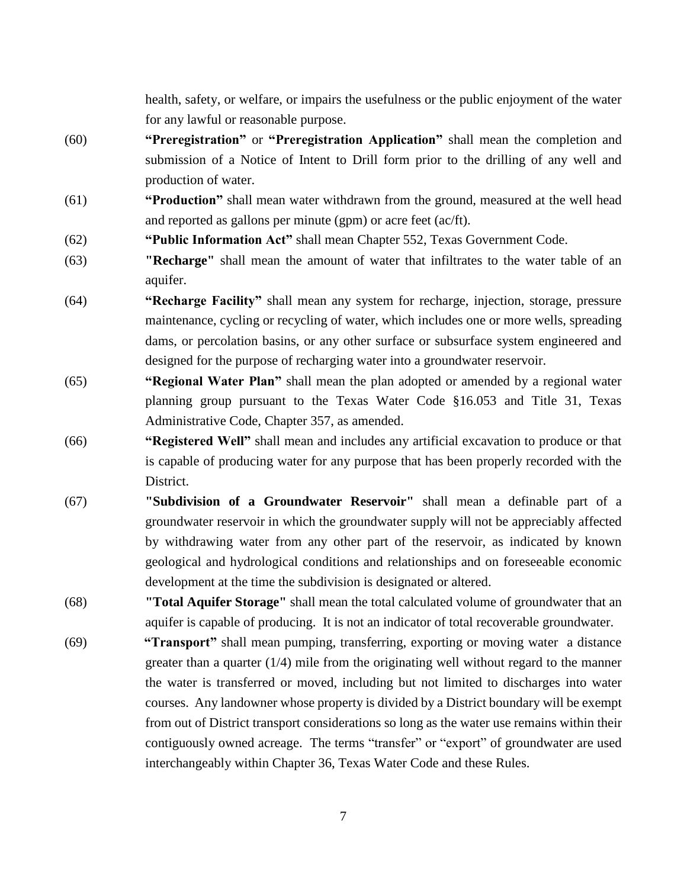health, safety, or welfare, or impairs the usefulness or the public enjoyment of the water for any lawful or reasonable purpose.

(60) **"Preregistration"** or **"Preregistration Application"** shall mean the completion and submission of a Notice of Intent to Drill form prior to the drilling of any well and production of water.

(61) **"Production"** shall mean water withdrawn from the ground, measured at the well head and reported as gallons per minute (gpm) or acre feet (ac/ft).

(62) **"Public Information Act"** shall mean Chapter 552, Texas Government Code.

(63) **"Recharge"** shall mean the amount of water that infiltrates to the water table of an aquifer.

(64) **"Recharge Facility"** shall mean any system for recharge, injection, storage, pressure maintenance, cycling or recycling of water, which includes one or more wells, spreading dams, or percolation basins, or any other surface or subsurface system engineered and designed for the purpose of recharging water into a groundwater reservoir.

(65) **"Regional Water Plan"** shall mean the plan adopted or amended by a regional water planning group pursuant to the Texas Water Code §16.053 and Title 31, Texas Administrative Code, Chapter 357, as amended.

(66) **"Registered Well"** shall mean and includes any artificial excavation to produce or that is capable of producing water for any purpose that has been properly recorded with the District.

(67) **"Subdivision of a Groundwater Reservoir"** shall mean a definable part of a groundwater reservoir in which the groundwater supply will not be appreciably affected by withdrawing water from any other part of the reservoir, as indicated by known geological and hydrological conditions and relationships and on foreseeable economic development at the time the subdivision is designated or altered.

(68) **"Total Aquifer Storage"** shall mean the total calculated volume of groundwater that an aquifer is capable of producing. It is not an indicator of total recoverable groundwater.

(69) **"Transport"** shall mean pumping, transferring, exporting or moving water a distance greater than a quarter (1/4) mile from the originating well without regard to the manner the water is transferred or moved, including but not limited to discharges into water courses. Any landowner whose property is divided by a District boundary will be exempt from out of District transport considerations so long as the water use remains within their contiguously owned acreage. The terms "transfer" or "export" of groundwater are used interchangeably within Chapter 36, Texas Water Code and these Rules.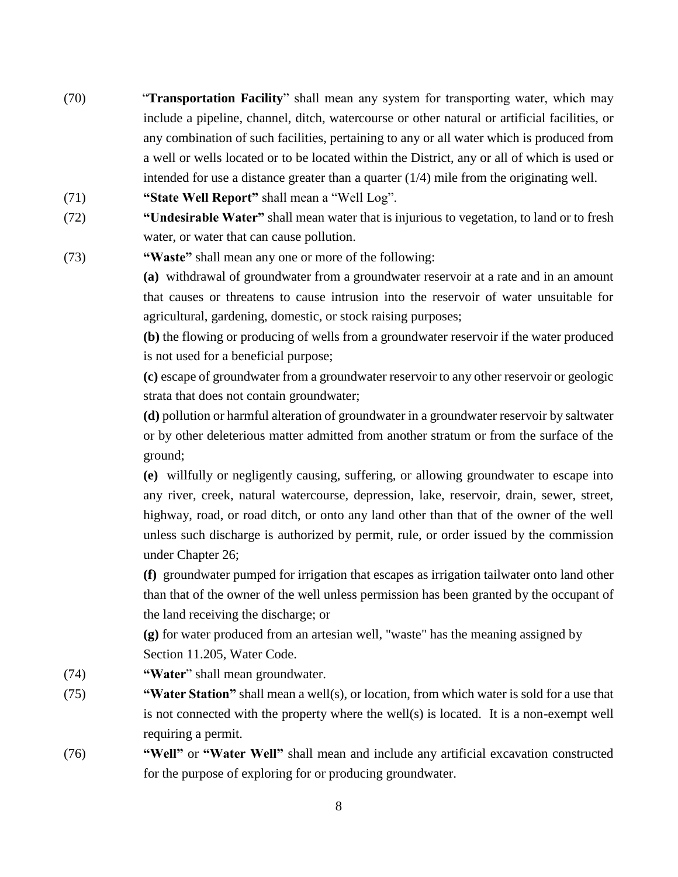(70) "**Transportation Facility**" shall mean any system for transporting water, which may include a pipeline, channel, ditch, watercourse or other natural or artificial facilities, or any combination of such facilities, pertaining to any or all water which is produced from a well or wells located or to be located within the District, any or all of which is used or intended for use a distance greater than a quarter (1/4) mile from the originating well.

(71) **"State Well Report"** shall mean a "Well Log".

(72) **"Undesirable Water"** shall mean water that is injurious to vegetation, to land or to fresh water, or water that can cause pollution.

(73) **"Waste"** shall mean any one or more of the following:

**(a)** withdrawal of groundwater from a groundwater reservoir at a rate and in an amount that causes or threatens to cause intrusion into the reservoir of water unsuitable for agricultural, gardening, domestic, or stock raising purposes;

**(b)** the flowing or producing of wells from a groundwater reservoir if the water produced is not used for a beneficial purpose;

**(c)** escape of groundwater from a groundwater reservoir to any other reservoir or geologic strata that does not contain groundwater;

**(d)** pollution or harmful alteration of groundwater in a groundwater reservoir by saltwater or by other deleterious matter admitted from another stratum or from the surface of the ground;

**(e)** willfully or negligently causing, suffering, or allowing groundwater to escape into any river, creek, natural watercourse, depression, lake, reservoir, drain, sewer, street, highway, road, or road ditch, or onto any land other than that of the owner of the well unless such discharge is authorized by permit, rule, or order issued by the commission under Chapter 26;

**(f)** groundwater pumped for irrigation that escapes as irrigation tailwater onto land other than that of the owner of the well unless permission has been granted by the occupant of the land receiving the discharge; or

**(g)** for water produced from an artesian well, "waste" has the meaning assigned by Section 11.205, Water Code.

(74) **"Water**" shall mean groundwater.

(75) **"Water Station"** shall mean a well(s), or location, from which water is sold for a use that is not connected with the property where the well(s) is located. It is a non-exempt well requiring a permit.

(76) **"Well"** or **"Water Well"** shall mean and include any artificial excavation constructed for the purpose of exploring for or producing groundwater.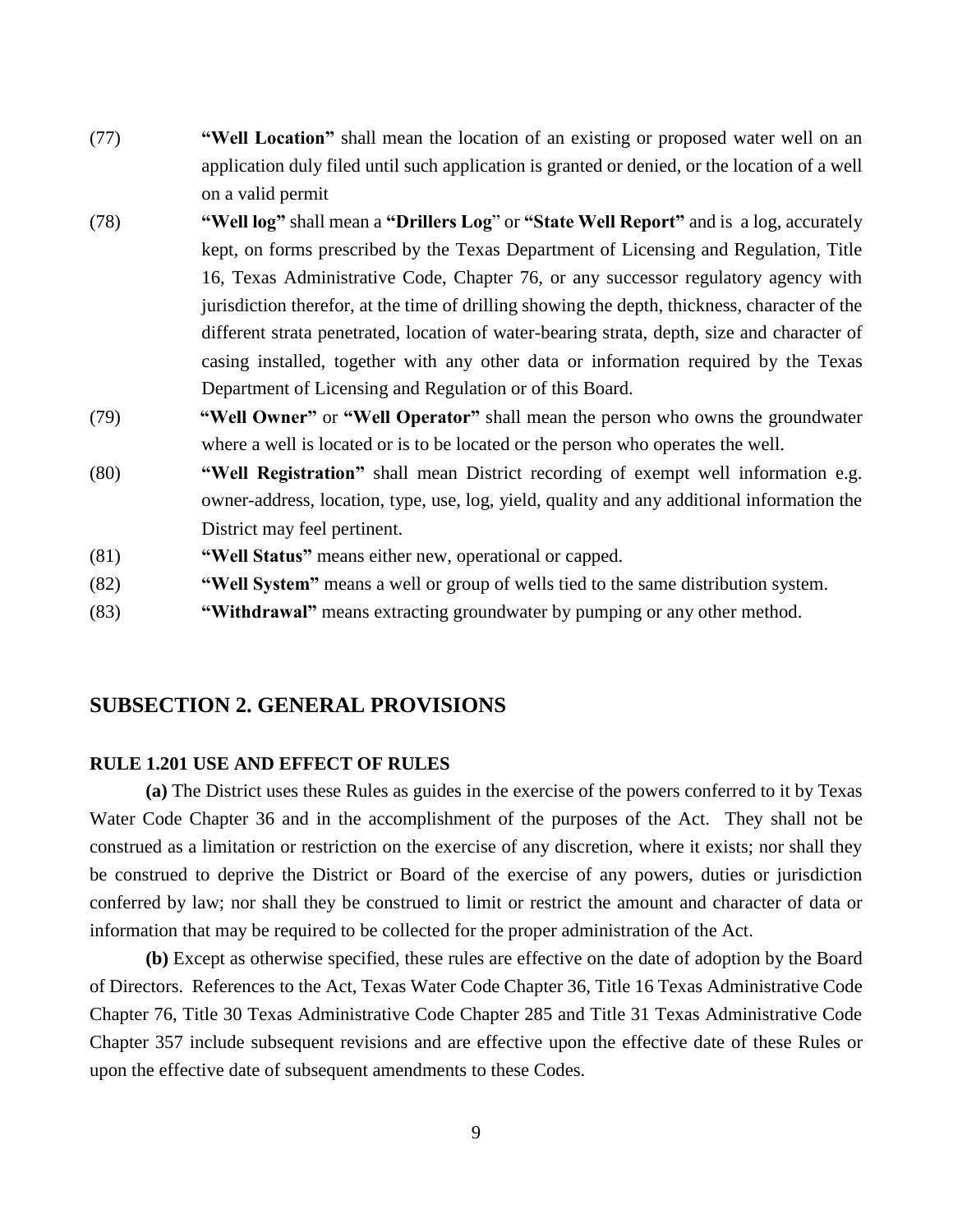(77) **"Well Location"** shall mean the location of an existing or proposed water well on an application duly filed until such application is granted or denied, or the location of a well on a valid permit

(78) **"Well log"** shall mean a **"Drillers Log"** or **"State Well Report"** and is a log, accurately kept, on forms prescribed by the Texas Department of Licensing and Regulation, Title 16, Texas Administrative Code, Chapter 76, or any successor regulatory agency with jurisdiction therefor, at the time of drilling showing the depth, thickness, character of the different strata penetrated, location of water-bearing strata, depth, size and character of casing installed, together with any other data or information required by the Texas Department of Licensing and Regulation or of this Board.

(79) **"Well Owner"** or **"Well Operator"** shall mean the person who owns the groundwater where a well is located or is to be located or the person who operates the well.

(80) **"Well Registration"** shall mean District recording of exempt well information e.g. owner-address, location, type, use, log, yield, quality and any additional information the District may feel pertinent.

(81) **"Well Status"** means either new, operational or capped.

(82) **"Well System"** means a well or group of wells tied to the same distribution system.

(83) **"Withdrawal"** means extracting groundwater by pumping or any other method.

## SUBSECTION 2. GENERAL PROVISIONS

### RULE 1.201 USE AND EFFECT OF RULES

**(a)** The District uses these Rules as guides in the exercise of the powers conferred to it by Texas Water Code Chapter 36 and in the accomplishment of the purposes of the Act. They shall not be construed as a limitation or restriction on the exercise of any discretion, where it exists; nor shall they be construed to deprive the District or Board of the exercise of any powers, duties or jurisdiction conferred by law; nor shall they be construed to limit or restrict the amount and character of data or information that may be required to be collected for the proper administration of the Act.

**(b)** Except as otherwise specified, these rules are effective on the date of adoption by the Board of Directors. References to the Act, Texas Water Code Chapter 36, Title 16 Texas Administrative Code Chapter 76, Title 30 Texas Administrative Code Chapter 285 and Title 31 Texas Administrative Code Chapter 357 include subsequent revisions and are effective upon the effective date of these Rules or upon the effective date of subsequent amendments to these Codes.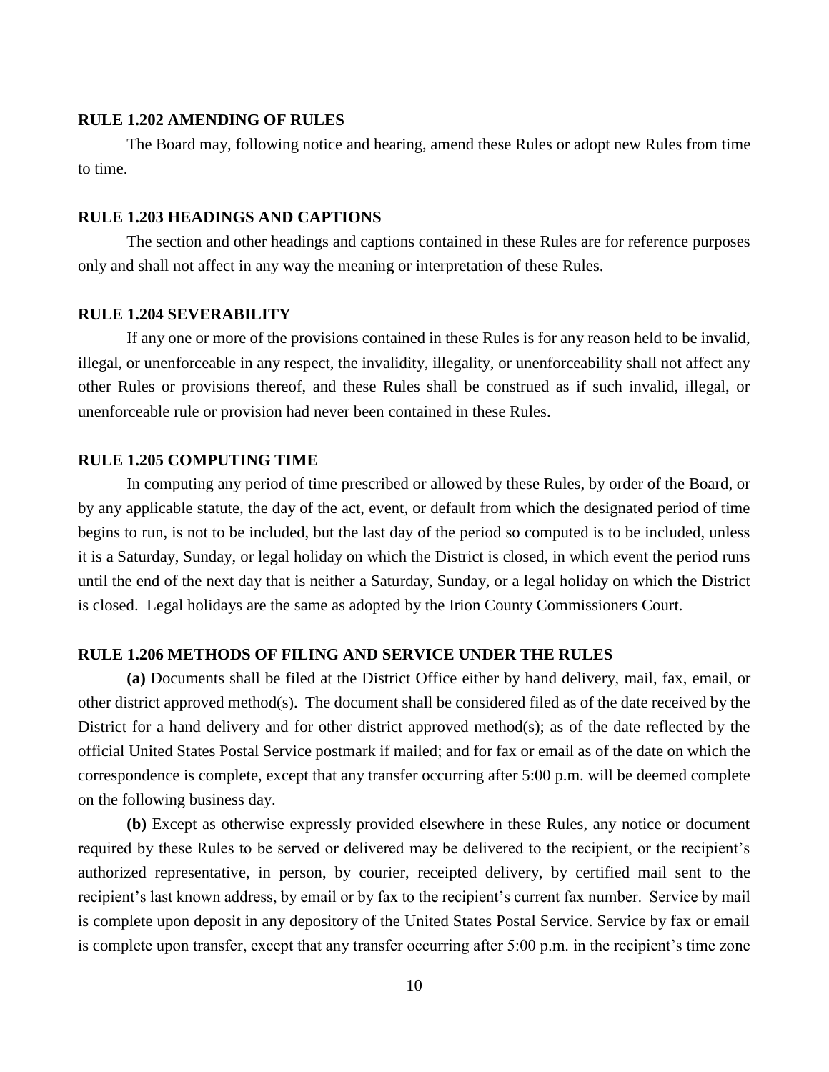### RULE 1.202 AMENDING OF RULES

The Board may, following notice and hearing, amend these Rules or adopt new Rules from time to time.

### RULE 1.203 HEADINGS AND CAPTIONS

The section and other headings and captions contained in these Rules are for reference purposes only and shall not affect in any way the meaning or interpretation of these Rules.

### RULE 1.204 SEVERABILITY

If any one or more of the provisions contained in these Rules is for any reason held to be invalid, illegal, or unenforceable in any respect, the invalidity, illegality, or unenforceability shall not affect any other Rules or provisions thereof, and these Rules shall be construed as if such invalid, illegal, or unenforceable rule or provision had never been contained in these Rules.

### RULE 1.205 COMPUTING TIME

In computing any period of time prescribed or allowed by these Rules, by order of the Board, or by any applicable statute, the day of the act, event, or default from which the designated period of time begins to run, is not to be included, but the last day of the period so computed is to be included, unless it is a Saturday, Sunday, or legal holiday on which the District is closed, in which event the period runs until the end of the next day that is neither a Saturday, Sunday, or a legal holiday on which the District is closed. Legal holidays are the same as adopted by the Irion County Commissioners Court.

### RULE 1.206 METHODS OF FILING AND SERVICE UNDER THE RULES

**(a)** Documents shall be filed at the District Office either by hand delivery, mail, fax, email, or other district approved method(s). The document shall be considered filed as of the date received by the District for a hand delivery and for other district approved method(s); as of the date reflected by the official United States Postal Service postmark if mailed; and for fax or email as of the date on which the correspondence is complete, except that any transfer occurring after 5:00 p.m. will be deemed complete on the following business day.

**(b)** Except as otherwise expressly provided elsewhere in these Rules, any notice or document required by these Rules to be served or delivered may be delivered to the recipient, or the recipient's authorized representative, in person, by courier, receipted delivery, by certified mail sent to the recipient's last known address, by email or by fax to the recipient's current fax number. Service by mail is complete upon deposit in any depository of the United States Postal Service. Service by fax or email is complete upon transfer, except that any transfer occurring after 5:00 p.m. in the recipient's time zone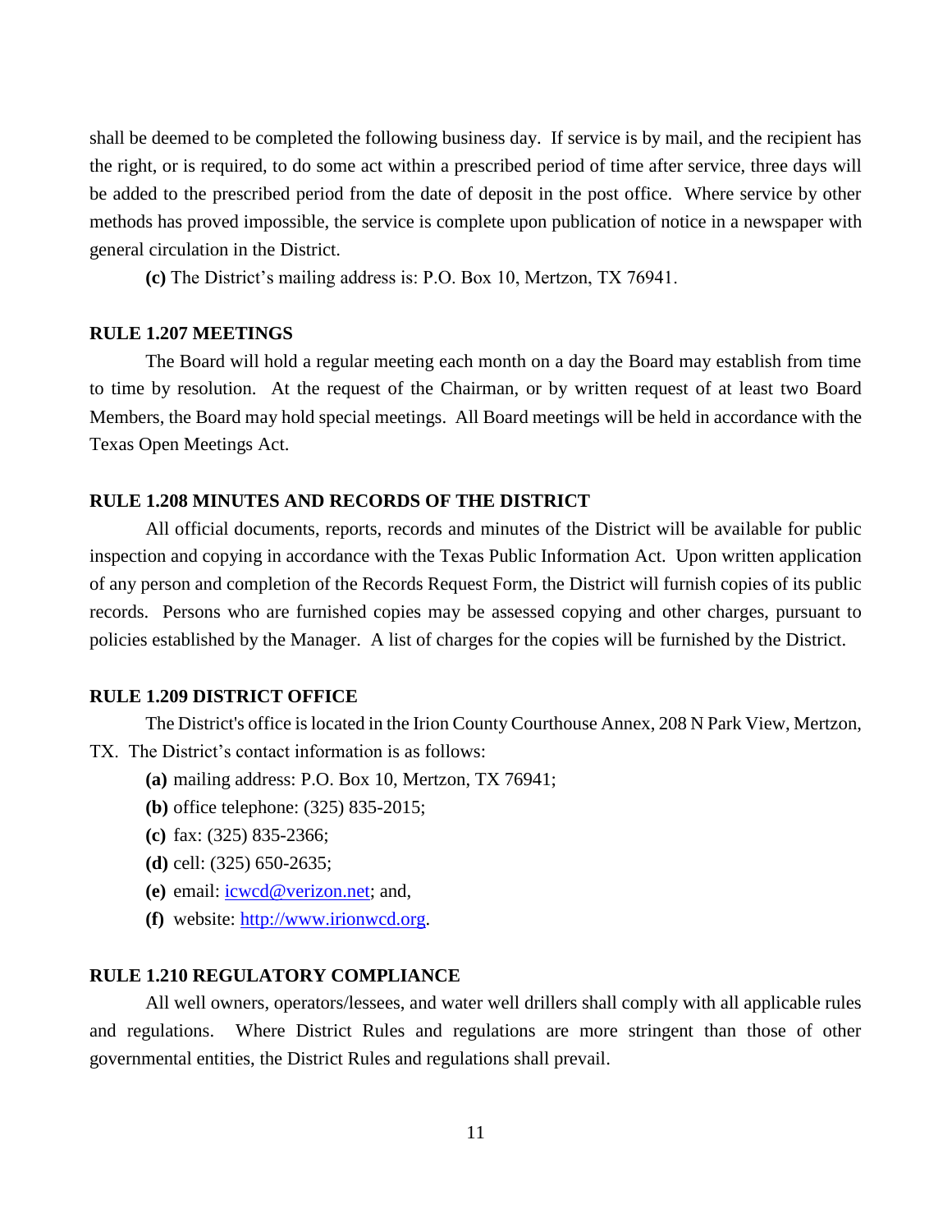shall be deemed to be completed the following business day. If service is by mail, and the recipient has the right, or is required, to do some act within a prescribed period of time after service, three days will be added to the prescribed period from the date of deposit in the post office. Where service by other methods has proved impossible, the service is complete upon publication of notice in a newspaper with general circulation in the District.

**(c)** The District's mailing address is: P.O. Box 10, Mertzon, TX 76941.

### RULE 1.207 MEETINGS

The Board will hold a regular meeting each month on a day the Board may establish from time to time by resolution. At the request of the Chairman, or by written request of at least two Board Members, the Board may hold special meetings. All Board meetings will be held in accordance with the Texas Open Meetings Act.

### RULE 1.208 MINUTES AND RECORDS OF THE DISTRICT

All official documents, reports, records and minutes of the District will be available for public inspection and copying in accordance with the Texas Public Information Act. Upon written application of any person and completion of the Records Request Form, the District will furnish copies of its public records. Persons who are furnished copies may be assessed copying and other charges, pursuant to policies established by the Manager. A list of charges for the copies will be furnished by the District.

### RULE 1.209 DISTRICT OFFICE

The District's office is located in the Irion County Courthouse Annex, 208 N Park View, Mertzon, TX. The District's contact information is as follows:

**(a)** mailing address: P.O. Box 10, Mertzon, TX 76941;

**(b)** office telephone: (325) 835-2015;

**(c)** fax: (325) 835-2366;

**(d)** cell: (325) 650-2635;

**(e)** email: icwcd@verizon.net; and,

**(f)** website: http://www.irionwcd.org.

### RULE 1.210 REGULATORY COMPLIANCE

All well owners, operators/lessees, and water well drillers shall comply with all applicable rules and regulations. Where District Rules and regulations are more stringent than those of other governmental entities, the District Rules and regulations shall prevail.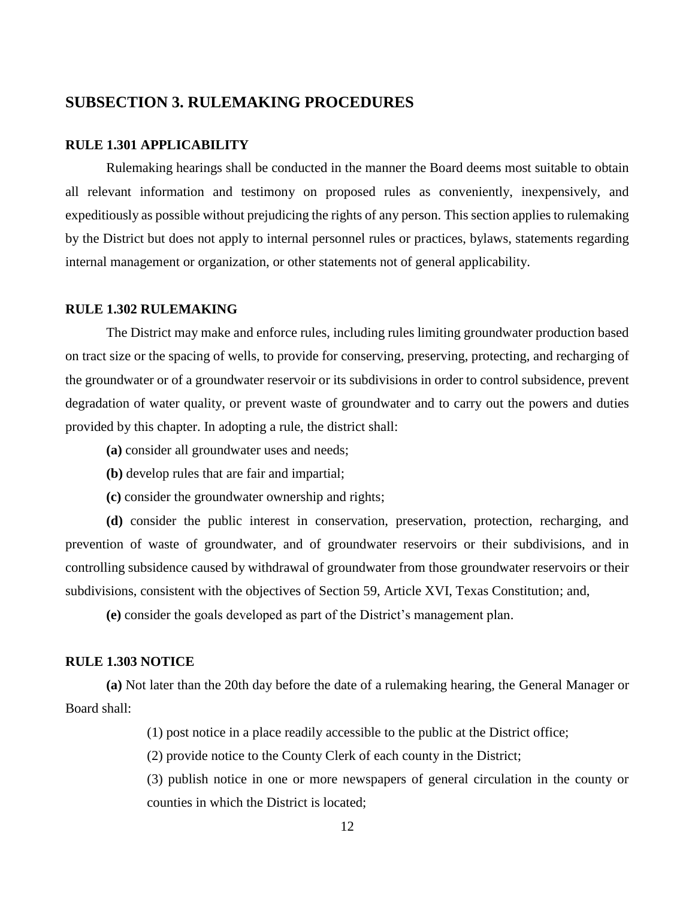## SUBSECTION 3. RULEMAKING PROCEDURES

### RULE 1.301 APPLICABILITY

Rulemaking hearings shall be conducted in the manner the Board deems most suitable to obtain all relevant information and testimony on proposed rules as conveniently, inexpensively, and expeditiously as possible without prejudicing the rights of any person. This section applies to rulemaking by the District but does not apply to internal personnel rules or practices, bylaws, statements regarding internal management or organization, or other statements not of general applicability.

### RULE 1.302 RULEMAKING

The District may make and enforce rules, including rules limiting groundwater production based on tract size or the spacing of wells, to provide for conserving, preserving, protecting, and recharging of the groundwater or of a groundwater reservoir or its subdivisions in order to control subsidence, prevent degradation of water quality, or prevent waste of groundwater and to carry out the powers and duties provided by this chapter. In adopting a rule, the district shall:

**(a)** consider all groundwater uses and needs;

**(b)** develop rules that are fair and impartial;

**(c)** consider the groundwater ownership and rights;

**(d)** consider the public interest in conservation, preservation, protection, recharging, and prevention of waste of groundwater, and of groundwater reservoirs or their subdivisions, and in controlling subsidence caused by withdrawal of groundwater from those groundwater reservoirs or their subdivisions, consistent with the objectives of Section 59, Article XVI, Texas Constitution; and,

**(e)** consider the goals developed as part of the District's management plan.

### RULE 1.303 NOTICE

**(a)** Not later than the 20th day before the date of a rulemaking hearing, the General Manager or Board shall:

(1) post notice in a place readily accessible to the public at the District office;

(2) provide notice to the County Clerk of each county in the District;

(3) publish notice in one or more newspapers of general circulation in the county or counties in which the District is located;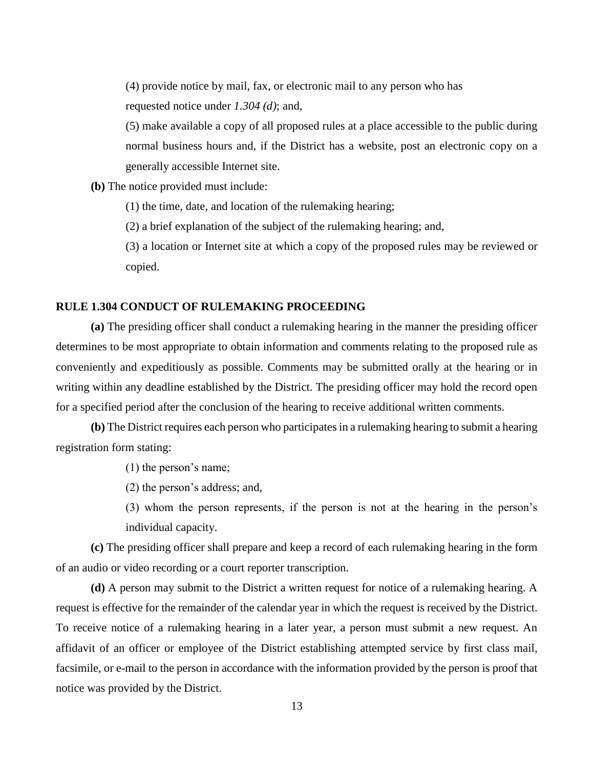(4) provide notice by mail, fax, or electronic mail to any person who has requested notice under *1.304 (d)*; and,

(5) make available a copy of all proposed rules at a place accessible to the public during normal business hours and, if the District has a website, post an electronic copy on a generally accessible Internet site.

**(b)** The notice provided must include:

(1) the time, date, and location of the rulemaking hearing;

(2) a brief explanation of the subject of the rulemaking hearing; and,

(3) a location or Internet site at which a copy of the proposed rules may be reviewed or copied.

## RULE 1.304 CONDUCT OF RULEMAKING PROCEEDING

**(a)** The presiding officer shall conduct a rulemaking hearing in the manner the presiding officer determines to be most appropriate to obtain information and comments relating to the proposed rule as conveniently and expeditiously as possible. Comments may be submitted orally at the hearing or in writing within any deadline established by the District. The presiding officer may hold the record open for a specified period after the conclusion of the hearing to receive additional written comments.

**(b)** The District requires each person who participates in a rulemaking hearing to submit a hearing registration form stating:

(1) the person's name;

(2) the person's address; and,

(3) whom the person represents, if the person is not at the hearing in the person's individual capacity.

**(c)** The presiding officer shall prepare and keep a record of each rulemaking hearing in the form of an audio or video recording or a court reporter transcription.

**(d)** A person may submit to the District a written request for notice of a rulemaking hearing. A request is effective for the remainder of the calendar year in which the request is received by the District. To receive notice of a rulemaking hearing in a later year, a person must submit a new request. An affidavit of an officer or employee of the District establishing attempted service by first class mail, facsimile, or e-mail to the person in accordance with the information provided by the person is proof that notice was provided by the District.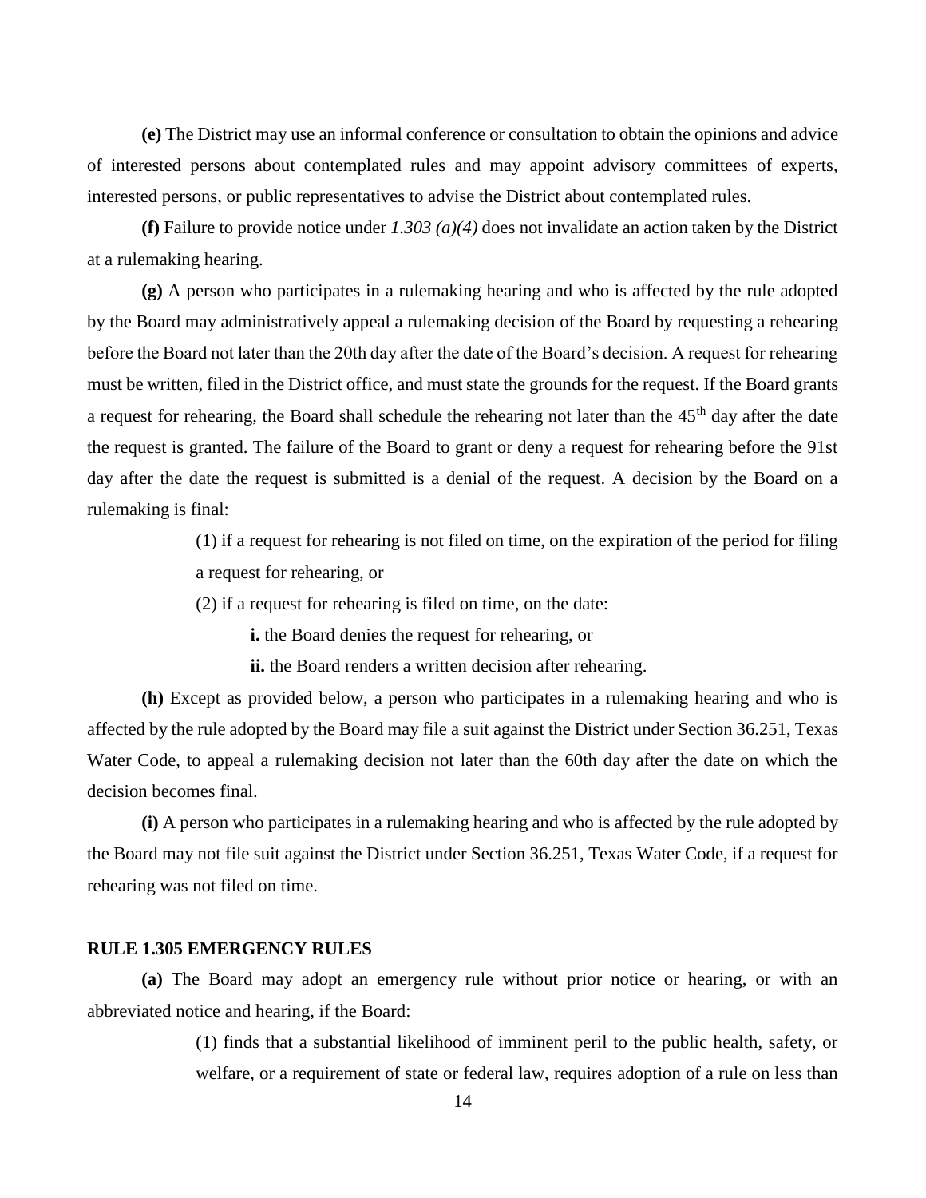**(e)** The District may use an informal conference or consultation to obtain the opinions and advice of interested persons about contemplated rules and may appoint advisory committees of experts, interested persons, or public representatives to advise the District about contemplated rules.

**(f)** Failure to provide notice under *1.303 (a)(4)* does not invalidate an action taken by the District at a rulemaking hearing.

**(g)** A person who participates in a rulemaking hearing and who is affected by the rule adopted by the Board may administratively appeal a rulemaking decision of the Board by requesting a rehearing before the Board not later than the 20th day after the date of the Board's decision. A request for rehearing must be written, filed in the District office, and must state the grounds for the request. If the Board grants a request for rehearing, the Board shall schedule the rehearing not later than the 45th day after the date the request is granted. The failure of the Board to grant or deny a request for rehearing before the 91st day after the date the request is submitted is a denial of the request. A decision by the Board on a rulemaking is final:

> (1) if a request for rehearing is not filed on time, on the expiration of the period for filing a request for rehearing, or
>
> (2) if a request for rehearing is filed on time, on the date:
>
> > **i.** the Board denies the request for rehearing, or
> >
> > **ii.** the Board renders a written decision after rehearing.

**(h)** Except as provided below, a person who participates in a rulemaking hearing and who is affected by the rule adopted by the Board may file a suit against the District under Section 36.251, Texas Water Code, to appeal a rulemaking decision not later than the 60th day after the date on which the decision becomes final.

**(i)** A person who participates in a rulemaking hearing and who is affected by the rule adopted by the Board may not file suit against the District under Section 36.251, Texas Water Code, if a request for rehearing was not filed on time.

### RULE 1.305 EMERGENCY RULES

**(a)** The Board may adopt an emergency rule without prior notice or hearing, or with an abbreviated notice and hearing, if the Board:

> (1) finds that a substantial likelihood of imminent peril to the public health, safety, or welfare, or a requirement of state or federal law, requires adoption of a rule on less than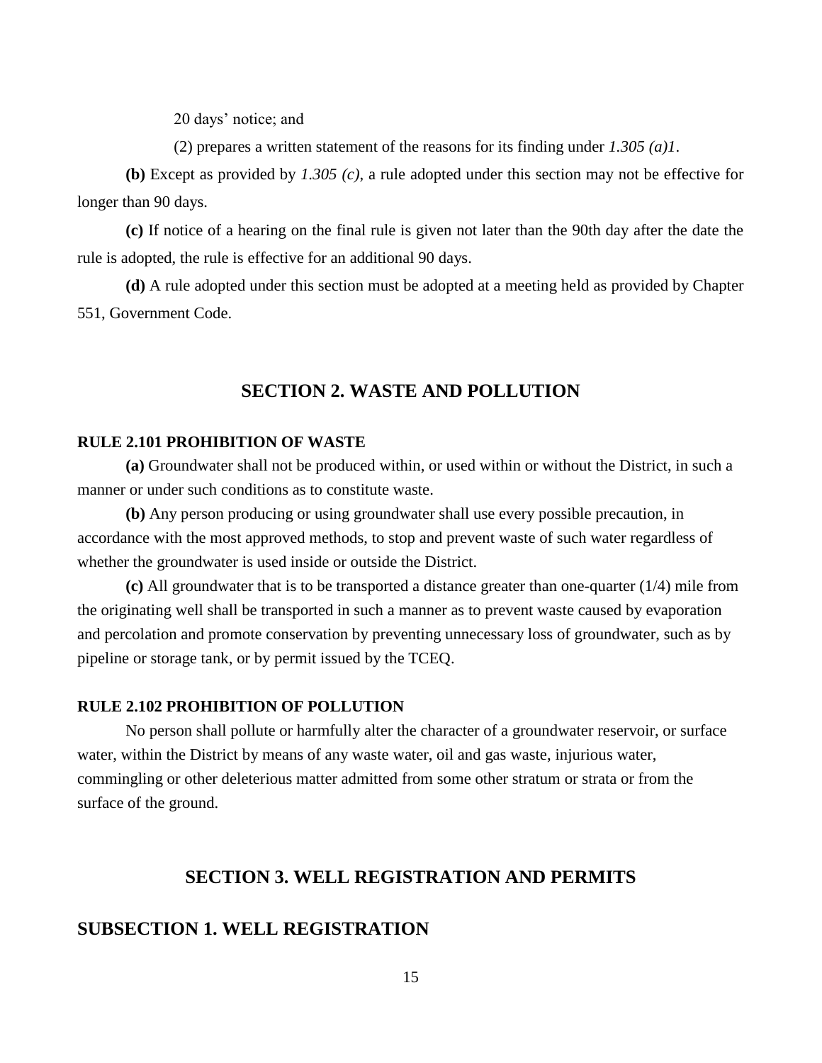20 days' notice; and

(2) prepares a written statement of the reasons for its finding under *1.305 (a)1*.

**(b)** Except as provided by *1.305 (c)*, a rule adopted under this section may not be effective for longer than 90 days.

**(c)** If notice of a hearing on the final rule is given not later than the 90th day after the date the rule is adopted, the rule is effective for an additional 90 days.

**(d)** A rule adopted under this section must be adopted at a meeting held as provided by Chapter 551, Government Code.

## SECTION 2. WASTE AND POLLUTION

### RULE 2.101 PROHIBITION OF WASTE

**(a)** Groundwater shall not be produced within, or used within or without the District, in such a manner or under such conditions as to constitute waste.

**(b)** Any person producing or using groundwater shall use every possible precaution, in accordance with the most approved methods, to stop and prevent waste of such water regardless of whether the groundwater is used inside or outside the District.

**(c)** All groundwater that is to be transported a distance greater than one-quarter (1/4) mile from the originating well shall be transported in such a manner as to prevent waste caused by evaporation and percolation and promote conservation by preventing unnecessary loss of groundwater, such as by pipeline or storage tank, or by permit issued by the TCEQ.

### RULE 2.102 PROHIBITION OF POLLUTION

No person shall pollute or harmfully alter the character of a groundwater reservoir, or surface water, within the District by means of any waste water, oil and gas waste, injurious water, commingling or other deleterious matter admitted from some other stratum or strata or from the surface of the ground.

## SECTION 3. WELL REGISTRATION AND PERMITS

## SUBSECTION 1. WELL REGISTRATION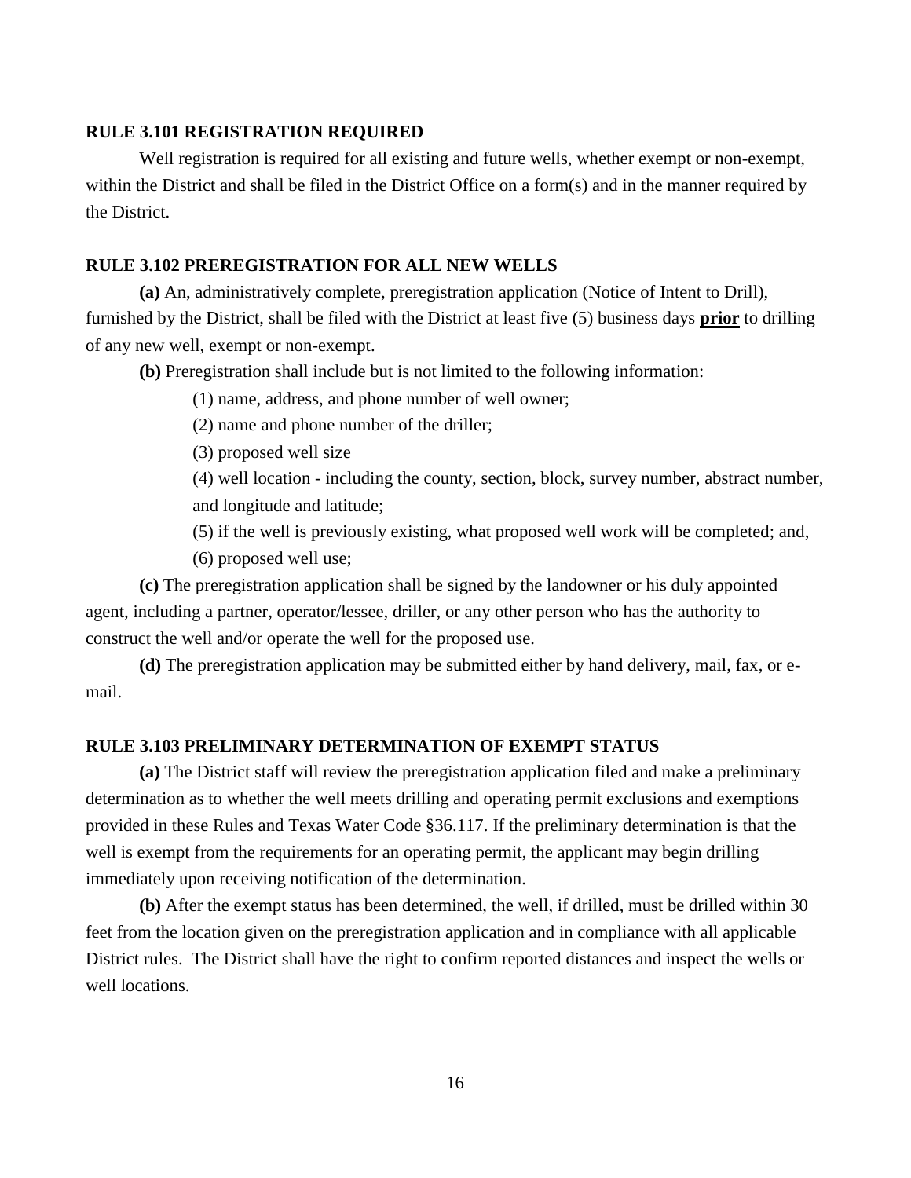### RULE 3.101 REGISTRATION REQUIRED

Well registration is required for all existing and future wells, whether exempt or non-exempt, within the District and shall be filed in the District Office on a form(s) and in the manner required by the District.

### RULE 3.102 PREREGISTRATION FOR ALL NEW WELLS

**(a)** An, administratively complete, preregistration application (Notice of Intent to Drill), furnished by the District, shall be filed with the District at least five (5) business days **prior** to drilling of any new well, exempt or non-exempt.

**(b)** Preregistration shall include but is not limited to the following information:

(1) name, address, and phone number of well owner;

(2) name and phone number of the driller;

(3) proposed well size

(4) well location - including the county, section, block, survey number, abstract number, and longitude and latitude;

(5) if the well is previously existing, what proposed well work will be completed; and,

(6) proposed well use;

**(c)** The preregistration application shall be signed by the landowner or his duly appointed agent, including a partner, operator/lessee, driller, or any other person who has the authority to construct the well and/or operate the well for the proposed use.

**(d)** The preregistration application may be submitted either by hand delivery, mail, fax, or e-mail.

### RULE 3.103 PRELIMINARY DETERMINATION OF EXEMPT STATUS

**(a)** The District staff will review the preregistration application filed and make a preliminary determination as to whether the well meets drilling and operating permit exclusions and exemptions provided in these Rules and Texas Water Code §36.117. If the preliminary determination is that the well is exempt from the requirements for an operating permit, the applicant may begin drilling immediately upon receiving notification of the determination.

**(b)** After the exempt status has been determined, the well, if drilled, must be drilled within 30 feet from the location given on the preregistration application and in compliance with all applicable District rules. The District shall have the right to confirm reported distances and inspect the wells or well locations.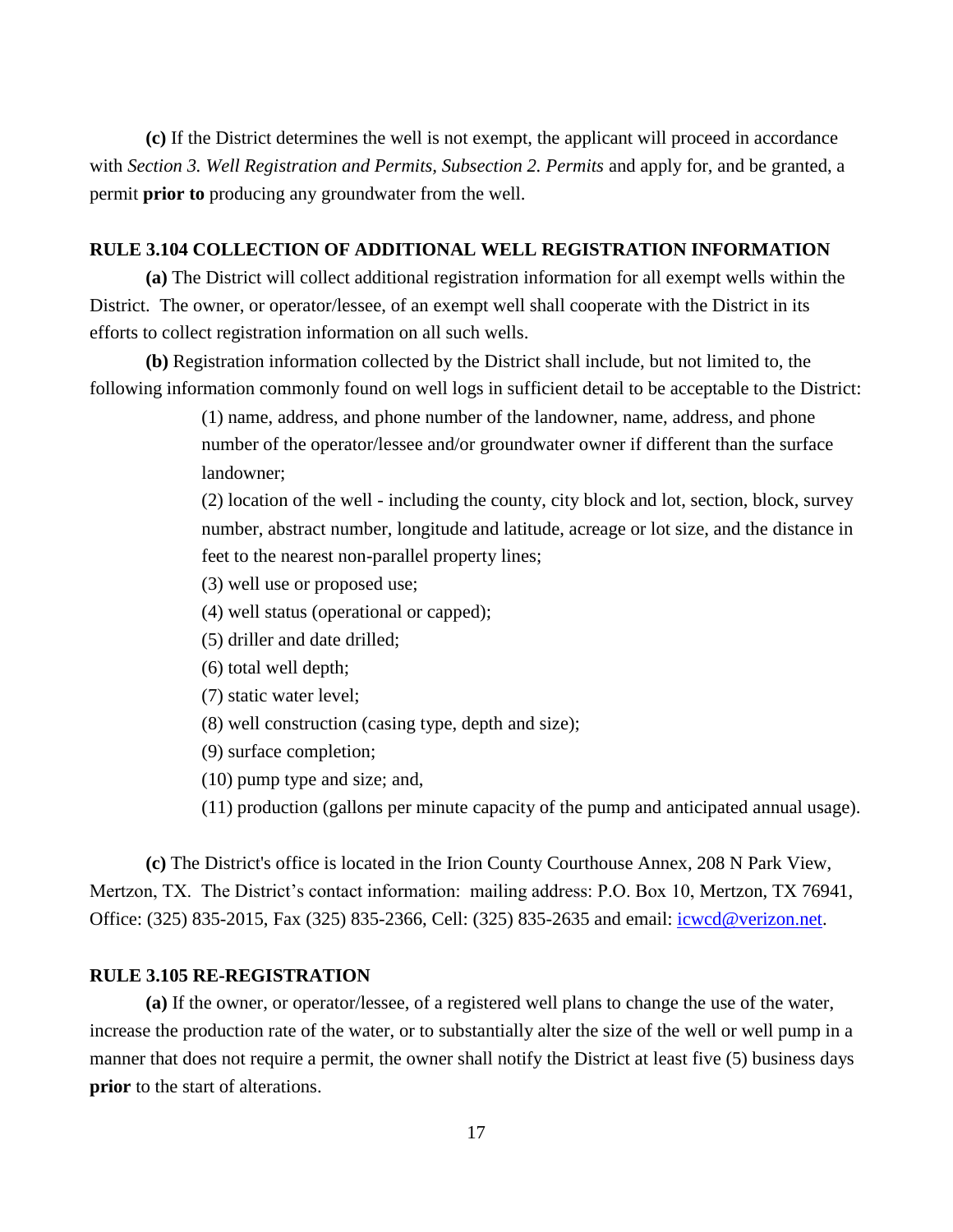**(c)** If the District determines the well is not exempt, the applicant will proceed in accordance with *Section 3. Well Registration and Permits, Subsection 2. Permits* and apply for, and be granted, a permit **prior to** producing any groundwater from the well.

### RULE 3.104 COLLECTION OF ADDITIONAL WELL REGISTRATION INFORMATION

**(a)** The District will collect additional registration information for all exempt wells within the District. The owner, or operator/lessee, of an exempt well shall cooperate with the District in its efforts to collect registration information on all such wells.

**(b)** Registration information collected by the District shall include, but not limited to, the following information commonly found on well logs in sufficient detail to be acceptable to the District:

(1) name, address, and phone number of the landowner, name, address, and phone number of the operator/lessee and/or groundwater owner if different than the surface landowner;

(2) location of the well - including the county, city block and lot, section, block, survey number, abstract number, longitude and latitude, acreage or lot size, and the distance in feet to the nearest non-parallel property lines;

(3) well use or proposed use;

(4) well status (operational or capped);

(5) driller and date drilled;

(6) total well depth;

(7) static water level;

(8) well construction (casing type, depth and size);

(9) surface completion;

(10) pump type and size; and,

(11) production (gallons per minute capacity of the pump and anticipated annual usage).

**(c)** The District's office is located in the Irion County Courthouse Annex, 208 N Park View, Mertzon, TX. The District's contact information: mailing address: P.O. Box 10, Mertzon, TX 76941, Office: (325) 835-2015, Fax (325) 835-2366, Cell: (325) 835-2635 and email: icwcd@verizon.net.

### RULE 3.105 RE-REGISTRATION

**(a)** If the owner, or operator/lessee, of a registered well plans to change the use of the water, increase the production rate of the water, or to substantially alter the size of the well or well pump in a manner that does not require a permit, the owner shall notify the District at least five (5) business days **prior** to the start of alterations.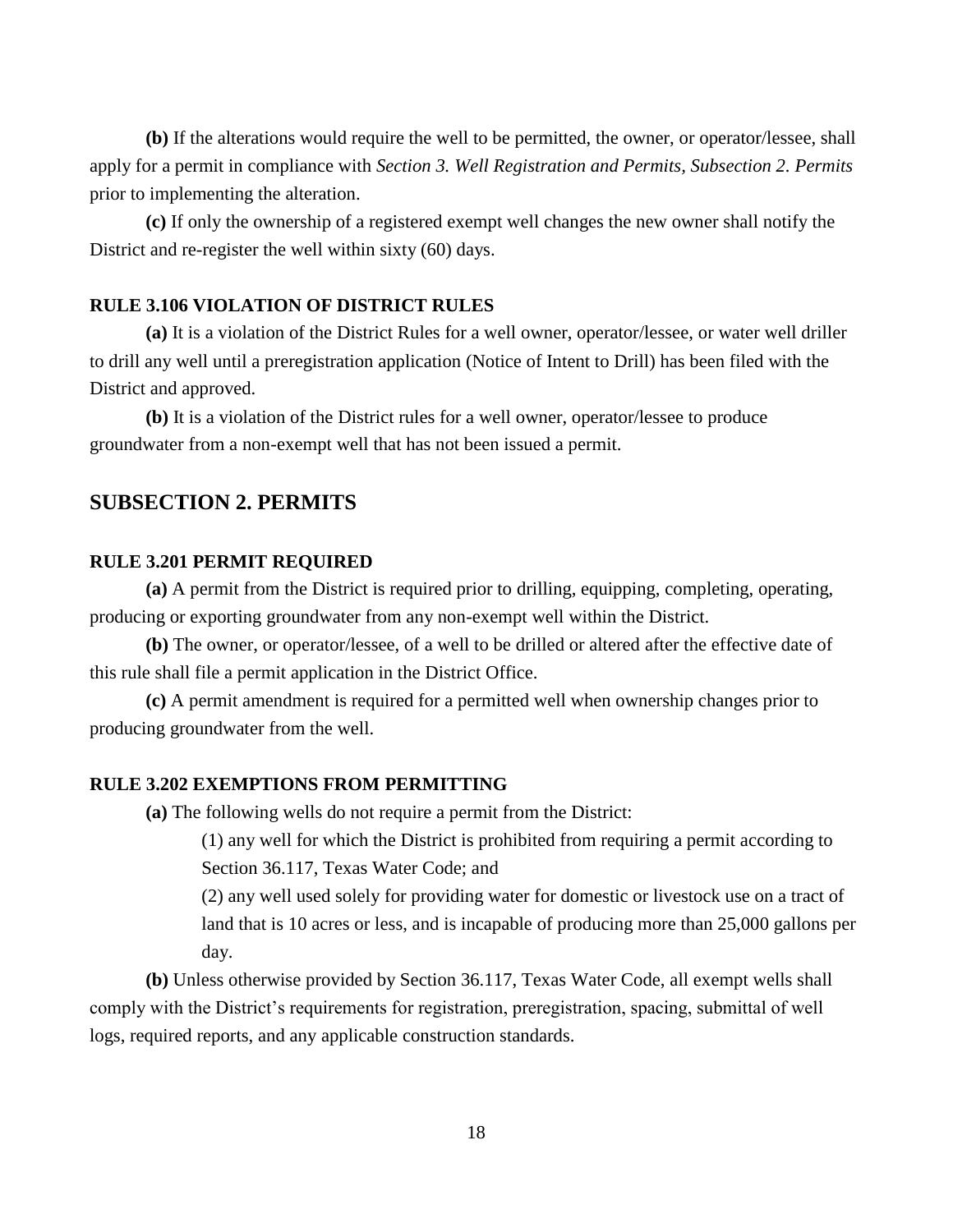**(b)** If the alterations would require the well to be permitted, the owner, or operator/lessee, shall apply for a permit in compliance with *Section 3. Well Registration and Permits, Subsection 2. Permits* prior to implementing the alteration.

**(c)** If only the ownership of a registered exempt well changes the new owner shall notify the District and re-register the well within sixty (60) days.

### RULE 3.106 VIOLATION OF DISTRICT RULES

**(a)** It is a violation of the District Rules for a well owner, operator/lessee, or water well driller to drill any well until a preregistration application (Notice of Intent to Drill) has been filed with the District and approved.

**(b)** It is a violation of the District rules for a well owner, operator/lessee to produce groundwater from a non-exempt well that has not been issued a permit.

## SUBSECTION 2. PERMITS

### RULE 3.201 PERMIT REQUIRED

**(a)** A permit from the District is required prior to drilling, equipping, completing, operating, producing or exporting groundwater from any non-exempt well within the District.

**(b)** The owner, or operator/lessee, of a well to be drilled or altered after the effective date of this rule shall file a permit application in the District Office.

**(c)** A permit amendment is required for a permitted well when ownership changes prior to producing groundwater from the well.

### RULE 3.202 EXEMPTIONS FROM PERMITTING

**(a)** The following wells do not require a permit from the District:

(1) any well for which the District is prohibited from requiring a permit according to Section 36.117, Texas Water Code; and

(2) any well used solely for providing water for domestic or livestock use on a tract of land that is 10 acres or less, and is incapable of producing more than 25,000 gallons per day.

**(b)** Unless otherwise provided by Section 36.117, Texas Water Code, all exempt wells shall comply with the District's requirements for registration, preregistration, spacing, submittal of well logs, required reports, and any applicable construction standards.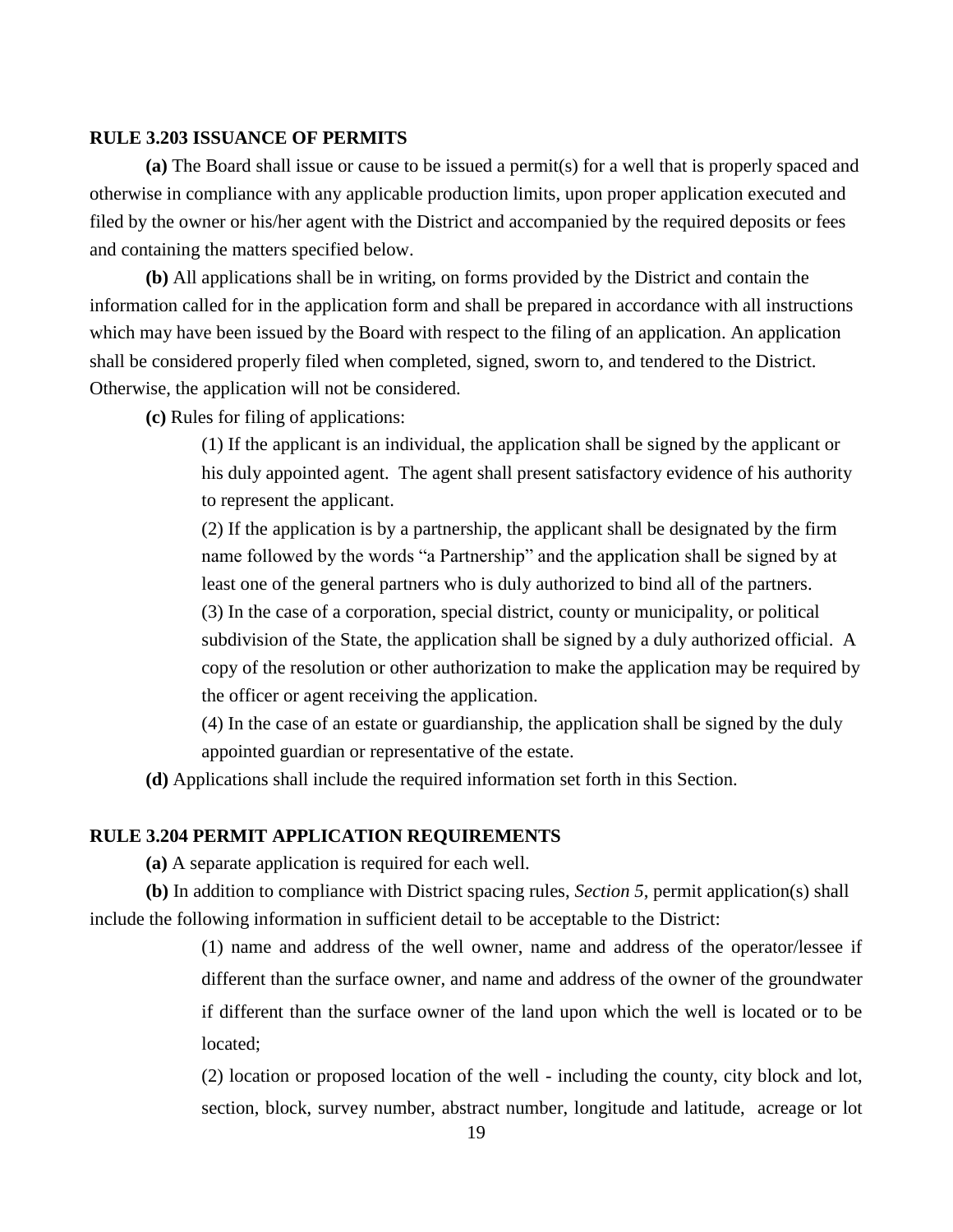### RULE 3.203 ISSUANCE OF PERMITS

**(a)** The Board shall issue or cause to be issued a permit(s) for a well that is properly spaced and otherwise in compliance with any applicable production limits, upon proper application executed and filed by the owner or his/her agent with the District and accompanied by the required deposits or fees and containing the matters specified below.

**(b)** All applications shall be in writing, on forms provided by the District and contain the information called for in the application form and shall be prepared in accordance with all instructions which may have been issued by the Board with respect to the filing of an application. An application shall be considered properly filed when completed, signed, sworn to, and tendered to the District. Otherwise, the application will not be considered.

**(c)** Rules for filing of applications:

(1) If the applicant is an individual, the application shall be signed by the applicant or his duly appointed agent. The agent shall present satisfactory evidence of his authority to represent the applicant.

(2) If the application is by a partnership, the applicant shall be designated by the firm name followed by the words "a Partnership" and the application shall be signed by at least one of the general partners who is duly authorized to bind all of the partners.

(3) In the case of a corporation, special district, county or municipality, or political subdivision of the State, the application shall be signed by a duly authorized official. A copy of the resolution or other authorization to make the application may be required by the officer or agent receiving the application.

(4) In the case of an estate or guardianship, the application shall be signed by the duly appointed guardian or representative of the estate.

**(d)** Applications shall include the required information set forth in this Section.

### RULE 3.204 PERMIT APPLICATION REQUIREMENTS

**(a)** A separate application is required for each well.

**(b)** In addition to compliance with District spacing rules, *Section 5*, permit application(s) shall include the following information in sufficient detail to be acceptable to the District:

(1) name and address of the well owner, name and address of the operator/lessee if different than the surface owner, and name and address of the owner of the groundwater if different than the surface owner of the land upon which the well is located or to be located;

(2) location or proposed location of the well - including the county, city block and lot, section, block, survey number, abstract number, longitude and latitude, acreage or lot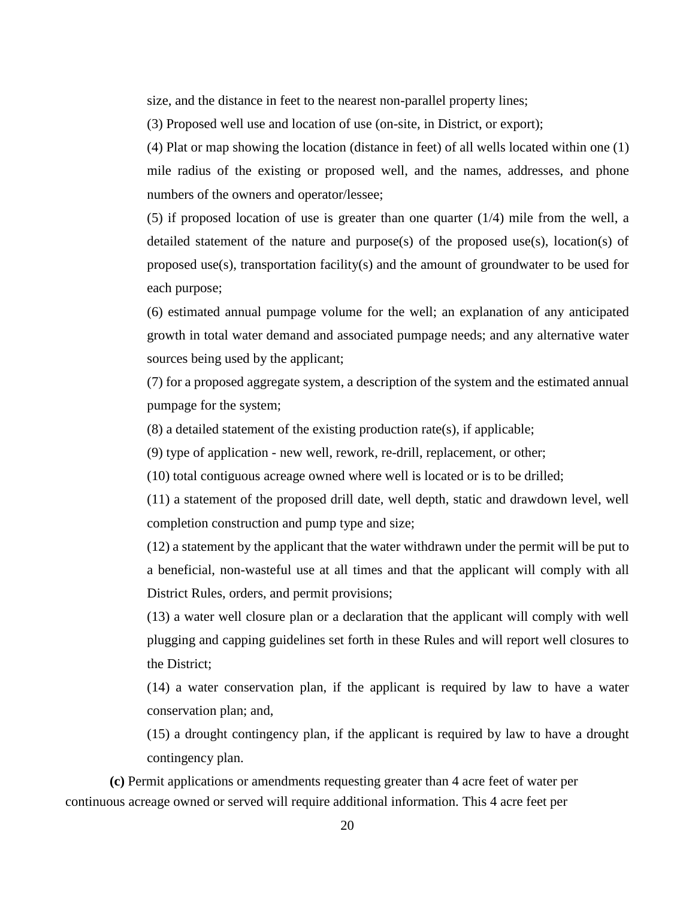size, and the distance in feet to the nearest non-parallel property lines;

(3) Proposed well use and location of use (on-site, in District, or export);

(4) Plat or map showing the location (distance in feet) of all wells located within one (1) mile radius of the existing or proposed well, and the names, addresses, and phone numbers of the owners and operator/lessee;

(5) if proposed location of use is greater than one quarter (1/4) mile from the well, a detailed statement of the nature and purpose(s) of the proposed use(s), location(s) of proposed use(s), transportation facility(s) and the amount of groundwater to be used for each purpose;

(6) estimated annual pumpage volume for the well; an explanation of any anticipated growth in total water demand and associated pumpage needs; and any alternative water sources being used by the applicant;

(7) for a proposed aggregate system, a description of the system and the estimated annual pumpage for the system;

(8) a detailed statement of the existing production rate(s), if applicable;

(9) type of application - new well, rework, re-drill, replacement, or other;

(10) total contiguous acreage owned where well is located or is to be drilled;

(11) a statement of the proposed drill date, well depth, static and drawdown level, well completion construction and pump type and size;

(12) a statement by the applicant that the water withdrawn under the permit will be put to a beneficial, non-wasteful use at all times and that the applicant will comply with all District Rules, orders, and permit provisions;

(13) a water well closure plan or a declaration that the applicant will comply with well plugging and capping guidelines set forth in these Rules and will report well closures to the District;

(14) a water conservation plan, if the applicant is required by law to have a water conservation plan; and,

(15) a drought contingency plan, if the applicant is required by law to have a drought contingency plan.

**(c)** Permit applications or amendments requesting greater than 4 acre feet of water per continuous acreage owned or served will require additional information. This 4 acre feet per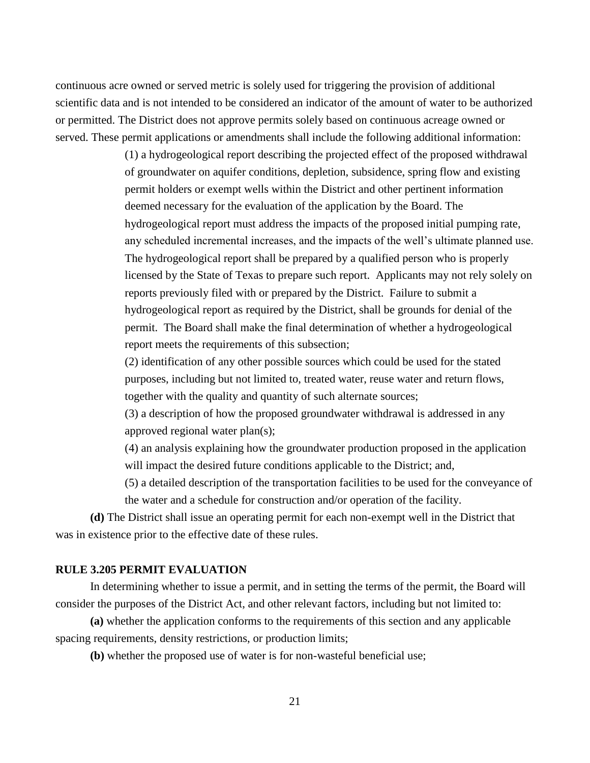continuous acre owned or served metric is solely used for triggering the provision of additional scientific data and is not intended to be considered an indicator of the amount of water to be authorized or permitted. The District does not approve permits solely based on continuous acreage owned or served. These permit applications or amendments shall include the following additional information:

(1) a hydrogeological report describing the projected effect of the proposed withdrawal of groundwater on aquifer conditions, depletion, subsidence, spring flow and existing permit holders or exempt wells within the District and other pertinent information deemed necessary for the evaluation of the application by the Board. The hydrogeological report must address the impacts of the proposed initial pumping rate, any scheduled incremental increases, and the impacts of the well's ultimate planned use. The hydrogeological report shall be prepared by a qualified person who is properly licensed by the State of Texas to prepare such report. Applicants may not rely solely on reports previously filed with or prepared by the District. Failure to submit a hydrogeological report as required by the District, shall be grounds for denial of the permit. The Board shall make the final determination of whether a hydrogeological report meets the requirements of this subsection;

(2) identification of any other possible sources which could be used for the stated purposes, including but not limited to, treated water, reuse water and return flows, together with the quality and quantity of such alternate sources;

(3) a description of how the proposed groundwater withdrawal is addressed in any approved regional water plan(s);

(4) an analysis explaining how the groundwater production proposed in the application will impact the desired future conditions applicable to the District; and,

(5) a detailed description of the transportation facilities to be used for the conveyance of the water and a schedule for construction and/or operation of the facility.

**(d)** The District shall issue an operating permit for each non-exempt well in the District that was in existence prior to the effective date of these rules.

### RULE 3.205 PERMIT EVALUATION

In determining whether to issue a permit, and in setting the terms of the permit, the Board will consider the purposes of the District Act, and other relevant factors, including but not limited to:

**(a)** whether the application conforms to the requirements of this section and any applicable spacing requirements, density restrictions, or production limits;

**(b)** whether the proposed use of water is for non-wasteful beneficial use;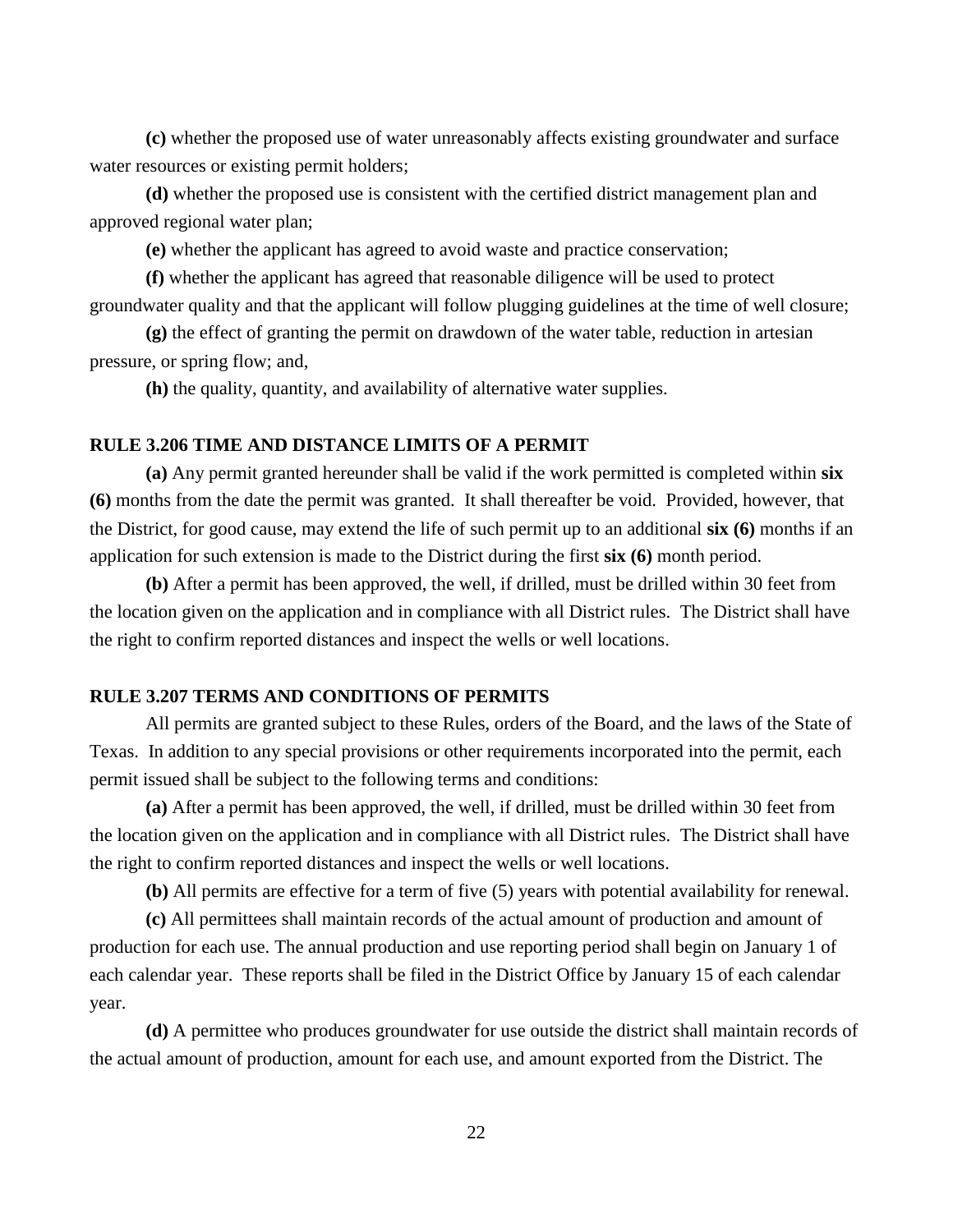**(c)** whether the proposed use of water unreasonably affects existing groundwater and surface water resources or existing permit holders;

**(d)** whether the proposed use is consistent with the certified district management plan and approved regional water plan;

**(e)** whether the applicant has agreed to avoid waste and practice conservation;

**(f)** whether the applicant has agreed that reasonable diligence will be used to protect groundwater quality and that the applicant will follow plugging guidelines at the time of well closure;

**(g)** the effect of granting the permit on drawdown of the water table, reduction in artesian pressure, or spring flow; and,

**(h)** the quality, quantity, and availability of alternative water supplies.

### RULE 3.206 TIME AND DISTANCE LIMITS OF A PERMIT

**(a)** Any permit granted hereunder shall be valid if the work permitted is completed within **six (6)** months from the date the permit was granted. It shall thereafter be void. Provided, however, that the District, for good cause, may extend the life of such permit up to an additional **six (6)** months if an application for such extension is made to the District during the first **six (6)** month period.

**(b)** After a permit has been approved, the well, if drilled, must be drilled within 30 feet from the location given on the application and in compliance with all District rules. The District shall have the right to confirm reported distances and inspect the wells or well locations.

### RULE 3.207 TERMS AND CONDITIONS OF PERMITS

All permits are granted subject to these Rules, orders of the Board, and the laws of the State of Texas. In addition to any special provisions or other requirements incorporated into the permit, each permit issued shall be subject to the following terms and conditions:

**(a)** After a permit has been approved, the well, if drilled, must be drilled within 30 feet from the location given on the application and in compliance with all District rules. The District shall have the right to confirm reported distances and inspect the wells or well locations.

**(b)** All permits are effective for a term of five (5) years with potential availability for renewal.

**(c)** All permittees shall maintain records of the actual amount of production and amount of production for each use. The annual production and use reporting period shall begin on January 1 of each calendar year. These reports shall be filed in the District Office by January 15 of each calendar year.

**(d)** A permittee who produces groundwater for use outside the district shall maintain records of the actual amount of production, amount for each use, and amount exported from the District. The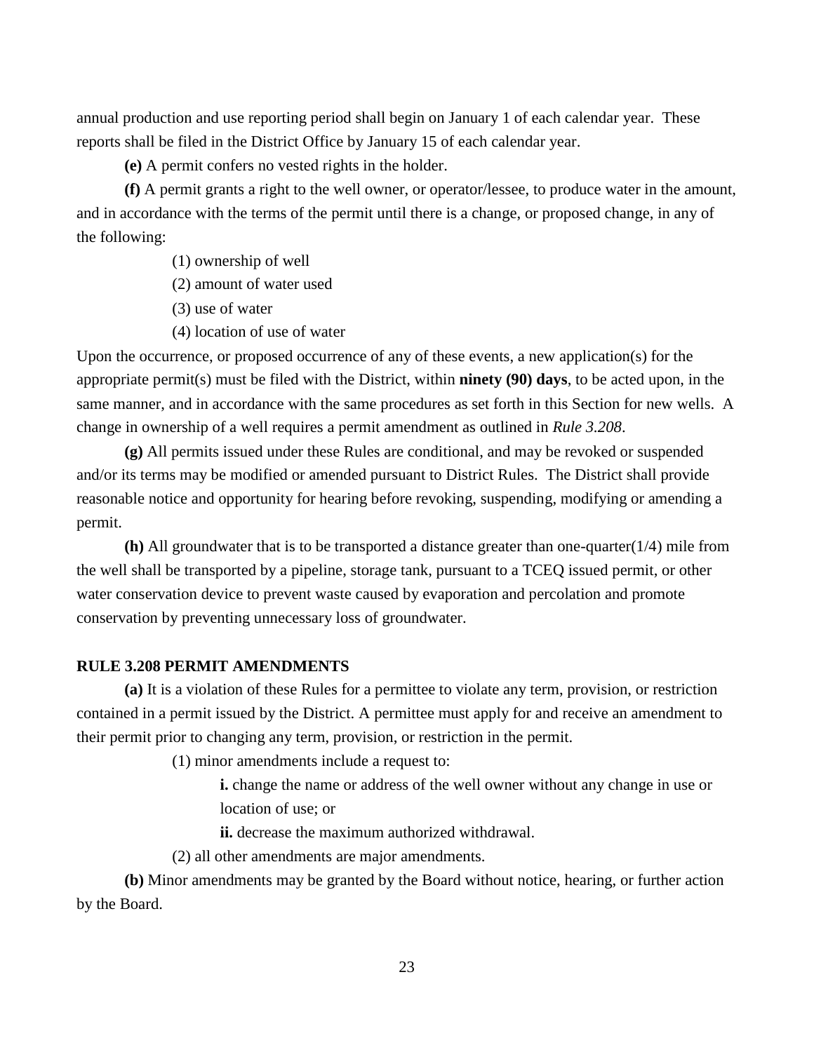annual production and use reporting period shall begin on January 1 of each calendar year. These reports shall be filed in the District Office by January 15 of each calendar year.

**(e)** A permit confers no vested rights in the holder.

**(f)** A permit grants a right to the well owner, or operator/lessee, to produce water in the amount, and in accordance with the terms of the permit until there is a change, or proposed change, in any of the following:

(1) ownership of well

(2) amount of water used

(3) use of water

(4) location of use of water

Upon the occurrence, or proposed occurrence of any of these events, a new application(s) for the appropriate permit(s) must be filed with the District, within **ninety (90) days**, to be acted upon, in the same manner, and in accordance with the same procedures as set forth in this Section for new wells. A change in ownership of a well requires a permit amendment as outlined in *Rule 3.208*.

**(g)** All permits issued under these Rules are conditional, and may be revoked or suspended and/or its terms may be modified or amended pursuant to District Rules. The District shall provide reasonable notice and opportunity for hearing before revoking, suspending, modifying or amending a permit.

**(h)** All groundwater that is to be transported a distance greater than one-quarter(1/4) mile from the well shall be transported by a pipeline, storage tank, pursuant to a TCEQ issued permit, or other water conservation device to prevent waste caused by evaporation and percolation and promote conservation by preventing unnecessary loss of groundwater.

**RULE 3.208 PERMIT AMENDMENTS**

**(a)** It is a violation of these Rules for a permittee to violate any term, provision, or restriction contained in a permit issued by the District. A permittee must apply for and receive an amendment to their permit prior to changing any term, provision, or restriction in the permit.

(1) minor amendments include a request to:

**i.** change the name or address of the well owner without any change in use or location of use; or

**ii.** decrease the maximum authorized withdrawal.

(2) all other amendments are major amendments.

**(b)** Minor amendments may be granted by the Board without notice, hearing, or further action by the Board.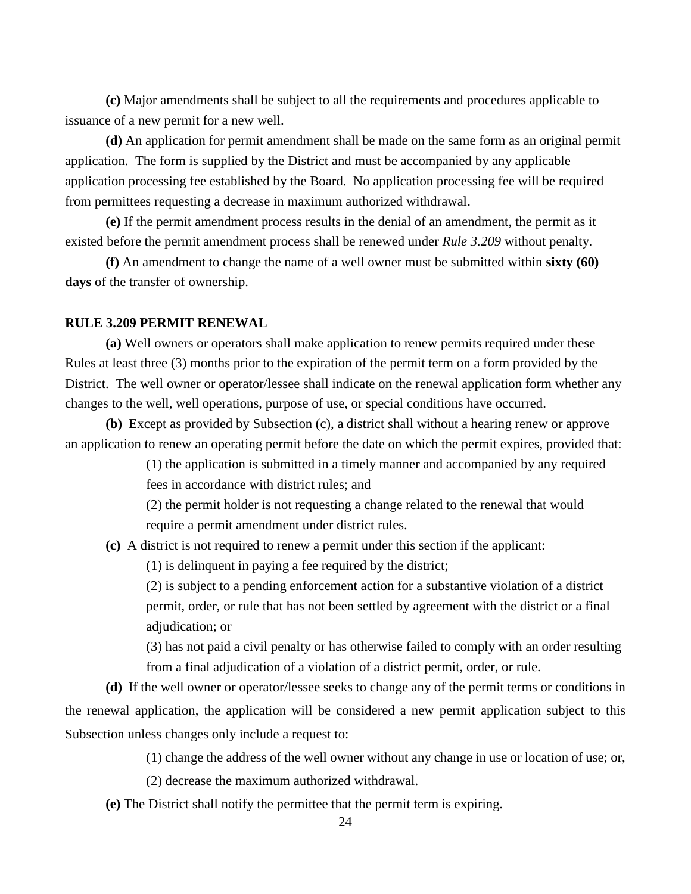**(c)** Major amendments shall be subject to all the requirements and procedures applicable to issuance of a new permit for a new well.

**(d)** An application for permit amendment shall be made on the same form as an original permit application. The form is supplied by the District and must be accompanied by any applicable application processing fee established by the Board. No application processing fee will be required from permittees requesting a decrease in maximum authorized withdrawal.

**(e)** If the permit amendment process results in the denial of an amendment, the permit as it existed before the permit amendment process shall be renewed under *Rule 3.209* without penalty.

**(f)** An amendment to change the name of a well owner must be submitted within **sixty (60) days** of the transfer of ownership.

## RULE 3.209 PERMIT RENEWAL

**(a)** Well owners or operators shall make application to renew permits required under these Rules at least three (3) months prior to the expiration of the permit term on a form provided by the District. The well owner or operator/lessee shall indicate on the renewal application form whether any changes to the well, well operations, purpose of use, or special conditions have occurred.

**(b)** Except as provided by Subsection (c), a district shall without a hearing renew or approve an application to renew an operating permit before the date on which the permit expires, provided that:

(1) the application is submitted in a timely manner and accompanied by any required fees in accordance with district rules; and

(2) the permit holder is not requesting a change related to the renewal that would require a permit amendment under district rules.

**(c)** A district is not required to renew a permit under this section if the applicant:

(1) is delinquent in paying a fee required by the district;

(2) is subject to a pending enforcement action for a substantive violation of a district permit, order, or rule that has not been settled by agreement with the district or a final adjudication; or

(3) has not paid a civil penalty or has otherwise failed to comply with an order resulting from a final adjudication of a violation of a district permit, order, or rule.

**(d)** If the well owner or operator/lessee seeks to change any of the permit terms or conditions in the renewal application, the application will be considered a new permit application subject to this Subsection unless changes only include a request to:

(1) change the address of the well owner without any change in use or location of use; or,

(2) decrease the maximum authorized withdrawal.

**(e)** The District shall notify the permittee that the permit term is expiring.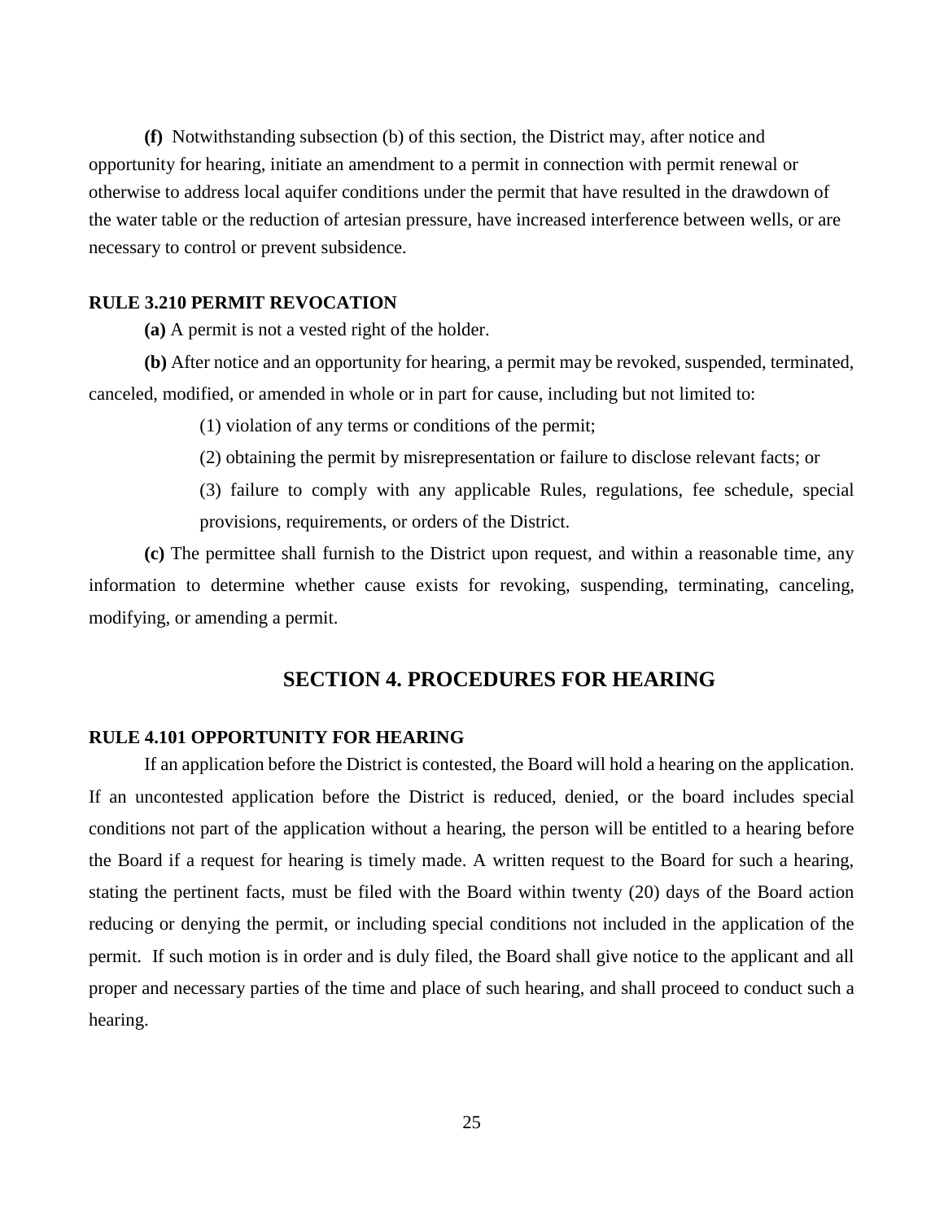**(f)** Notwithstanding subsection (b) of this section, the District may, after notice and opportunity for hearing, initiate an amendment to a permit in connection with permit renewal or otherwise to address local aquifer conditions under the permit that have resulted in the drawdown of the water table or the reduction of artesian pressure, have increased interference between wells, or are necessary to control or prevent subsidence.

### RULE 3.210 PERMIT REVOCATION

**(a)** A permit is not a vested right of the holder.

**(b)** After notice and an opportunity for hearing, a permit may be revoked, suspended, terminated, canceled, modified, or amended in whole or in part for cause, including but not limited to:

(1) violation of any terms or conditions of the permit;

(2) obtaining the permit by misrepresentation or failure to disclose relevant facts; or

(3) failure to comply with any applicable Rules, regulations, fee schedule, special provisions, requirements, or orders of the District.

**(c)** The permittee shall furnish to the District upon request, and within a reasonable time, any information to determine whether cause exists for revoking, suspending, terminating, canceling, modifying, or amending a permit.

## SECTION 4. PROCEDURES FOR HEARING

### RULE 4.101 OPPORTUNITY FOR HEARING

If an application before the District is contested, the Board will hold a hearing on the application. If an uncontested application before the District is reduced, denied, or the board includes special conditions not part of the application without a hearing, the person will be entitled to a hearing before the Board if a request for hearing is timely made. A written request to the Board for such a hearing, stating the pertinent facts, must be filed with the Board within twenty (20) days of the Board action reducing or denying the permit, or including special conditions not included in the application of the permit. If such motion is in order and is duly filed, the Board shall give notice to the applicant and all proper and necessary parties of the time and place of such hearing, and shall proceed to conduct such a hearing.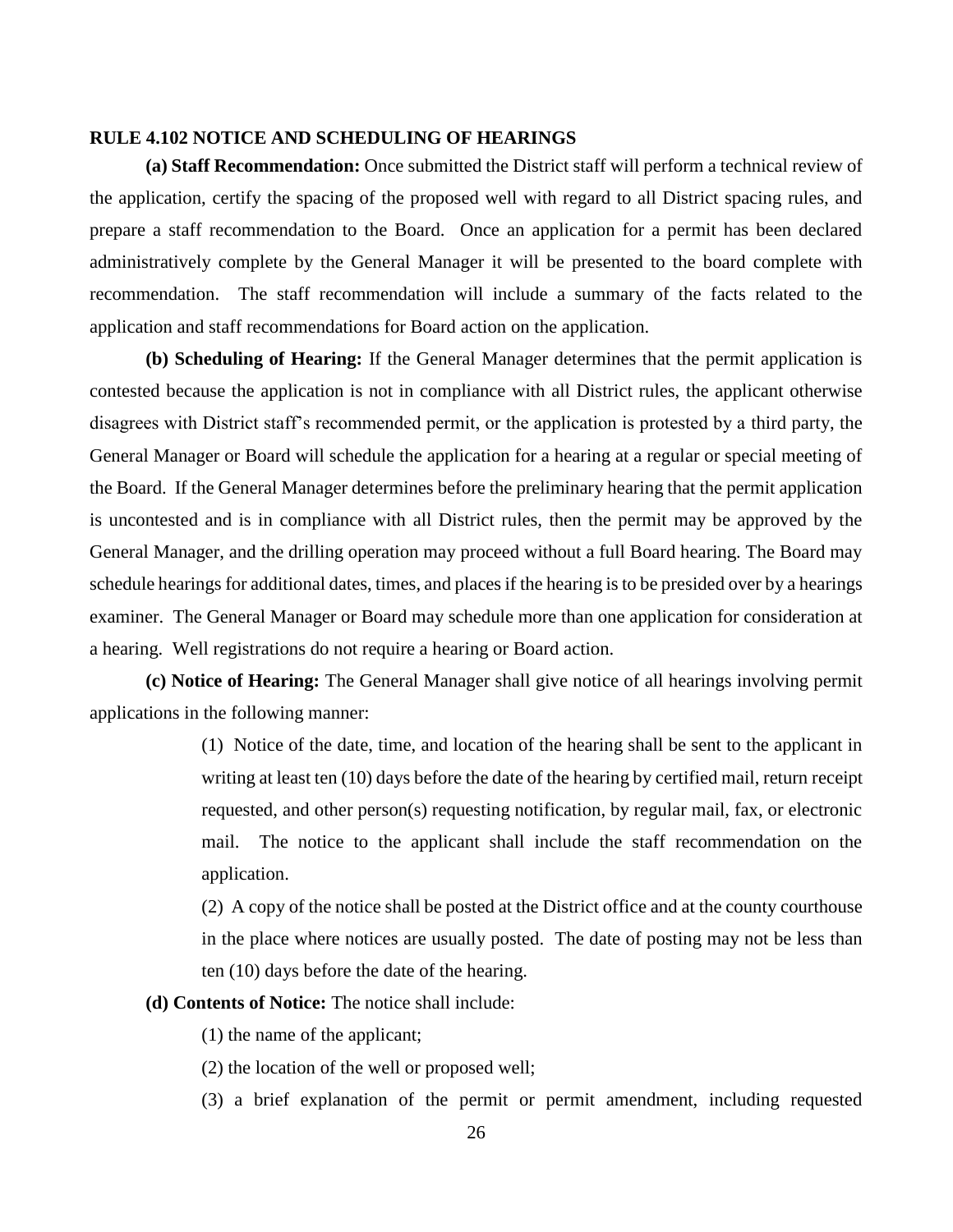## RULE 4.102 NOTICE AND SCHEDULING OF HEARINGS

**(a) Staff Recommendation:** Once submitted the District staff will perform a technical review of the application, certify the spacing of the proposed well with regard to all District spacing rules, and prepare a staff recommendation to the Board. Once an application for a permit has been declared administratively complete by the General Manager it will be presented to the board complete with recommendation. The staff recommendation will include a summary of the facts related to the application and staff recommendations for Board action on the application.

**(b) Scheduling of Hearing:** If the General Manager determines that the permit application is contested because the application is not in compliance with all District rules, the applicant otherwise disagrees with District staff's recommended permit, or the application is protested by a third party, the General Manager or Board will schedule the application for a hearing at a regular or special meeting of the Board. If the General Manager determines before the preliminary hearing that the permit application is uncontested and is in compliance with all District rules, then the permit may be approved by the General Manager, and the drilling operation may proceed without a full Board hearing. The Board may schedule hearings for additional dates, times, and places if the hearing is to be presided over by a hearings examiner. The General Manager or Board may schedule more than one application for consideration at a hearing. Well registrations do not require a hearing or Board action.

**(c) Notice of Hearing:** The General Manager shall give notice of all hearings involving permit applications in the following manner:

(1) Notice of the date, time, and location of the hearing shall be sent to the applicant in writing at least ten (10) days before the date of the hearing by certified mail, return receipt requested, and other person(s) requesting notification, by regular mail, fax, or electronic mail. The notice to the applicant shall include the staff recommendation on the application.

(2) A copy of the notice shall be posted at the District office and at the county courthouse in the place where notices are usually posted. The date of posting may not be less than ten (10) days before the date of the hearing.

**(d) Contents of Notice:** The notice shall include:

(1) the name of the applicant;

(2) the location of the well or proposed well;

(3) a brief explanation of the permit or permit amendment, including requested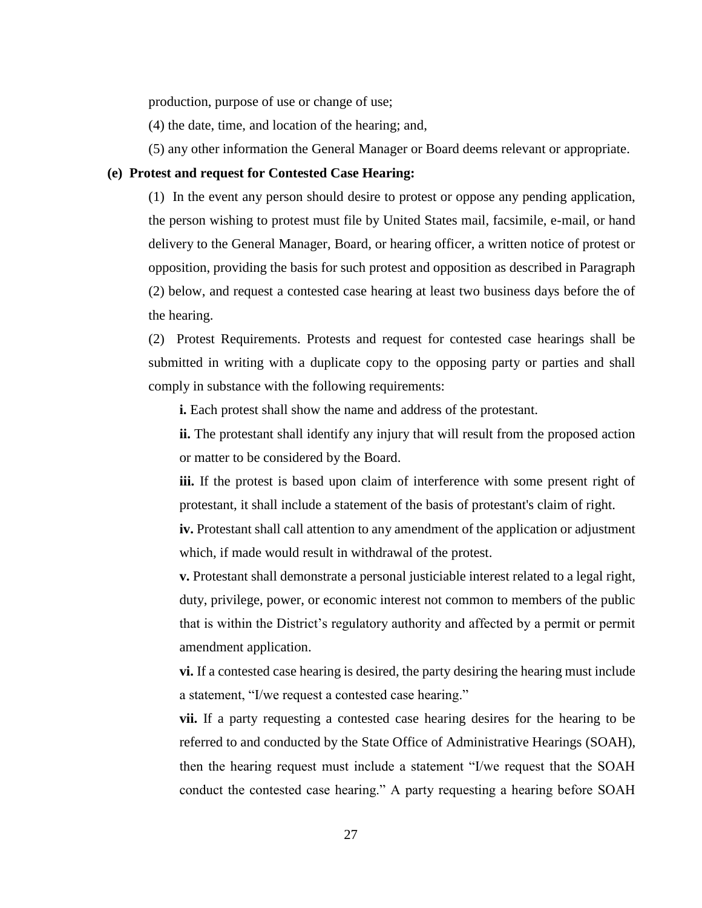production, purpose of use or change of use;

(4) the date, time, and location of the hearing; and,

(5) any other information the General Manager or Board deems relevant or appropriate.

**(e) Protest and request for Contested Case Hearing:**

(1) In the event any person should desire to protest or oppose any pending application, the person wishing to protest must file by United States mail, facsimile, e-mail, or hand delivery to the General Manager, Board, or hearing officer, a written notice of protest or opposition, providing the basis for such protest and opposition as described in Paragraph (2) below, and request a contested case hearing at least two business days before the of the hearing.

(2) Protest Requirements. Protests and request for contested case hearings shall be submitted in writing with a duplicate copy to the opposing party or parties and shall comply in substance with the following requirements:

**i.** Each protest shall show the name and address of the protestant.

**ii.** The protestant shall identify any injury that will result from the proposed action or matter to be considered by the Board.

**iii.** If the protest is based upon claim of interference with some present right of protestant, it shall include a statement of the basis of protestant's claim of right.

**iv.** Protestant shall call attention to any amendment of the application or adjustment which, if made would result in withdrawal of the protest.

**v.** Protestant shall demonstrate a personal justiciable interest related to a legal right, duty, privilege, power, or economic interest not common to members of the public that is within the District's regulatory authority and affected by a permit or permit amendment application.

**vi.** If a contested case hearing is desired, the party desiring the hearing must include a statement, "I/we request a contested case hearing."

**vii.** If a party requesting a contested case hearing desires for the hearing to be referred to and conducted by the State Office of Administrative Hearings (SOAH), then the hearing request must include a statement "I/we request that the SOAH conduct the contested case hearing." A party requesting a hearing before SOAH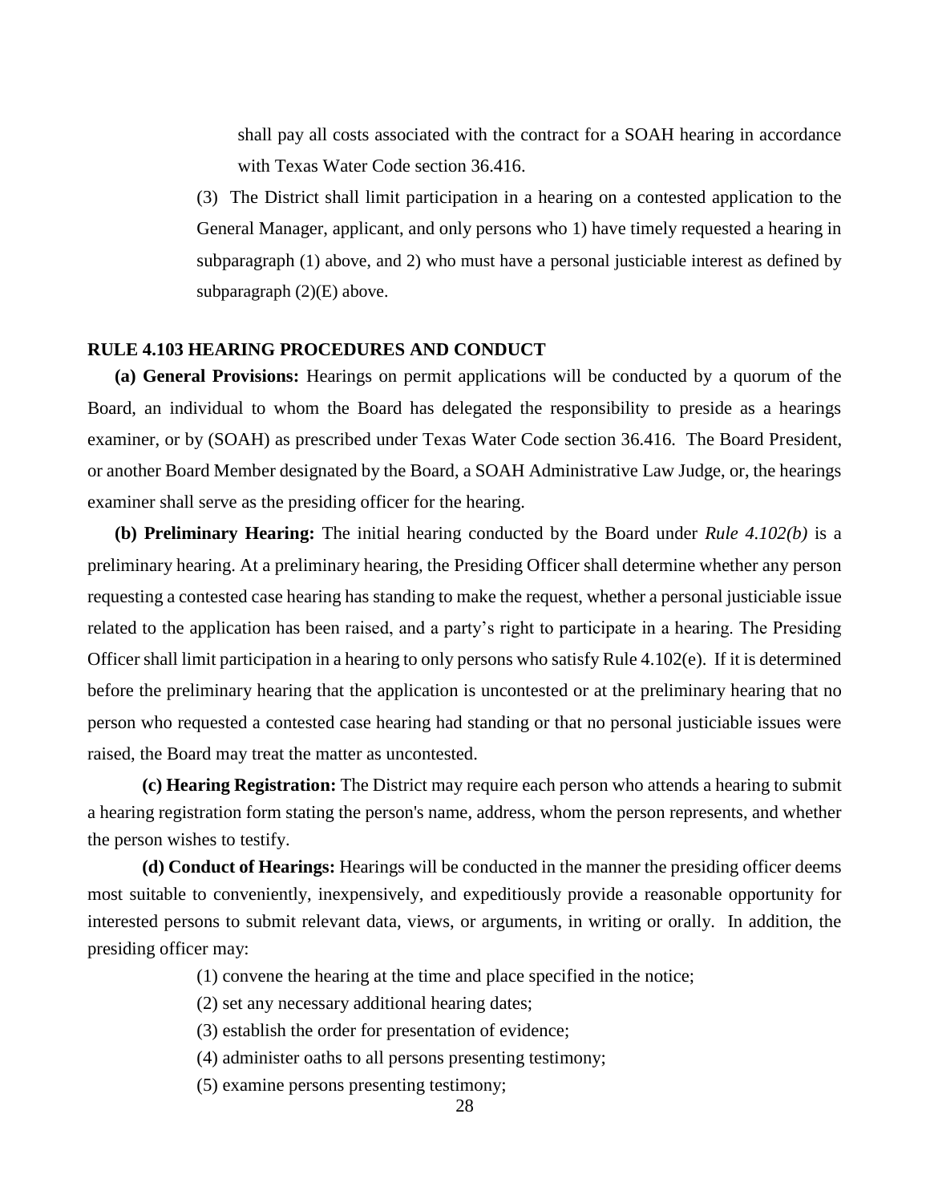shall pay all costs associated with the contract for a SOAH hearing in accordance with Texas Water Code section 36.416.

(3) The District shall limit participation in a hearing on a contested application to the General Manager, applicant, and only persons who 1) have timely requested a hearing in subparagraph (1) above, and 2) who must have a personal justiciable interest as defined by subparagraph (2)(E) above.

## RULE 4.103 HEARING PROCEDURES AND CONDUCT

**(a) General Provisions:** Hearings on permit applications will be conducted by a quorum of the Board, an individual to whom the Board has delegated the responsibility to preside as a hearings examiner, or by (SOAH) as prescribed under Texas Water Code section 36.416. The Board President, or another Board Member designated by the Board, a SOAH Administrative Law Judge, or, the hearings examiner shall serve as the presiding officer for the hearing.

**(b) Preliminary Hearing:** The initial hearing conducted by the Board under *Rule 4.102(b)* is a preliminary hearing. At a preliminary hearing, the Presiding Officer shall determine whether any person requesting a contested case hearing has standing to make the request, whether a personal justiciable issue related to the application has been raised, and a party's right to participate in a hearing. The Presiding Officer shall limit participation in a hearing to only persons who satisfy Rule 4.102(e). If it is determined before the preliminary hearing that the application is uncontested or at the preliminary hearing that no person who requested a contested case hearing had standing or that no personal justiciable issues were raised, the Board may treat the matter as uncontested.

**(c) Hearing Registration:** The District may require each person who attends a hearing to submit a hearing registration form stating the person's name, address, whom the person represents, and whether the person wishes to testify.

**(d) Conduct of Hearings:** Hearings will be conducted in the manner the presiding officer deems most suitable to conveniently, inexpensively, and expeditiously provide a reasonable opportunity for interested persons to submit relevant data, views, or arguments, in writing or orally. In addition, the presiding officer may:

(1) convene the hearing at the time and place specified in the notice;

(2) set any necessary additional hearing dates;

(3) establish the order for presentation of evidence;

(4) administer oaths to all persons presenting testimony;

(5) examine persons presenting testimony;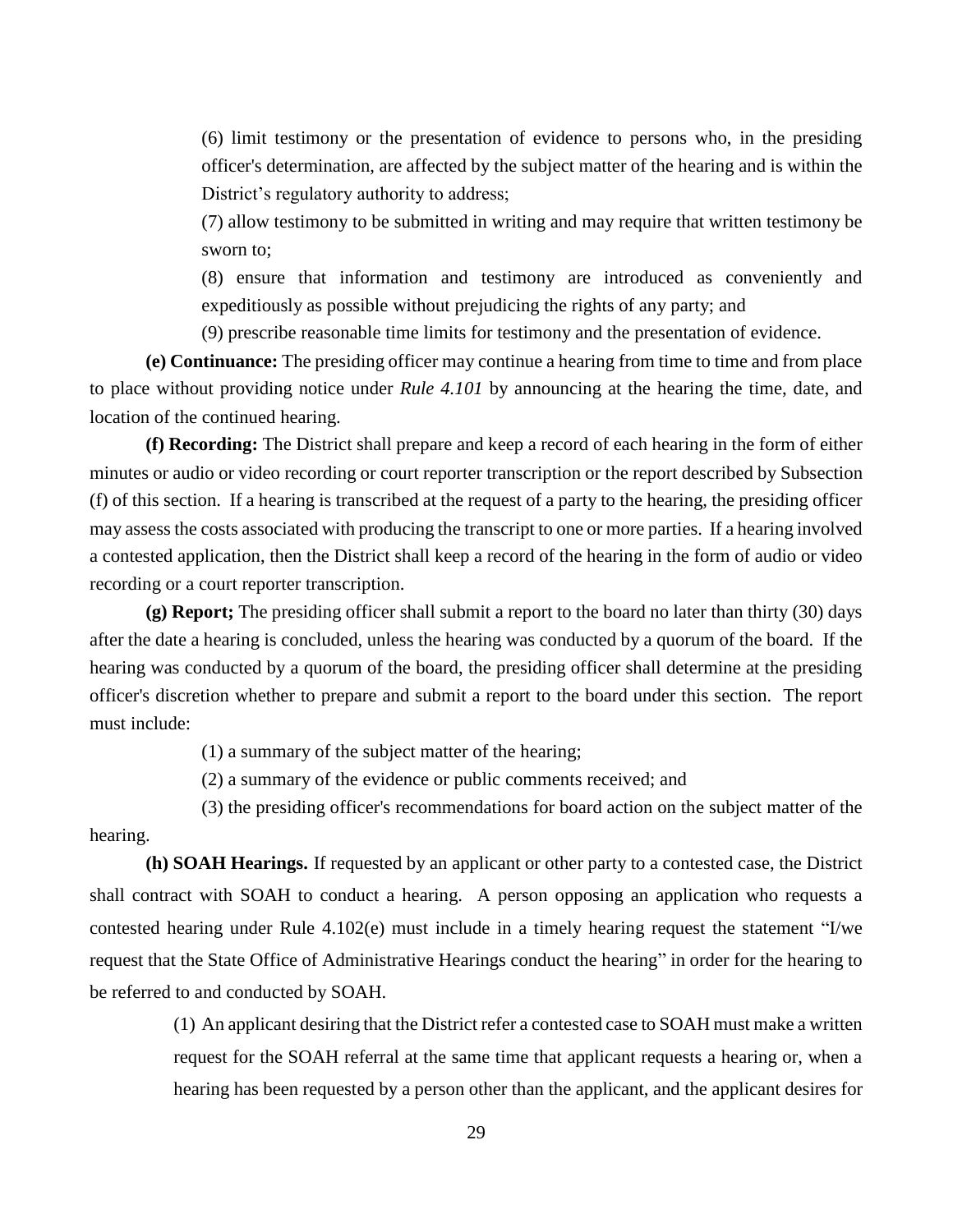(6) limit testimony or the presentation of evidence to persons who, in the presiding officer's determination, are affected by the subject matter of the hearing and is within the District's regulatory authority to address;

(7) allow testimony to be submitted in writing and may require that written testimony be sworn to;

(8) ensure that information and testimony are introduced as conveniently and expeditiously as possible without prejudicing the rights of any party; and

(9) prescribe reasonable time limits for testimony and the presentation of evidence.

**(e) Continuance:** The presiding officer may continue a hearing from time to time and from place to place without providing notice under *Rule 4.101* by announcing at the hearing the time, date, and location of the continued hearing.

**(f) Recording:** The District shall prepare and keep a record of each hearing in the form of either minutes or audio or video recording or court reporter transcription or the report described by Subsection (f) of this section. If a hearing is transcribed at the request of a party to the hearing, the presiding officer may assess the costs associated with producing the transcript to one or more parties. If a hearing involved a contested application, then the District shall keep a record of the hearing in the form of audio or video recording or a court reporter transcription.

**(g) Report;** The presiding officer shall submit a report to the board no later than thirty (30) days after the date a hearing is concluded, unless the hearing was conducted by a quorum of the board. If the hearing was conducted by a quorum of the board, the presiding officer shall determine at the presiding officer's discretion whether to prepare and submit a report to the board under this section. The report must include:

(1) a summary of the subject matter of the hearing;

(2) a summary of the evidence or public comments received; and

(3) the presiding officer's recommendations for board action on the subject matter of the hearing.

**(h) SOAH Hearings.** If requested by an applicant or other party to a contested case, the District shall contract with SOAH to conduct a hearing. A person opposing an application who requests a contested hearing under Rule 4.102(e) must include in a timely hearing request the statement "I/we request that the State Office of Administrative Hearings conduct the hearing" in order for the hearing to be referred to and conducted by SOAH.

(1) An applicant desiring that the District refer a contested case to SOAH must make a written request for the SOAH referral at the same time that applicant requests a hearing or, when a hearing has been requested by a person other than the applicant, and the applicant desires for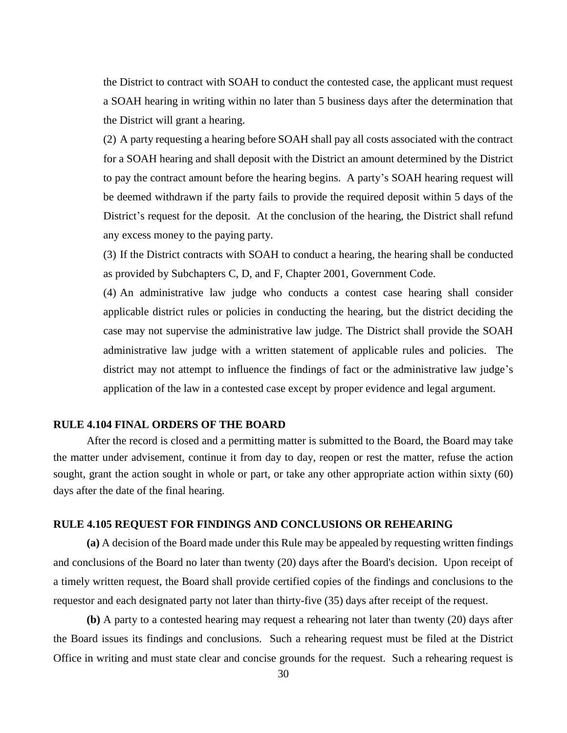the District to contract with SOAH to conduct the contested case, the applicant must request a SOAH hearing in writing within no later than 5 business days after the determination that the District will grant a hearing.

(2) A party requesting a hearing before SOAH shall pay all costs associated with the contract for a SOAH hearing and shall deposit with the District an amount determined by the District to pay the contract amount before the hearing begins. A party's SOAH hearing request will be deemed withdrawn if the party fails to provide the required deposit within 5 days of the District's request for the deposit. At the conclusion of the hearing, the District shall refund any excess money to the paying party.

(3) If the District contracts with SOAH to conduct a hearing, the hearing shall be conducted as provided by Subchapters C, D, and F, Chapter 2001, Government Code.

(4) An administrative law judge who conducts a contest case hearing shall consider applicable district rules or policies in conducting the hearing, but the district deciding the case may not supervise the administrative law judge. The District shall provide the SOAH administrative law judge with a written statement of applicable rules and policies. The district may not attempt to influence the findings of fact or the administrative law judge's application of the law in a contested case except by proper evidence and legal argument.

## RULE 4.104 FINAL ORDERS OF THE BOARD

After the record is closed and a permitting matter is submitted to the Board, the Board may take the matter under advisement, continue it from day to day, reopen or rest the matter, refuse the action sought, grant the action sought in whole or part, or take any other appropriate action within sixty (60) days after the date of the final hearing.

## RULE 4.105 REQUEST FOR FINDINGS AND CONCLUSIONS OR REHEARING

**(a)** A decision of the Board made under this Rule may be appealed by requesting written findings and conclusions of the Board no later than twenty (20) days after the Board's decision. Upon receipt of a timely written request, the Board shall provide certified copies of the findings and conclusions to the requestor and each designated party not later than thirty-five (35) days after receipt of the request.

**(b)** A party to a contested hearing may request a rehearing not later than twenty (20) days after the Board issues its findings and conclusions. Such a rehearing request must be filed at the District Office in writing and must state clear and concise grounds for the request. Such a rehearing request is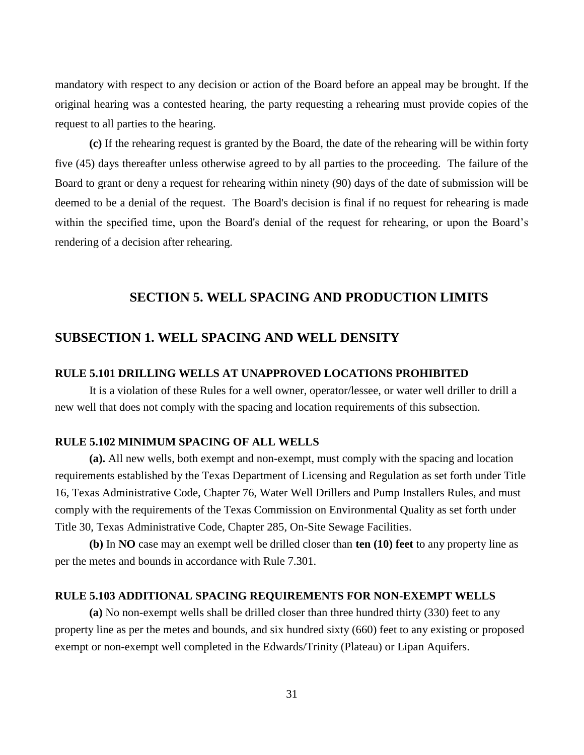mandatory with respect to any decision or action of the Board before an appeal may be brought. If the original hearing was a contested hearing, the party requesting a rehearing must provide copies of the request to all parties to the hearing.

**(c)** If the rehearing request is granted by the Board, the date of the rehearing will be within forty five (45) days thereafter unless otherwise agreed to by all parties to the proceeding. The failure of the Board to grant or deny a request for rehearing within ninety (90) days of the date of submission will be deemed to be a denial of the request. The Board's decision is final if no request for rehearing is made within the specified time, upon the Board's denial of the request for rehearing, or upon the Board's rendering of a decision after rehearing.

# SECTION 5. WELL SPACING AND PRODUCTION LIMITS

## SUBSECTION 1. WELL SPACING AND WELL DENSITY

### RULE 5.101 DRILLING WELLS AT UNAPPROVED LOCATIONS PROHIBITED

It is a violation of these Rules for a well owner, operator/lessee, or water well driller to drill a new well that does not comply with the spacing and location requirements of this subsection.

### RULE 5.102 MINIMUM SPACING OF ALL WELLS

**(a).** All new wells, both exempt and non-exempt, must comply with the spacing and location requirements established by the Texas Department of Licensing and Regulation as set forth under Title 16, Texas Administrative Code, Chapter 76, Water Well Drillers and Pump Installers Rules, and must comply with the requirements of the Texas Commission on Environmental Quality as set forth under Title 30, Texas Administrative Code, Chapter 285, On-Site Sewage Facilities.

**(b)** In **NO** case may an exempt well be drilled closer than **ten (10) feet** to any property line as per the metes and bounds in accordance with Rule 7.301.

### RULE 5.103 ADDITIONAL SPACING REQUIREMENTS FOR NON-EXEMPT WELLS

**(a)** No non-exempt wells shall be drilled closer than three hundred thirty (330) feet to any property line as per the metes and bounds, and six hundred sixty (660) feet to any existing or proposed exempt or non-exempt well completed in the Edwards/Trinity (Plateau) or Lipan Aquifers.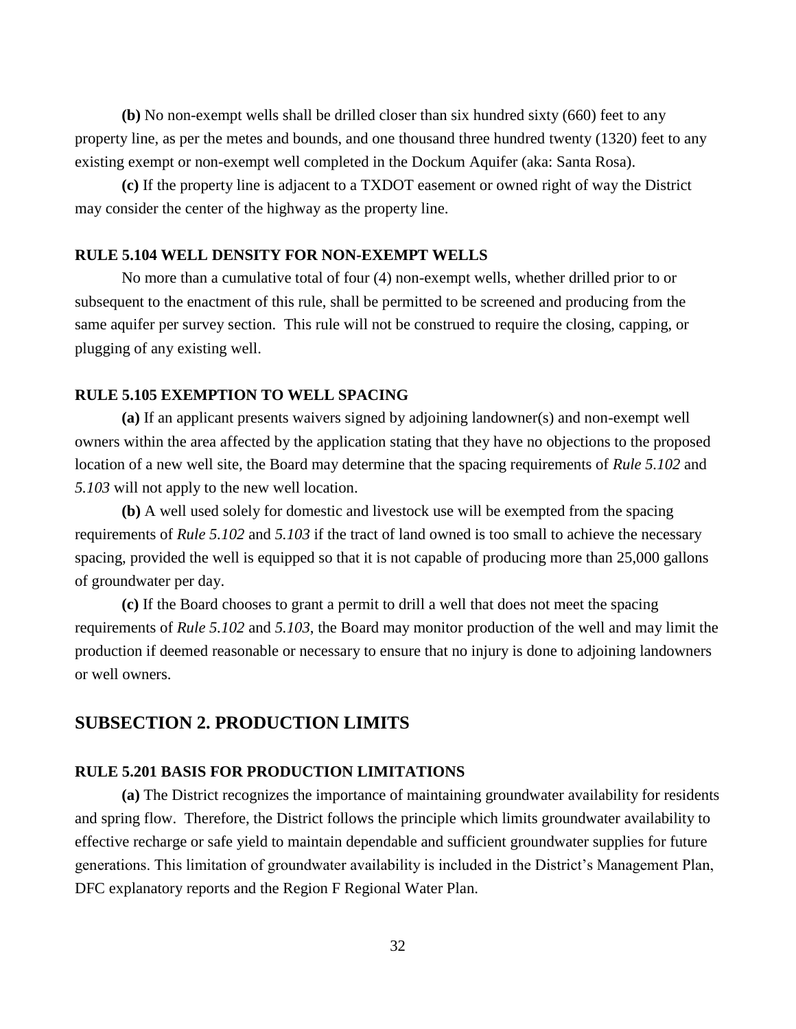**(b)** No non-exempt wells shall be drilled closer than six hundred sixty (660) feet to any property line, as per the metes and bounds, and one thousand three hundred twenty (1320) feet to any existing exempt or non-exempt well completed in the Dockum Aquifer (aka: Santa Rosa).

**(c)** If the property line is adjacent to a TXDOT easement or owned right of way the District may consider the center of the highway as the property line.

### RULE 5.104 WELL DENSITY FOR NON-EXEMPT WELLS

No more than a cumulative total of four (4) non-exempt wells, whether drilled prior to or subsequent to the enactment of this rule, shall be permitted to be screened and producing from the same aquifer per survey section. This rule will not be construed to require the closing, capping, or plugging of any existing well.

### RULE 5.105 EXEMPTION TO WELL SPACING

**(a)** If an applicant presents waivers signed by adjoining landowner(s) and non-exempt well owners within the area affected by the application stating that they have no objections to the proposed location of a new well site, the Board may determine that the spacing requirements of *Rule 5.102* and *5.103* will not apply to the new well location.

**(b)** A well used solely for domestic and livestock use will be exempted from the spacing requirements of *Rule 5.102* and *5.103* if the tract of land owned is too small to achieve the necessary spacing, provided the well is equipped so that it is not capable of producing more than 25,000 gallons of groundwater per day.

**(c)** If the Board chooses to grant a permit to drill a well that does not meet the spacing requirements of *Rule 5.102* and *5.103*, the Board may monitor production of the well and may limit the production if deemed reasonable or necessary to ensure that no injury is done to adjoining landowners or well owners.

## SUBSECTION 2. PRODUCTION LIMITS

### RULE 5.201 BASIS FOR PRODUCTION LIMITATIONS

**(a)** The District recognizes the importance of maintaining groundwater availability for residents and spring flow. Therefore, the District follows the principle which limits groundwater availability to effective recharge or safe yield to maintain dependable and sufficient groundwater supplies for future generations. This limitation of groundwater availability is included in the District's Management Plan, DFC explanatory reports and the Region F Regional Water Plan.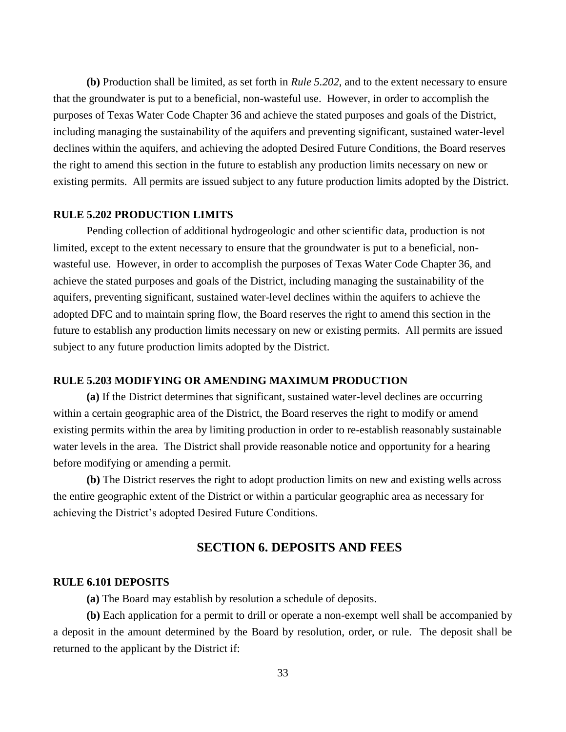**(b)** Production shall be limited, as set forth in *Rule 5.202*, and to the extent necessary to ensure that the groundwater is put to a beneficial, non-wasteful use. However, in order to accomplish the purposes of Texas Water Code Chapter 36 and achieve the stated purposes and goals of the District, including managing the sustainability of the aquifers and preventing significant, sustained water-level declines within the aquifers, and achieving the adopted Desired Future Conditions, the Board reserves the right to amend this section in the future to establish any production limits necessary on new or existing permits. All permits are issued subject to any future production limits adopted by the District.

#### RULE 5.202 PRODUCTION LIMITS

Pending collection of additional hydrogeologic and other scientific data, production is not limited, except to the extent necessary to ensure that the groundwater is put to a beneficial, non-wasteful use. However, in order to accomplish the purposes of Texas Water Code Chapter 36, and achieve the stated purposes and goals of the District, including managing the sustainability of the aquifers, preventing significant, sustained water-level declines within the aquifers to achieve the adopted DFC and to maintain spring flow, the Board reserves the right to amend this section in the future to establish any production limits necessary on new or existing permits. All permits are issued subject to any future production limits adopted by the District.

#### RULE 5.203 MODIFYING OR AMENDING MAXIMUM PRODUCTION

**(a)** If the District determines that significant, sustained water-level declines are occurring within a certain geographic area of the District, the Board reserves the right to modify or amend existing permits within the area by limiting production in order to re-establish reasonably sustainable water levels in the area. The District shall provide reasonable notice and opportunity for a hearing before modifying or amending a permit.

**(b)** The District reserves the right to adopt production limits on new and existing wells across the entire geographic extent of the District or within a particular geographic area as necessary for achieving the District's adopted Desired Future Conditions.

## SECTION 6. DEPOSITS AND FEES

#### RULE 6.101 DEPOSITS

**(a)** The Board may establish by resolution a schedule of deposits.

**(b)** Each application for a permit to drill or operate a non-exempt well shall be accompanied by a deposit in the amount determined by the Board by resolution, order, or rule. The deposit shall be returned to the applicant by the District if: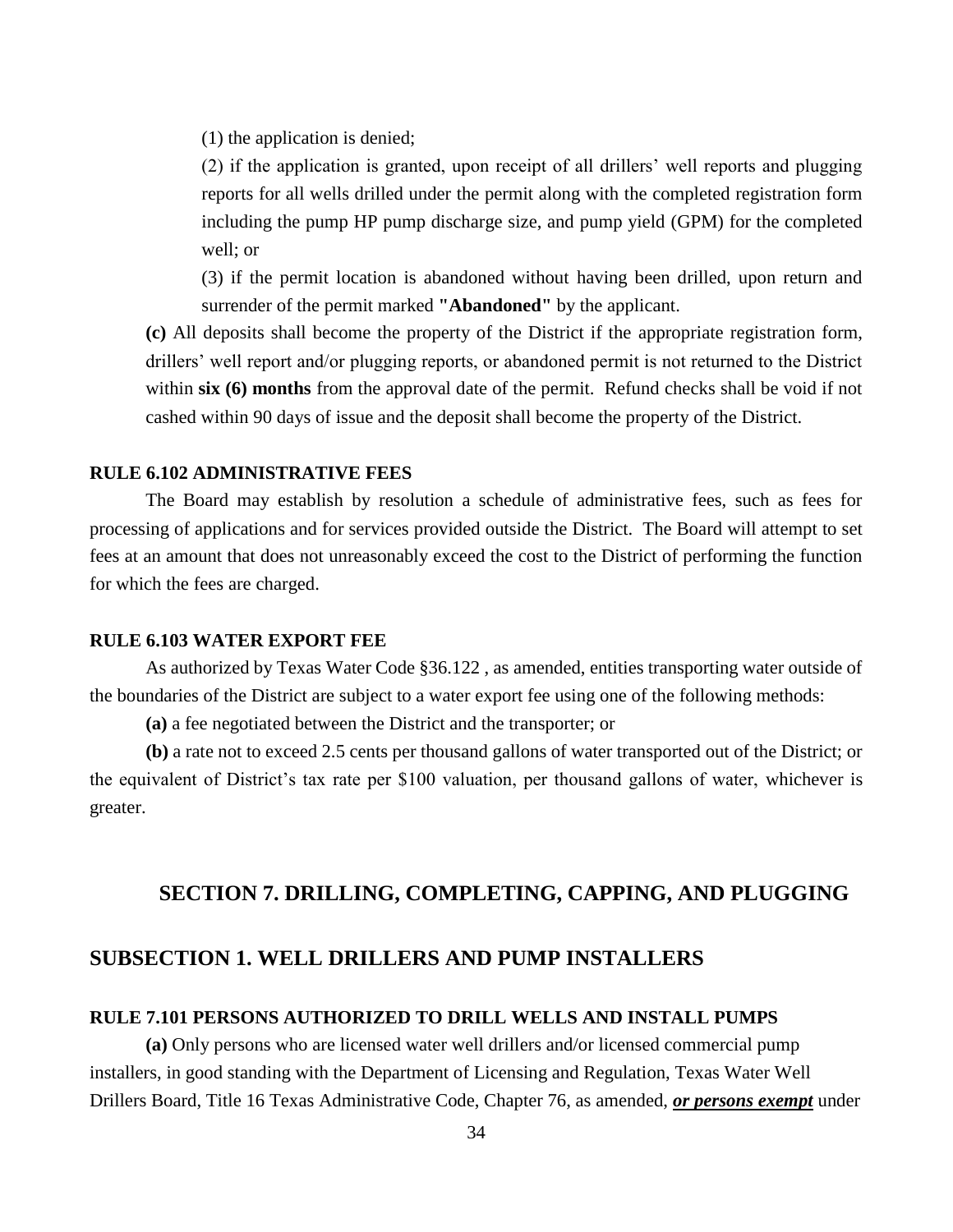(1) the application is denied;

(2) if the application is granted, upon receipt of all drillers' well reports and plugging reports for all wells drilled under the permit along with the completed registration form including the pump HP pump discharge size, and pump yield (GPM) for the completed well; or

(3) if the permit location is abandoned without having been drilled, upon return and surrender of the permit marked **"Abandoned"** by the applicant.

**(c)** All deposits shall become the property of the District if the appropriate registration form, drillers' well report and/or plugging reports, or abandoned permit is not returned to the District within **six (6) months** from the approval date of the permit. Refund checks shall be void if not cashed within 90 days of issue and the deposit shall become the property of the District.

#### RULE 6.102 ADMINISTRATIVE FEES

The Board may establish by resolution a schedule of administrative fees, such as fees for processing of applications and for services provided outside the District. The Board will attempt to set fees at an amount that does not unreasonably exceed the cost to the District of performing the function for which the fees are charged.

#### RULE 6.103 WATER EXPORT FEE

As authorized by Texas Water Code §36.122 , as amended, entities transporting water outside of the boundaries of the District are subject to a water export fee using one of the following methods:

**(a)** a fee negotiated between the District and the transporter; or

**(b)** a rate not to exceed 2.5 cents per thousand gallons of water transported out of the District; or the equivalent of District's tax rate per $100 valuation, per thousand gallons of water, whichever is greater.

## SECTION 7. DRILLING, COMPLETING, CAPPING, AND PLUGGING

### SUBSECTION 1. WELL DRILLERS AND PUMP INSTALLERS

#### RULE 7.101 PERSONS AUTHORIZED TO DRILL WELLS AND INSTALL PUMPS

**(a)** Only persons who are licensed water well drillers and/or licensed commercial pump installers, in good standing with the Department of Licensing and Regulation, Texas Water Well Drillers Board, Title 16 Texas Administrative Code, Chapter 76, as amended, ***or persons exempt*** under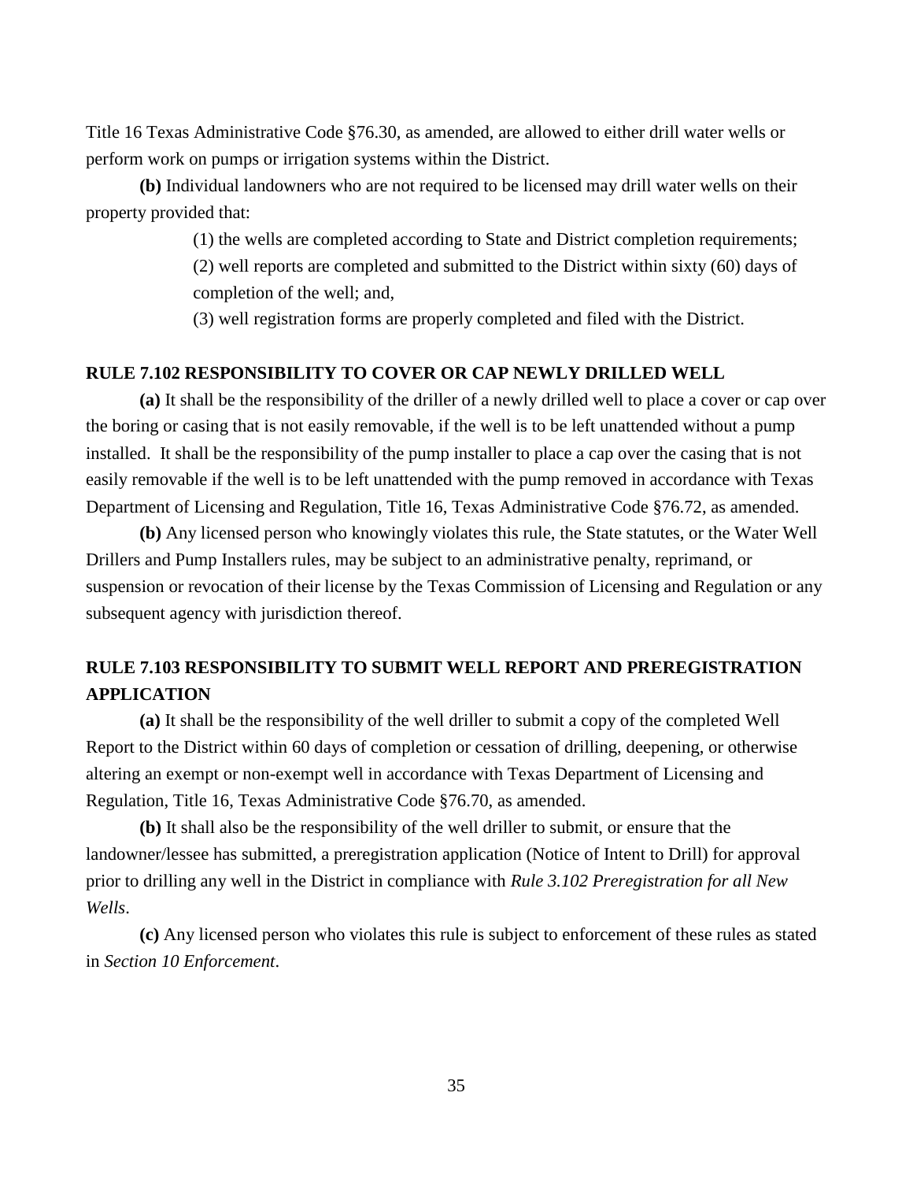Title 16 Texas Administrative Code §76.30, as amended, are allowed to either drill water wells or perform work on pumps or irrigation systems within the District.

**(b)** Individual landowners who are not required to be licensed may drill water wells on their property provided that:

(1) the wells are completed according to State and District completion requirements;

(2) well reports are completed and submitted to the District within sixty (60) days of completion of the well; and,

(3) well registration forms are properly completed and filed with the District.

### RULE 7.102 RESPONSIBILITY TO COVER OR CAP NEWLY DRILLED WELL

**(a)** It shall be the responsibility of the driller of a newly drilled well to place a cover or cap over the boring or casing that is not easily removable, if the well is to be left unattended without a pump installed. It shall be the responsibility of the pump installer to place a cap over the casing that is not easily removable if the well is to be left unattended with the pump removed in accordance with Texas Department of Licensing and Regulation, Title 16, Texas Administrative Code §76.72, as amended.

**(b)** Any licensed person who knowingly violates this rule, the State statutes, or the Water Well Drillers and Pump Installers rules, may be subject to an administrative penalty, reprimand, or suspension or revocation of their license by the Texas Commission of Licensing and Regulation or any subsequent agency with jurisdiction thereof.

### RULE 7.103 RESPONSIBILITY TO SUBMIT WELL REPORT AND PREREGISTRATION APPLICATION

**(a)** It shall be the responsibility of the well driller to submit a copy of the completed Well Report to the District within 60 days of completion or cessation of drilling, deepening, or otherwise altering an exempt or non-exempt well in accordance with Texas Department of Licensing and Regulation, Title 16, Texas Administrative Code §76.70, as amended.

**(b)** It shall also be the responsibility of the well driller to submit, or ensure that the landowner/lessee has submitted, a preregistration application (Notice of Intent to Drill) for approval prior to drilling any well in the District in compliance with *Rule 3.102 Preregistration for all New Wells*.

**(c)** Any licensed person who violates this rule is subject to enforcement of these rules as stated in *Section 10 Enforcement*.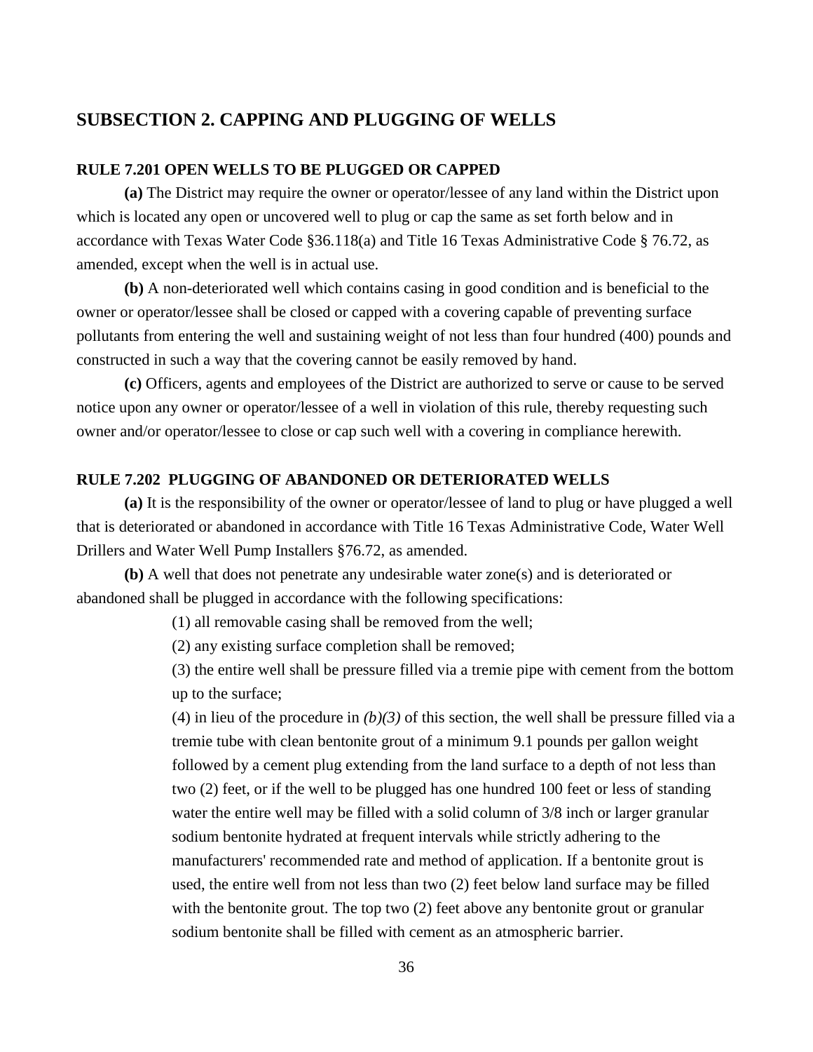## SUBSECTION 2. CAPPING AND PLUGGING OF WELLS

### RULE 7.201 OPEN WELLS TO BE PLUGGED OR CAPPED

**(a)** The District may require the owner or operator/lessee of any land within the District upon which is located any open or uncovered well to plug or cap the same as set forth below and in accordance with Texas Water Code §36.118(a) and Title 16 Texas Administrative Code § 76.72, as amended, except when the well is in actual use.

**(b)** A non-deteriorated well which contains casing in good condition and is beneficial to the owner or operator/lessee shall be closed or capped with a covering capable of preventing surface pollutants from entering the well and sustaining weight of not less than four hundred (400) pounds and constructed in such a way that the covering cannot be easily removed by hand.

**(c)** Officers, agents and employees of the District are authorized to serve or cause to be served notice upon any owner or operator/lessee of a well in violation of this rule, thereby requesting such owner and/or operator/lessee to close or cap such well with a covering in compliance herewith.

### RULE 7.202 PLUGGING OF ABANDONED OR DETERIORATED WELLS

**(a)** It is the responsibility of the owner or operator/lessee of land to plug or have plugged a well that is deteriorated or abandoned in accordance with Title 16 Texas Administrative Code, Water Well Drillers and Water Well Pump Installers §76.72, as amended.

**(b)** A well that does not penetrate any undesirable water zone(s) and is deteriorated or abandoned shall be plugged in accordance with the following specifications:

(1) all removable casing shall be removed from the well;

(2) any existing surface completion shall be removed;

(3) the entire well shall be pressure filled via a tremie pipe with cement from the bottom up to the surface;

(4) in lieu of the procedure in *(b)(3)* of this section, the well shall be pressure filled via a tremie tube with clean bentonite grout of a minimum 9.1 pounds per gallon weight followed by a cement plug extending from the land surface to a depth of not less than two (2) feet, or if the well to be plugged has one hundred 100 feet or less of standing water the entire well may be filled with a solid column of 3/8 inch or larger granular sodium bentonite hydrated at frequent intervals while strictly adhering to the manufacturers' recommended rate and method of application. If a bentonite grout is used, the entire well from not less than two (2) feet below land surface may be filled with the bentonite grout. The top two (2) feet above any bentonite grout or granular sodium bentonite shall be filled with cement as an atmospheric barrier.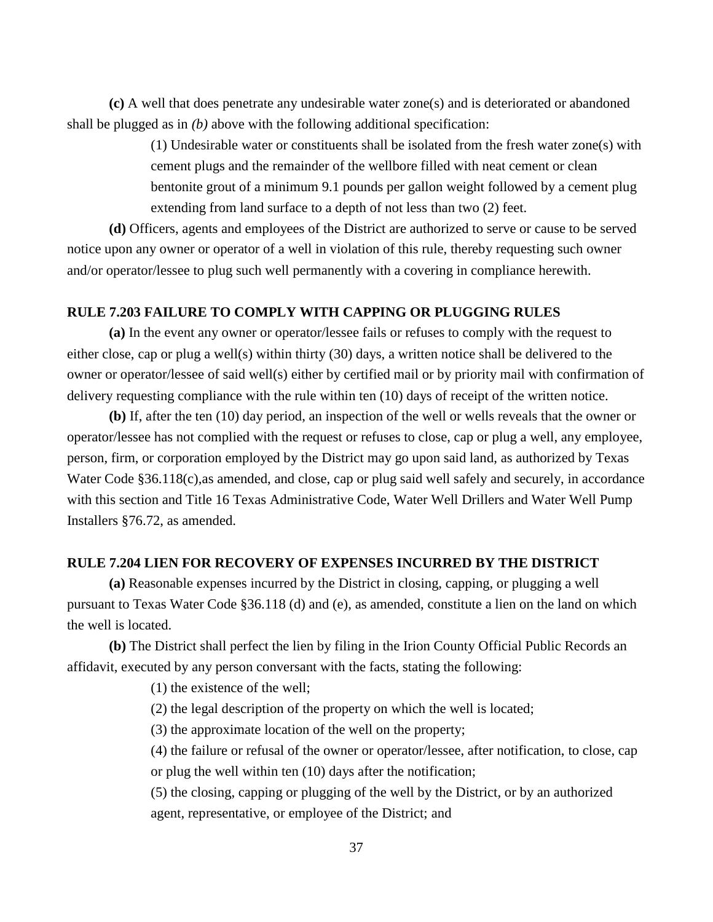**(c)** A well that does penetrate any undesirable water zone(s) and is deteriorated or abandoned shall be plugged as in *(b)* above with the following additional specification:

(1) Undesirable water or constituents shall be isolated from the fresh water zone(s) with cement plugs and the remainder of the wellbore filled with neat cement or clean bentonite grout of a minimum 9.1 pounds per gallon weight followed by a cement plug extending from land surface to a depth of not less than two (2) feet.

**(d)** Officers, agents and employees of the District are authorized to serve or cause to be served notice upon any owner or operator of a well in violation of this rule, thereby requesting such owner and/or operator/lessee to plug such well permanently with a covering in compliance herewith.

**RULE 7.203 FAILURE TO COMPLY WITH CAPPING OR PLUGGING RULES**

**(a)** In the event any owner or operator/lessee fails or refuses to comply with the request to either close, cap or plug a well(s) within thirty (30) days, a written notice shall be delivered to the owner or operator/lessee of said well(s) either by certified mail or by priority mail with confirmation of delivery requesting compliance with the rule within ten (10) days of receipt of the written notice.

**(b)** If, after the ten (10) day period, an inspection of the well or wells reveals that the owner or operator/lessee has not complied with the request or refuses to close, cap or plug a well, any employee, person, firm, or corporation employed by the District may go upon said land, as authorized by Texas Water Code §36.118(c),as amended, and close, cap or plug said well safely and securely, in accordance with this section and Title 16 Texas Administrative Code, Water Well Drillers and Water Well Pump Installers §76.72, as amended.

**RULE 7.204 LIEN FOR RECOVERY OF EXPENSES INCURRED BY THE DISTRICT**

**(a)** Reasonable expenses incurred by the District in closing, capping, or plugging a well pursuant to Texas Water Code §36.118 (d) and (e), as amended, constitute a lien on the land on which the well is located.

**(b)** The District shall perfect the lien by filing in the Irion County Official Public Records an affidavit, executed by any person conversant with the facts, stating the following:

(1) the existence of the well;

(2) the legal description of the property on which the well is located;

(3) the approximate location of the well on the property;

(4) the failure or refusal of the owner or operator/lessee, after notification, to close, cap or plug the well within ten (10) days after the notification;

(5) the closing, capping or plugging of the well by the District, or by an authorized agent, representative, or employee of the District; and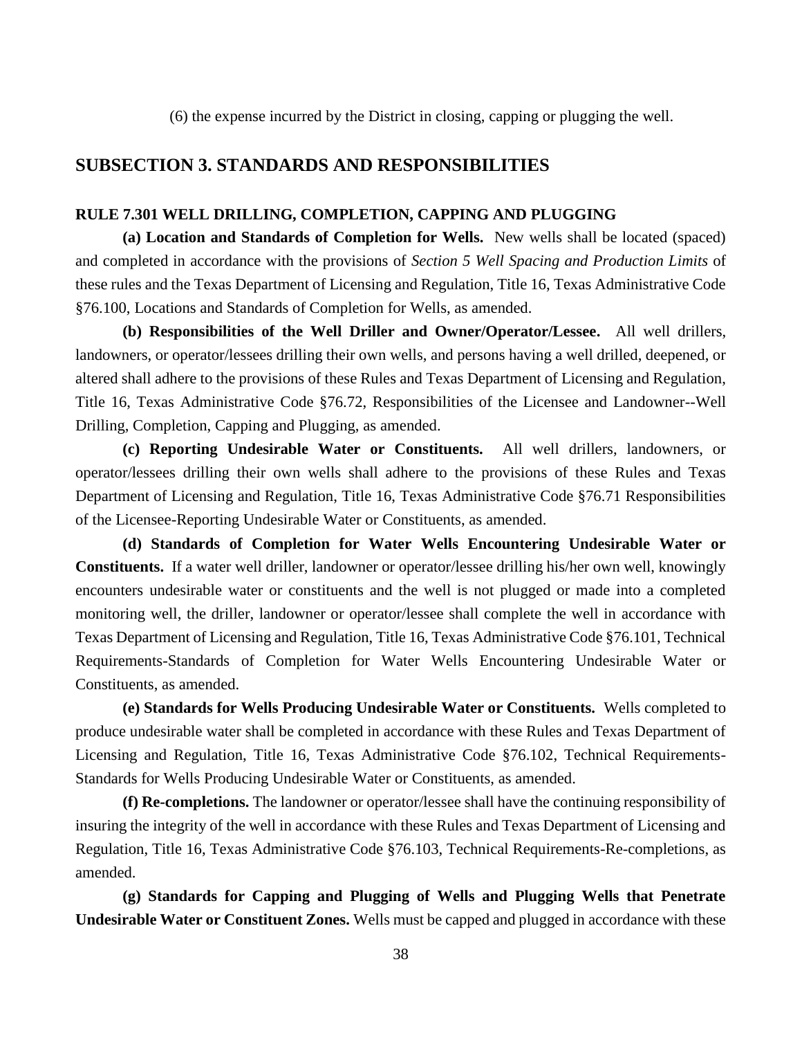(6) the expense incurred by the District in closing, capping or plugging the well.

## SUBSECTION 3. STANDARDS AND RESPONSIBILITIES

### RULE 7.301 WELL DRILLING, COMPLETION, CAPPING AND PLUGGING

**(a) Location and Standards of Completion for Wells.** New wells shall be located (spaced) and completed in accordance with the provisions of *Section 5 Well Spacing and Production Limits* of these rules and the Texas Department of Licensing and Regulation, Title 16, Texas Administrative Code §76.100, Locations and Standards of Completion for Wells, as amended.

**(b) Responsibilities of the Well Driller and Owner/Operator/Lessee.** All well drillers, landowners, or operator/lessees drilling their own wells, and persons having a well drilled, deepened, or altered shall adhere to the provisions of these Rules and Texas Department of Licensing and Regulation, Title 16, Texas Administrative Code §76.72, Responsibilities of the Licensee and Landowner--Well Drilling, Completion, Capping and Plugging, as amended.

**(c) Reporting Undesirable Water or Constituents.** All well drillers, landowners, or operator/lessees drilling their own wells shall adhere to the provisions of these Rules and Texas Department of Licensing and Regulation, Title 16, Texas Administrative Code §76.71 Responsibilities of the Licensee-Reporting Undesirable Water or Constituents, as amended.

**(d) Standards of Completion for Water Wells Encountering Undesirable Water or Constituents.** If a water well driller, landowner or operator/lessee drilling his/her own well, knowingly encounters undesirable water or constituents and the well is not plugged or made into a completed monitoring well, the driller, landowner or operator/lessee shall complete the well in accordance with Texas Department of Licensing and Regulation, Title 16, Texas Administrative Code §76.101, Technical Requirements-Standards of Completion for Water Wells Encountering Undesirable Water or Constituents, as amended.

**(e) Standards for Wells Producing Undesirable Water or Constituents.** Wells completed to produce undesirable water shall be completed in accordance with these Rules and Texas Department of Licensing and Regulation, Title 16, Texas Administrative Code §76.102, Technical Requirements-Standards for Wells Producing Undesirable Water or Constituents, as amended.

**(f) Re-completions.** The landowner or operator/lessee shall have the continuing responsibility of insuring the integrity of the well in accordance with these Rules and Texas Department of Licensing and Regulation, Title 16, Texas Administrative Code §76.103, Technical Requirements-Re-completions, as amended.

**(g) Standards for Capping and Plugging of Wells and Plugging Wells that Penetrate Undesirable Water or Constituent Zones.** Wells must be capped and plugged in accordance with these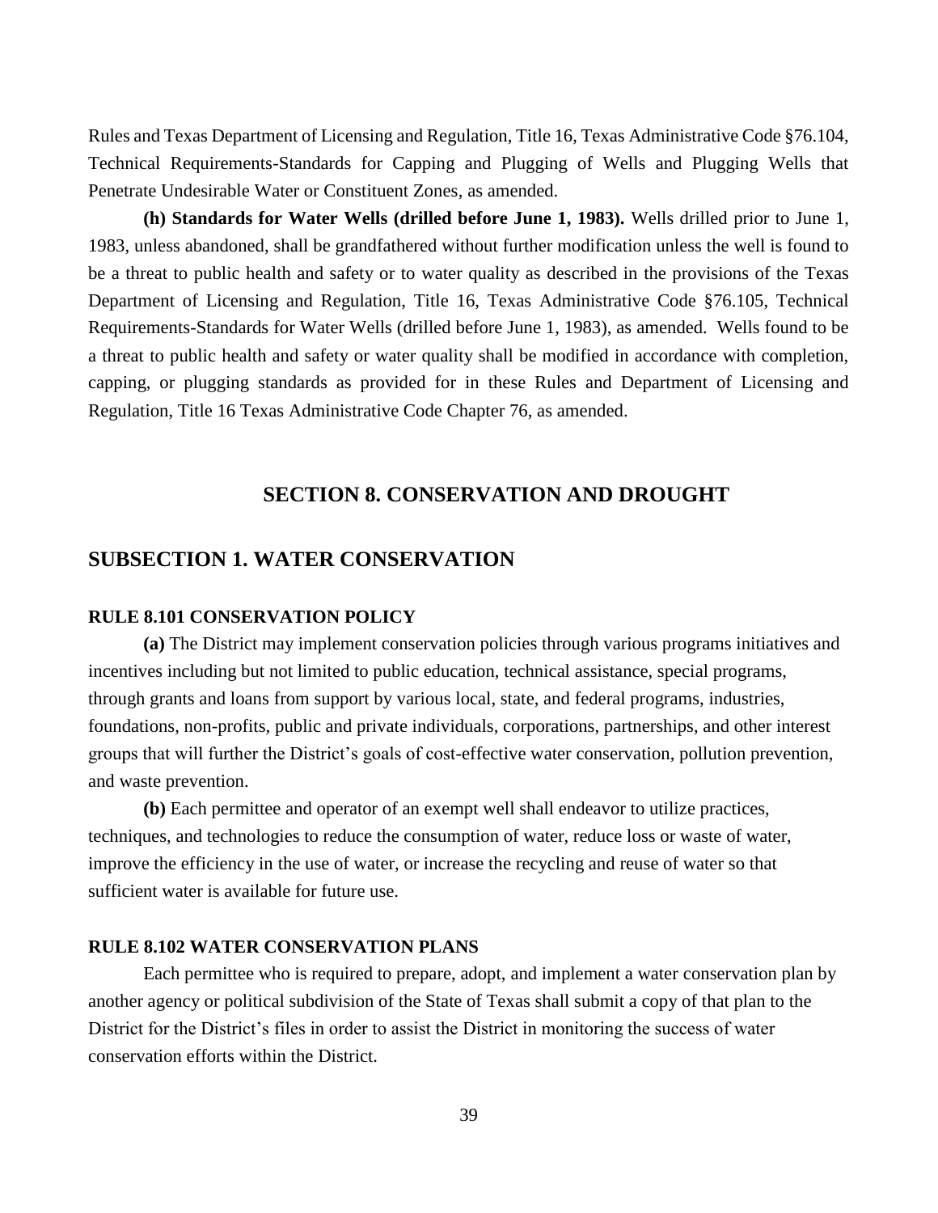Rules and Texas Department of Licensing and Regulation, Title 16, Texas Administrative Code §76.104, Technical Requirements-Standards for Capping and Plugging of Wells and Plugging Wells that Penetrate Undesirable Water or Constituent Zones, as amended.

**(h) Standards for Water Wells (drilled before June 1, 1983).** Wells drilled prior to June 1, 1983, unless abandoned, shall be grandfathered without further modification unless the well is found to be a threat to public health and safety or to water quality as described in the provisions of the Texas Department of Licensing and Regulation, Title 16, Texas Administrative Code §76.105, Technical Requirements-Standards for Water Wells (drilled before June 1, 1983), as amended. Wells found to be a threat to public health and safety or water quality shall be modified in accordance with completion, capping, or plugging standards as provided for in these Rules and Department of Licensing and Regulation, Title 16 Texas Administrative Code Chapter 76, as amended.

# SECTION 8. CONSERVATION AND DROUGHT

## SUBSECTION 1. WATER CONSERVATION

### RULE 8.101 CONSERVATION POLICY

**(a)** The District may implement conservation policies through various programs initiatives and incentives including but not limited to public education, technical assistance, special programs, through grants and loans from support by various local, state, and federal programs, industries, foundations, non-profits, public and private individuals, corporations, partnerships, and other interest groups that will further the District's goals of cost-effective water conservation, pollution prevention, and waste prevention.

**(b)** Each permittee and operator of an exempt well shall endeavor to utilize practices, techniques, and technologies to reduce the consumption of water, reduce loss or waste of water, improve the efficiency in the use of water, or increase the recycling and reuse of water so that sufficient water is available for future use.

### RULE 8.102 WATER CONSERVATION PLANS

Each permittee who is required to prepare, adopt, and implement a water conservation plan by another agency or political subdivision of the State of Texas shall submit a copy of that plan to the District for the District's files in order to assist the District in monitoring the success of water conservation efforts within the District.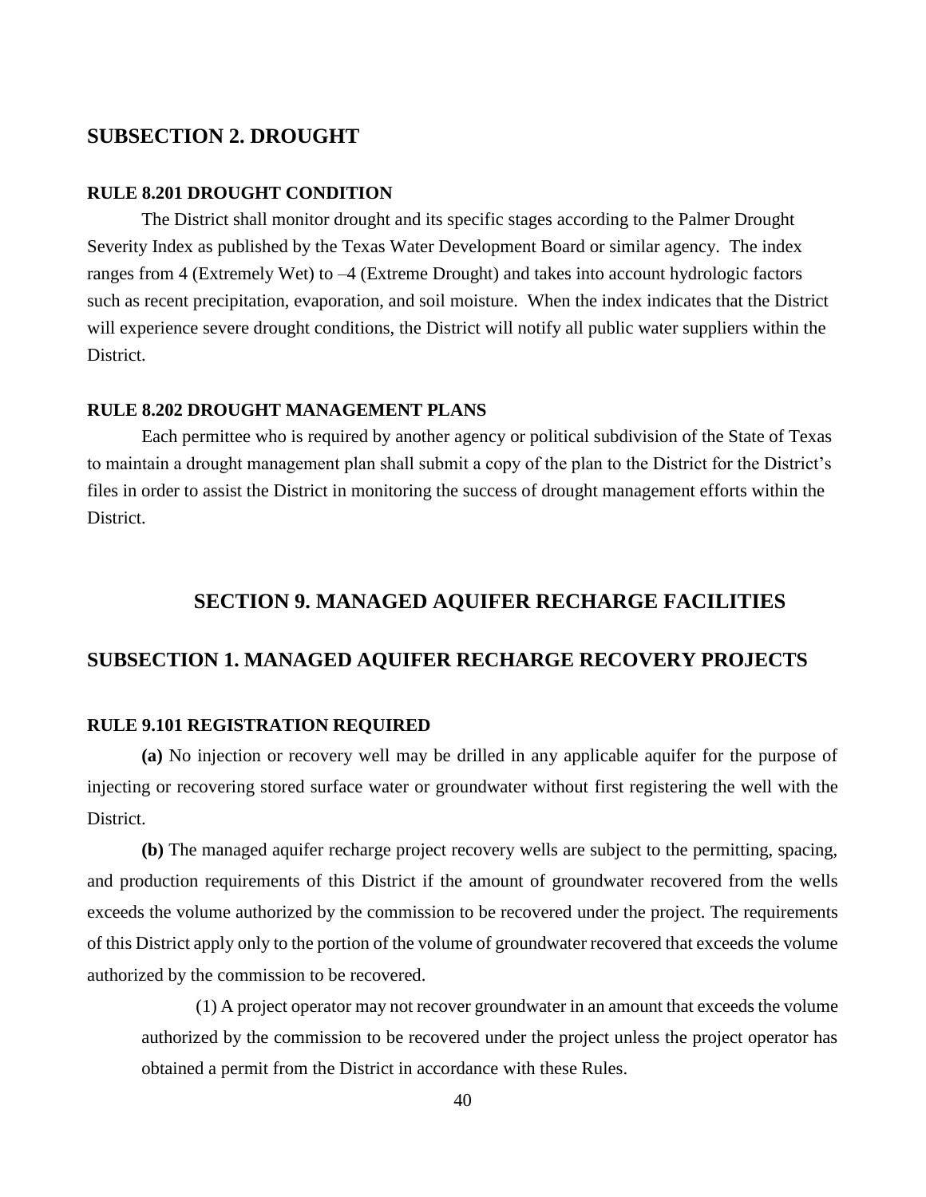## SUBSECTION 2. DROUGHT

### RULE 8.201 DROUGHT CONDITION

The District shall monitor drought and its specific stages according to the Palmer Drought Severity Index as published by the Texas Water Development Board or similar agency. The index ranges from 4 (Extremely Wet) to –4 (Extreme Drought) and takes into account hydrologic factors such as recent precipitation, evaporation, and soil moisture. When the index indicates that the District will experience severe drought conditions, the District will notify all public water suppliers within the District.

### RULE 8.202 DROUGHT MANAGEMENT PLANS

Each permittee who is required by another agency or political subdivision of the State of Texas to maintain a drought management plan shall submit a copy of the plan to the District for the District's files in order to assist the District in monitoring the success of drought management efforts within the District.

# SECTION 9. MANAGED AQUIFER RECHARGE FACILITIES

## SUBSECTION 1. MANAGED AQUIFER RECHARGE RECOVERY PROJECTS

### RULE 9.101 REGISTRATION REQUIRED

**(a)** No injection or recovery well may be drilled in any applicable aquifer for the purpose of injecting or recovering stored surface water or groundwater without first registering the well with the District.

**(b)** The managed aquifer recharge project recovery wells are subject to the permitting, spacing, and production requirements of this District if the amount of groundwater recovered from the wells exceeds the volume authorized by the commission to be recovered under the project. The requirements of this District apply only to the portion of the volume of groundwater recovered that exceeds the volume authorized by the commission to be recovered.

(1) A project operator may not recover groundwater in an amount that exceeds the volume authorized by the commission to be recovered under the project unless the project operator has obtained a permit from the District in accordance with these Rules.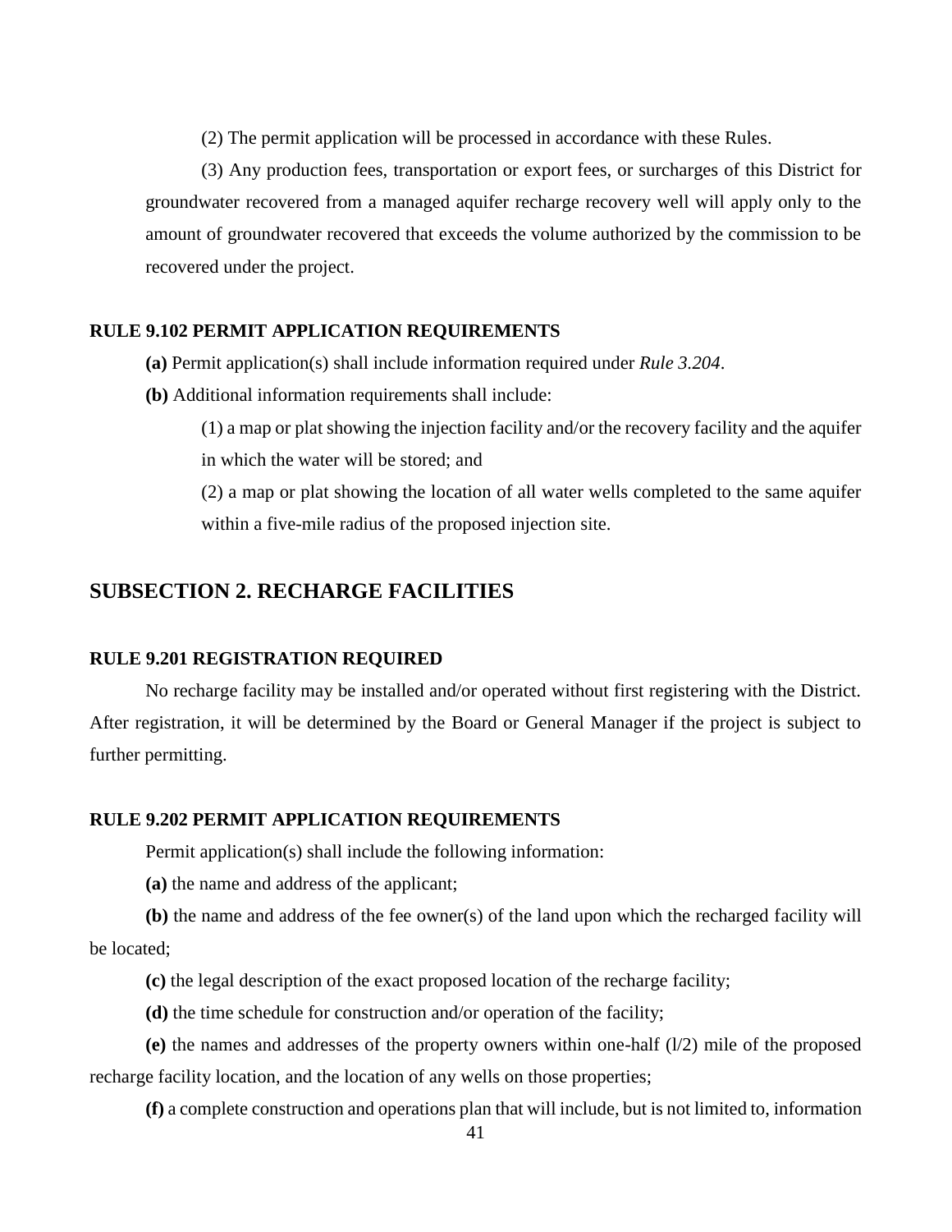(2) The permit application will be processed in accordance with these Rules.

(3) Any production fees, transportation or export fees, or surcharges of this District for groundwater recovered from a managed aquifer recharge recovery well will apply only to the amount of groundwater recovered that exceeds the volume authorized by the commission to be recovered under the project.

#### RULE 9.102 PERMIT APPLICATION REQUIREMENTS

**(a)** Permit application(s) shall include information required under *Rule 3.204*.

**(b)** Additional information requirements shall include:

(1) a map or plat showing the injection facility and/or the recovery facility and the aquifer in which the water will be stored; and

(2) a map or plat showing the location of all water wells completed to the same aquifer within a five-mile radius of the proposed injection site.

## SUBSECTION 2. RECHARGE FACILITIES

#### RULE 9.201 REGISTRATION REQUIRED

No recharge facility may be installed and/or operated without first registering with the District. After registration, it will be determined by the Board or General Manager if the project is subject to further permitting.

#### RULE 9.202 PERMIT APPLICATION REQUIREMENTS

Permit application(s) shall include the following information:

**(a)** the name and address of the applicant;

**(b)** the name and address of the fee owner(s) of the land upon which the recharged facility will be located;

**(c)** the legal description of the exact proposed location of the recharge facility;

**(d)** the time schedule for construction and/or operation of the facility;

**(e)** the names and addresses of the property owners within one-half (l/2) mile of the proposed recharge facility location, and the location of any wells on those properties;

**(f)** a complete construction and operations plan that will include, but is not limited to, information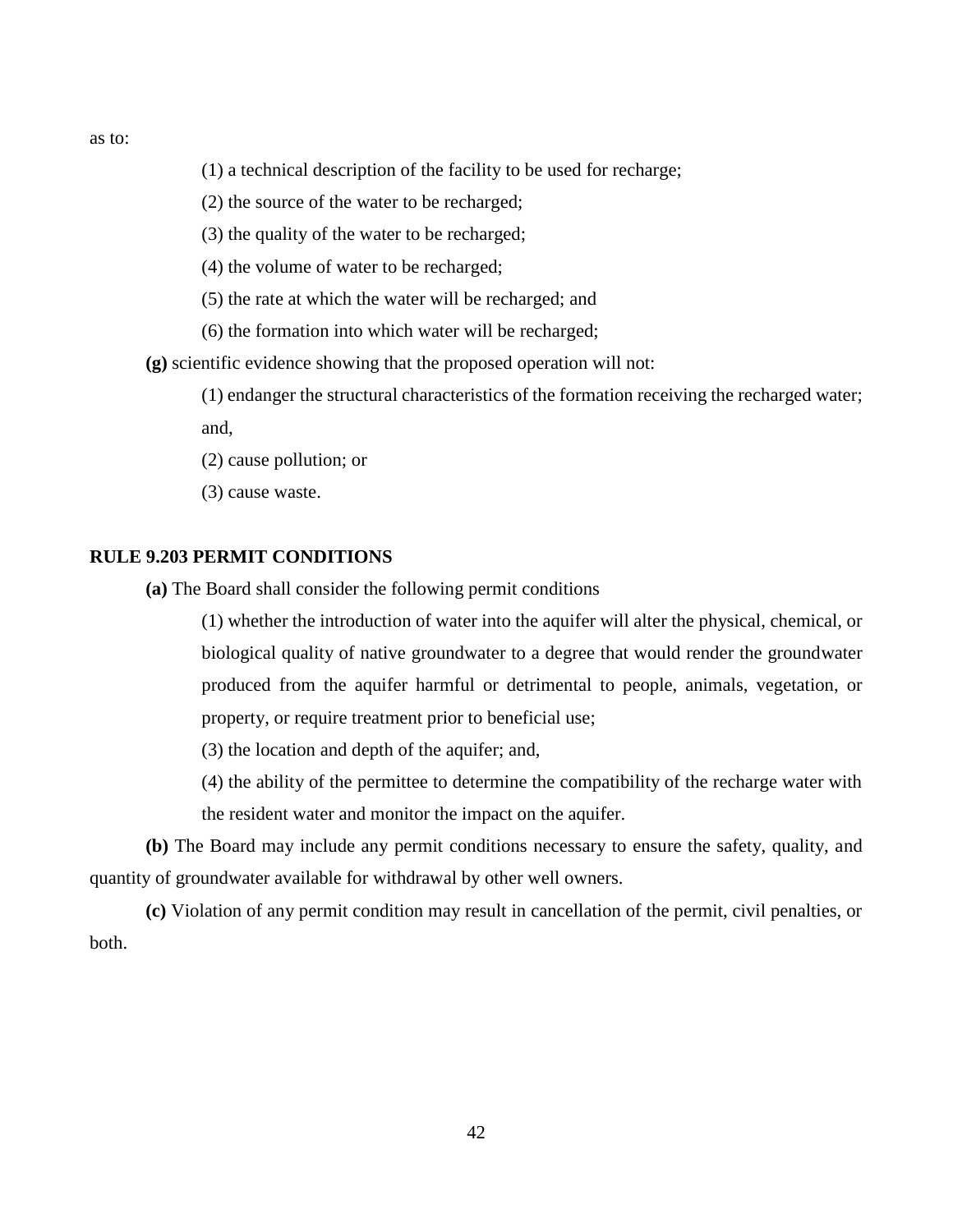as to:

(1) a technical description of the facility to be used for recharge;

(2) the source of the water to be recharged;

(3) the quality of the water to be recharged;

(4) the volume of water to be recharged;

(5) the rate at which the water will be recharged; and

(6) the formation into which water will be recharged;

**(g)** scientific evidence showing that the proposed operation will not:

(1) endanger the structural characteristics of the formation receiving the recharged water; and,

(2) cause pollution; or

(3) cause waste.

**RULE 9.203 PERMIT CONDITIONS**

**(a)** The Board shall consider the following permit conditions

(1) whether the introduction of water into the aquifer will alter the physical, chemical, or biological quality of native groundwater to a degree that would render the groundwater produced from the aquifer harmful or detrimental to people, animals, vegetation, or property, or require treatment prior to beneficial use;

(3) the location and depth of the aquifer; and,

(4) the ability of the permittee to determine the compatibility of the recharge water with the resident water and monitor the impact on the aquifer.

**(b)** The Board may include any permit conditions necessary to ensure the safety, quality, and quantity of groundwater available for withdrawal by other well owners.

**(c)** Violation of any permit condition may result in cancellation of the permit, civil penalties, or both.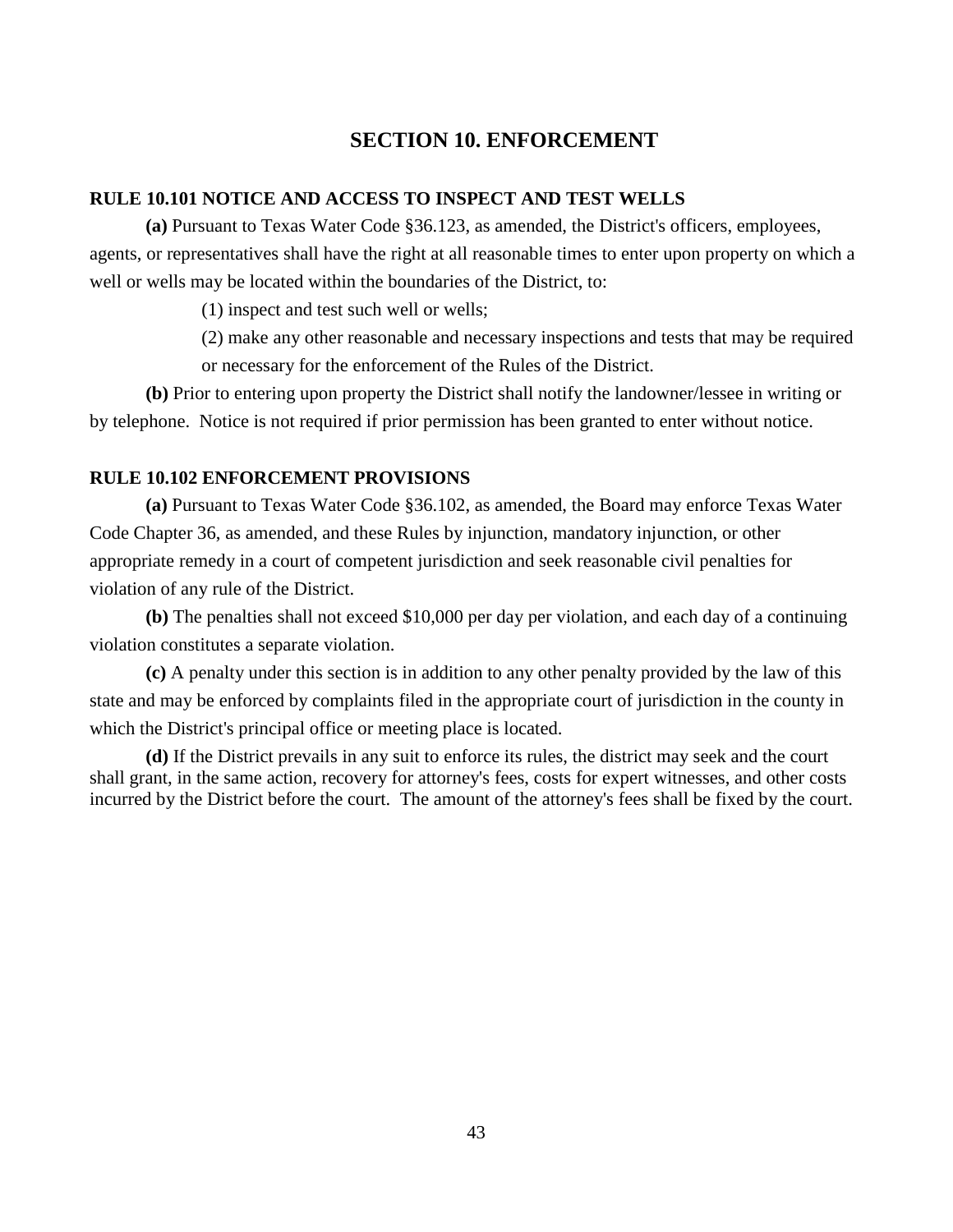# SECTION 10. ENFORCEMENT

## RULE 10.101 NOTICE AND ACCESS TO INSPECT AND TEST WELLS

**(a)** Pursuant to Texas Water Code §36.123, as amended, the District's officers, employees, agents, or representatives shall have the right at all reasonable times to enter upon property on which a well or wells may be located within the boundaries of the District, to:

(1) inspect and test such well or wells;

(2) make any other reasonable and necessary inspections and tests that may be required or necessary for the enforcement of the Rules of the District.

**(b)** Prior to entering upon property the District shall notify the landowner/lessee in writing or by telephone. Notice is not required if prior permission has been granted to enter without notice.

## RULE 10.102 ENFORCEMENT PROVISIONS

**(a)** Pursuant to Texas Water Code §36.102, as amended, the Board may enforce Texas Water Code Chapter 36, as amended, and these Rules by injunction, mandatory injunction, or other appropriate remedy in a court of competent jurisdiction and seek reasonable civil penalties for violation of any rule of the District.

**(b)** The penalties shall not exceed $10,000 per day per violation, and each day of a continuing violation constitutes a separate violation.

**(c)** A penalty under this section is in addition to any other penalty provided by the law of this state and may be enforced by complaints filed in the appropriate court of jurisdiction in the county in which the District's principal office or meeting place is located.

**(d)** If the District prevails in any suit to enforce its rules, the district may seek and the court shall grant, in the same action, recovery for attorney's fees, costs for expert witnesses, and other costs incurred by the District before the court. The amount of the attorney's fees shall be fixed by the court.